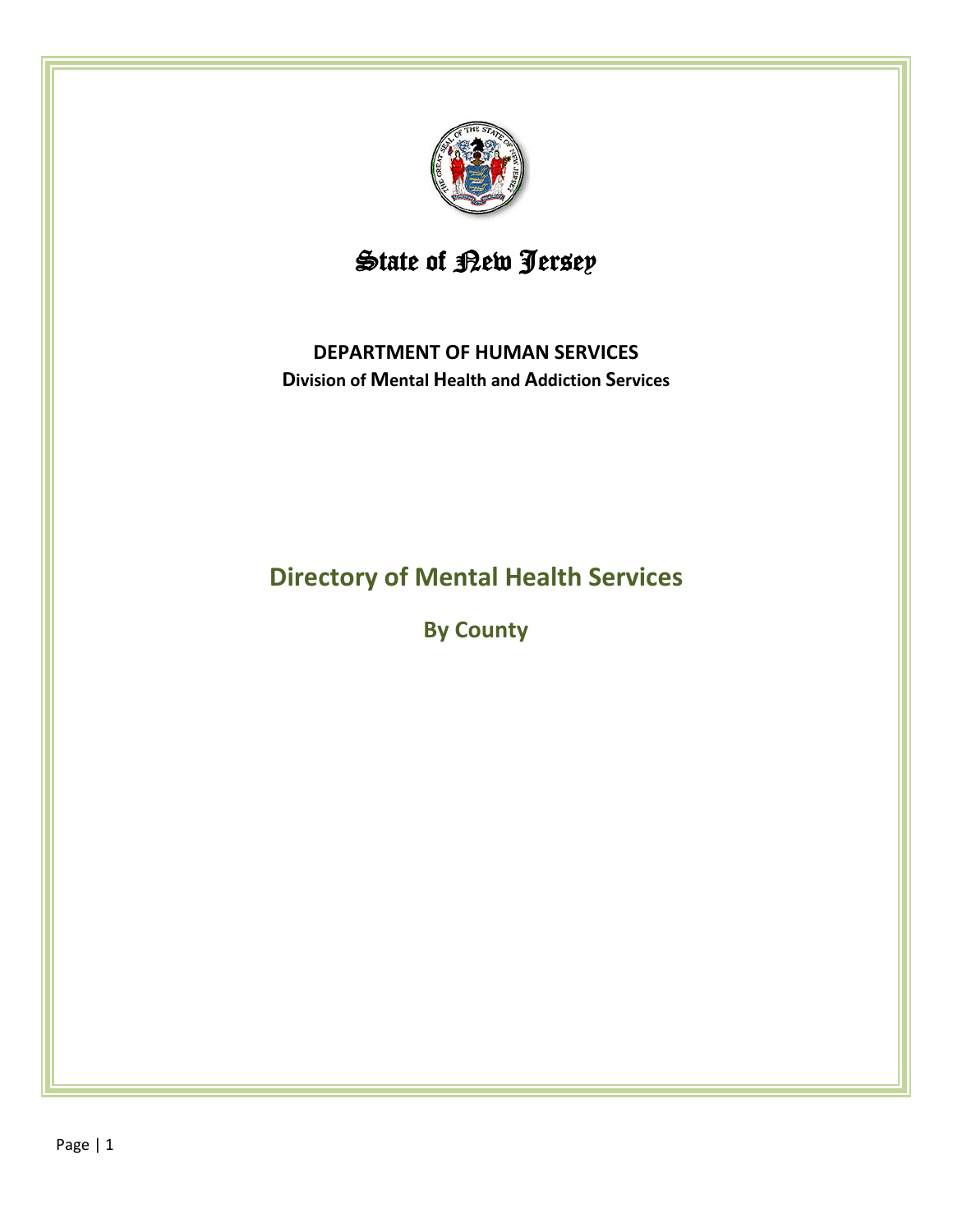# State of New Jersey

**DEPARTMENT OF HUMAN SERVICES**

**Division of Mental Health and Addiction Services**

## Directory of Mental Health Services

### By County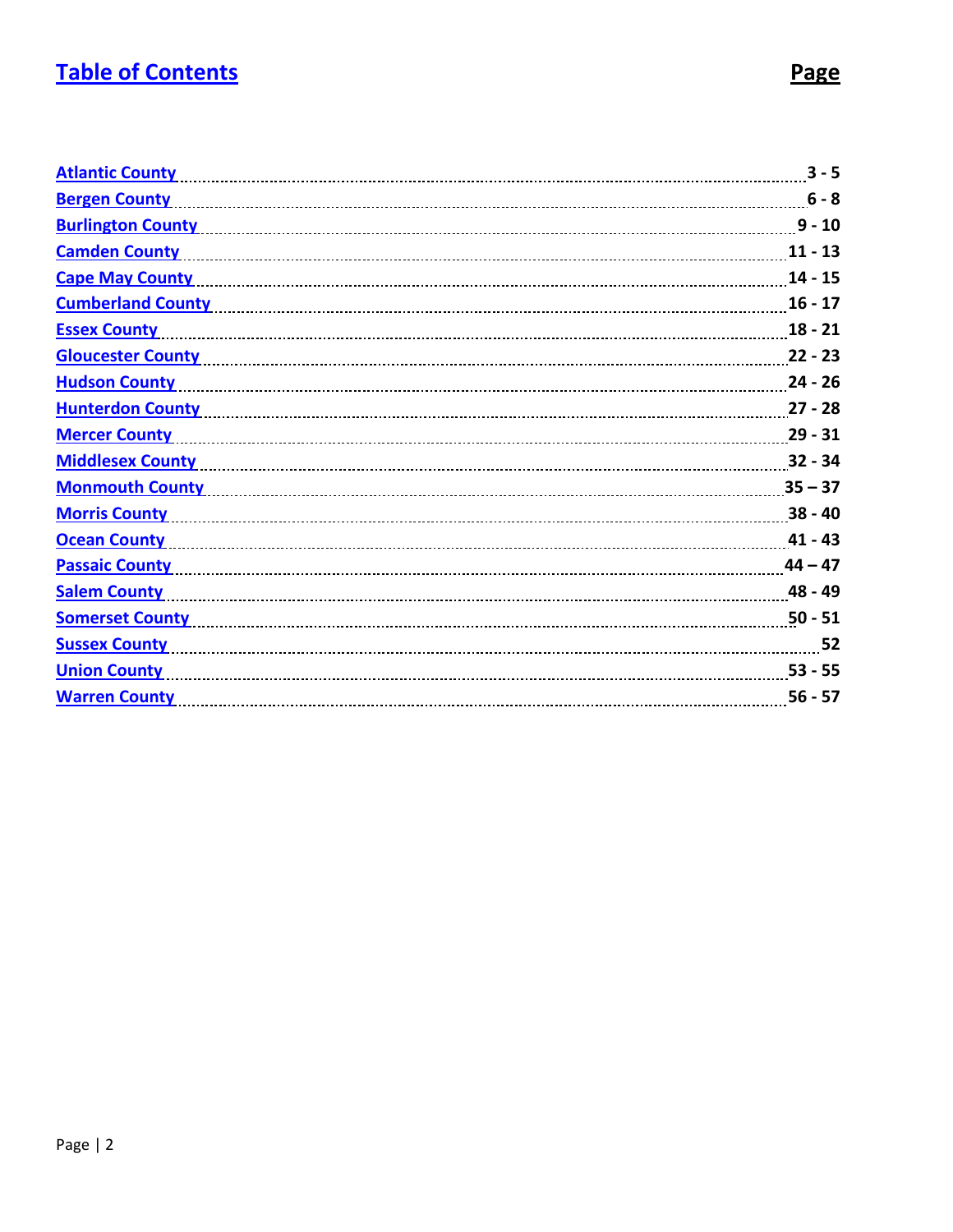# Table of Contents

| | Page |
|---|---|
| Atlantic County | 3 - 5 |
| Bergen County | 6 - 8 |
| Burlington County | 9 - 10 |
| Camden County | 11 - 13 |
| Cape May County | 14 - 15 |
| Cumberland County | 16 - 17 |
| Essex County | 18 - 21 |
| Gloucester County | 22 - 23 |
| Hudson County | 24 - 26 |
| Hunterdon County | 27 - 28 |
| Mercer County | 29 - 31 |
| Middlesex County | 32 - 34 |
| Monmouth County | 35 – 37 |
| Morris County | 38 - 40 |
| Ocean County | 41 - 43 |
| Passaic County | 44 – 47 |
| Salem County | 48 - 49 |
| Somerset County | 50 - 51 |
| Sussex County | 52 |
| Union County | 53 - 55 |
| Warren County | 56 - 57 |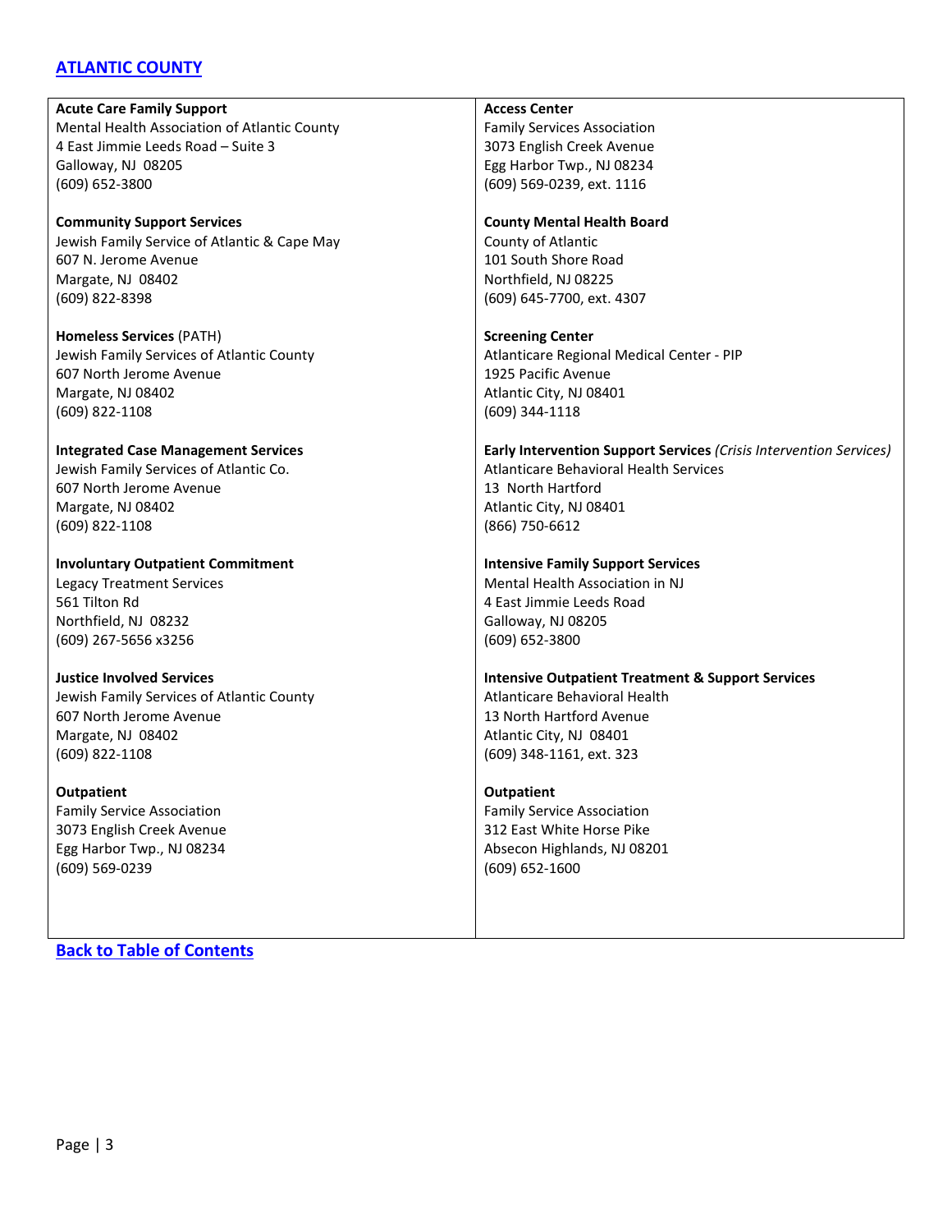## [ATLANTIC COUNTY]()

**Acute Care Family Support**
Mental Health Association of Atlantic County
4 East Jimmie Leeds Road – Suite 3
Galloway, NJ 08205
(609) 652-3800

**Community Support Services**
Jewish Family Service of Atlantic & Cape May
607 N. Jerome Avenue
Margate, NJ 08402
(609) 822-8398

**Homeless Services** (PATH)
Jewish Family Services of Atlantic County
607 North Jerome Avenue
Margate, NJ 08402
(609) 822-1108

**Integrated Case Management Services**
Jewish Family Services of Atlantic Co.
607 North Jerome Avenue
Margate, NJ 08402
(609) 822-1108

**Involuntary Outpatient Commitment**
Legacy Treatment Services
561 Tilton Rd
Northfield, NJ 08232
(609) 267-5656 x3256

**Justice Involved Services**
Jewish Family Services of Atlantic County
607 North Jerome Avenue
Margate, NJ 08402
(609) 822-1108

**Outpatient**
Family Service Association
3073 English Creek Avenue
Egg Harbor Twp., NJ 08234
(609) 569-0239

**Access Center**
Family Services Association
3073 English Creek Avenue
Egg Harbor Twp., NJ 08234
(609) 569-0239, ext. 1116

**County Mental Health Board**
County of Atlantic
101 South Shore Road
Northfield, NJ 08225
(609) 645-7700, ext. 4307

**Screening Center**
Atlanticare Regional Medical Center - PIP
1925 Pacific Avenue
Atlantic City, NJ 08401
(609) 344-1118

**Early Intervention Support Services** *(Crisis Intervention Services)*
Atlanticare Behavioral Health Services
13 North Hartford
Atlantic City, NJ 08401
(866) 750-6612

**Intensive Family Support Services**
Mental Health Association in NJ
4 East Jimmie Leeds Road
Galloway, NJ 08205
(609) 652-3800

**Intensive Outpatient Treatment & Support Services**
Atlanticare Behavioral Health
13 North Hartford Avenue
Atlantic City, NJ 08401
(609) 348-1161, ext. 323

**Outpatient**
Family Service Association
312 East White Horse Pike
Absecon Highlands, NJ 08201
(609) 652-1600

**[Back to Table of Contents]()**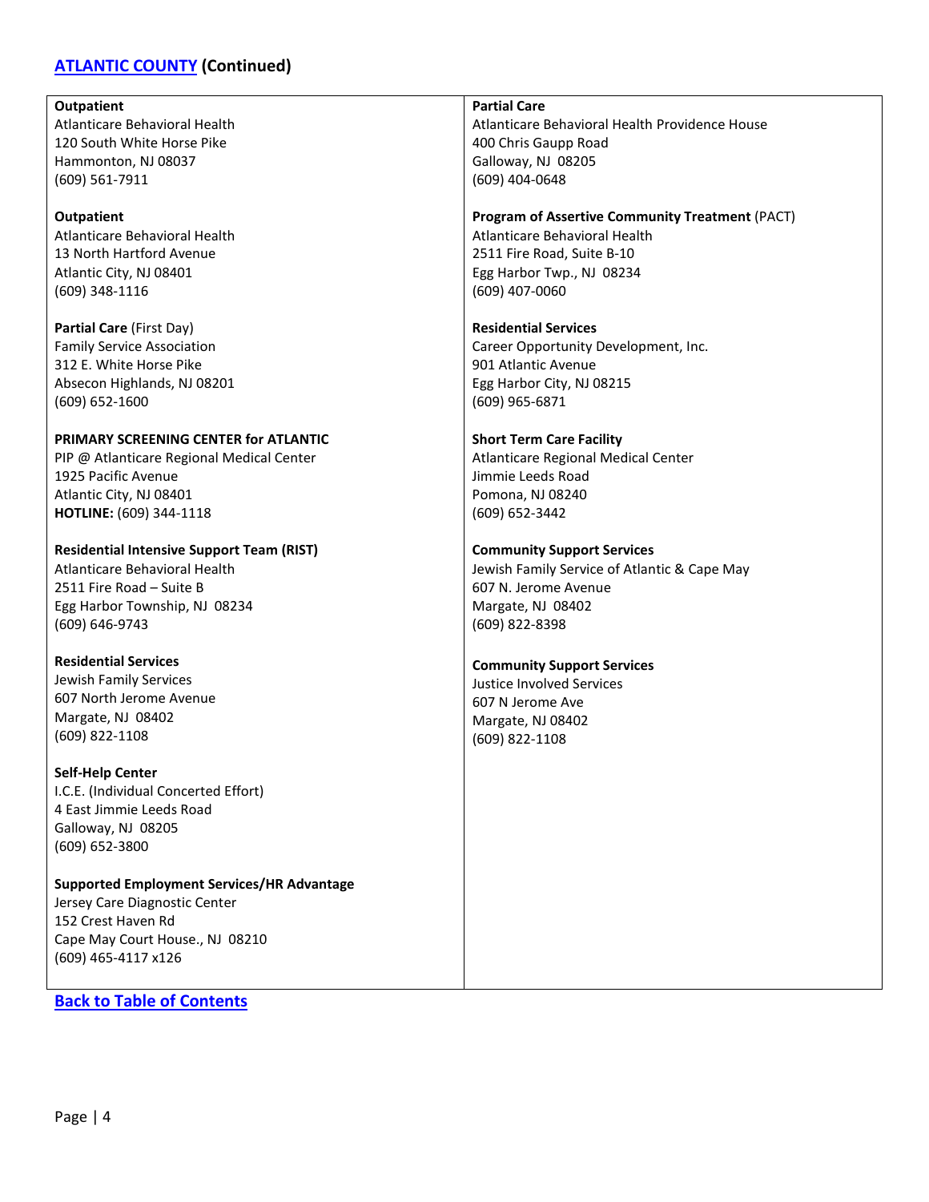## [ATLANTIC COUNTY](#) (Continued)

**Outpatient**
Atlanticare Behavioral Health
120 South White Horse Pike
Hammonton, NJ 08037
(609) 561-7911

**Outpatient**
Atlanticare Behavioral Health
13 North Hartford Avenue
Atlantic City, NJ 08401
(609) 348-1116

**Partial Care** (First Day)
Family Service Association
312 E. White Horse Pike
Absecon Highlands, NJ 08201
(609) 652-1600

**PRIMARY SCREENING CENTER for ATLANTIC**
PIP @ Atlanticare Regional Medical Center
1925 Pacific Avenue
Atlantic City, NJ 08401
**HOTLINE:** (609) 344-1118

**Residential Intensive Support Team (RIST)**
Atlanticare Behavioral Health
2511 Fire Road – Suite B
Egg Harbor Township, NJ 08234
(609) 646-9743

**Residential Services**
Jewish Family Services
607 North Jerome Avenue
Margate, NJ 08402
(609) 822-1108

**Self-Help Center**
I.C.E. (Individual Concerted Effort)
4 East Jimmie Leeds Road
Galloway, NJ 08205
(609) 652-3800

**Supported Employment Services/HR Advantage**
Jersey Care Diagnostic Center
152 Crest Haven Rd
Cape May Court House., NJ 08210
(609) 465-4117 x126

**Partial Care**
Atlanticare Behavioral Health Providence House
400 Chris Gaupp Road
Galloway, NJ 08205
(609) 404-0648

**Program of Assertive Community Treatment** (PACT)
Atlanticare Behavioral Health
2511 Fire Road, Suite B-10
Egg Harbor Twp., NJ 08234
(609) 407-0060

**Residential Services**
Career Opportunity Development, Inc.
901 Atlantic Avenue
Egg Harbor City, NJ 08215
(609) 965-6871

**Short Term Care Facility**
Atlanticare Regional Medical Center
Jimmie Leeds Road
Pomona, NJ 08240
(609) 652-3442

**Community Support Services**
Jewish Family Service of Atlantic & Cape May
607 N. Jerome Avenue
Margate, NJ 08402
(609) 822-8398

**Community Support Services**
Justice Involved Services
607 N Jerome Ave
Margate, NJ 08402
(609) 822-1108

[Back to Table of Contents](#)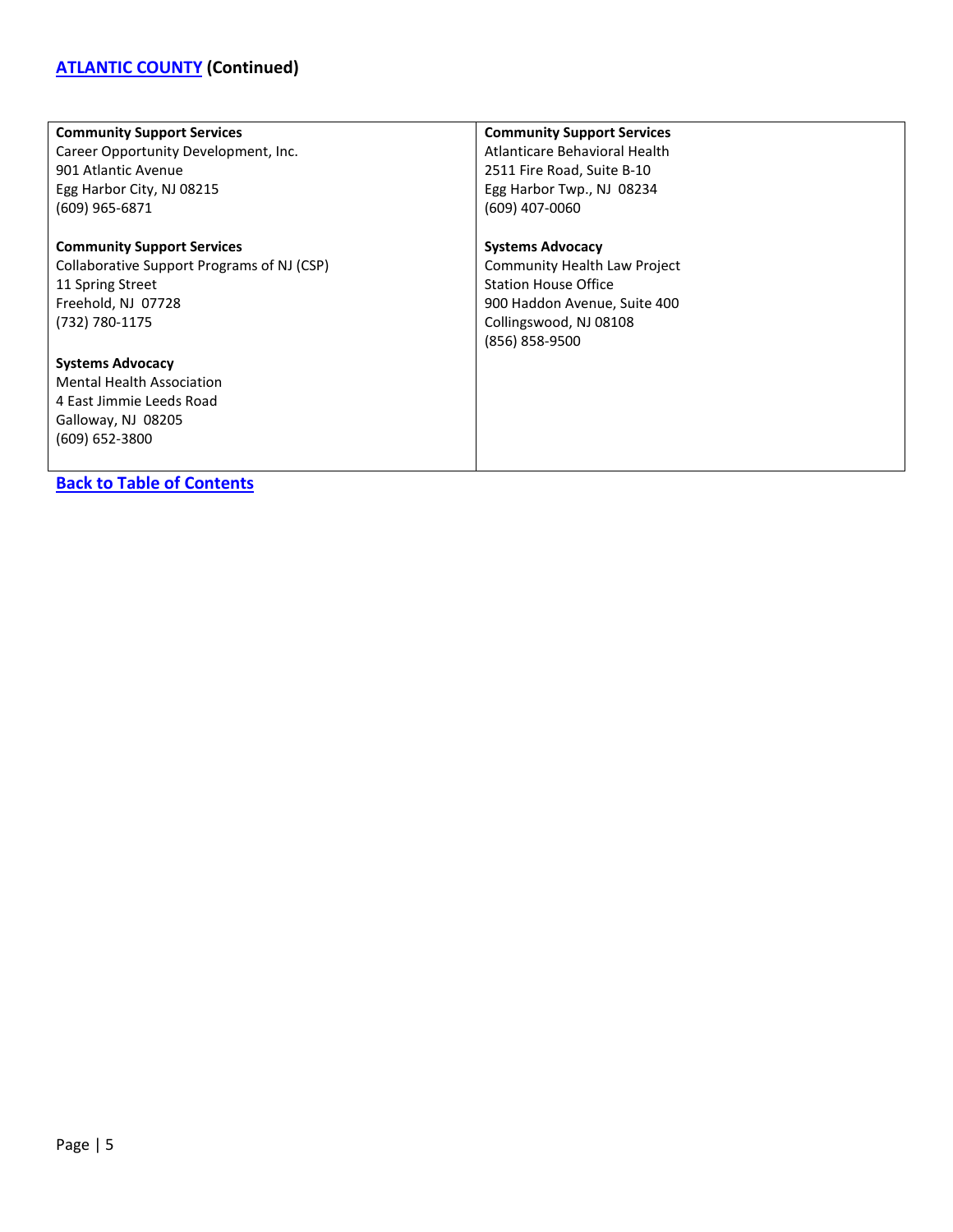## [ATLANTIC COUNTY](#) (Continued)

**Community Support Services**
Career Opportunity Development, Inc.
901 Atlantic Avenue
Egg Harbor City, NJ 08215
(609) 965-6871

**Community Support Services**
Collaborative Support Programs of NJ (CSP)
11 Spring Street
Freehold, NJ 07728
(732) 780-1175

**Systems Advocacy**
Mental Health Association
4 East Jimmie Leeds Road
Galloway, NJ 08205
(609) 652-3800

**Community Support Services**
Atlanticare Behavioral Health
2511 Fire Road, Suite B-10
Egg Harbor Twp., NJ 08234
(609) 407-0060

**Systems Advocacy**
Community Health Law Project
Station House Office
900 Haddon Avenue, Suite 400
Collingswood, NJ 08108
(856) 858-9500

[Back to Table of Contents](#)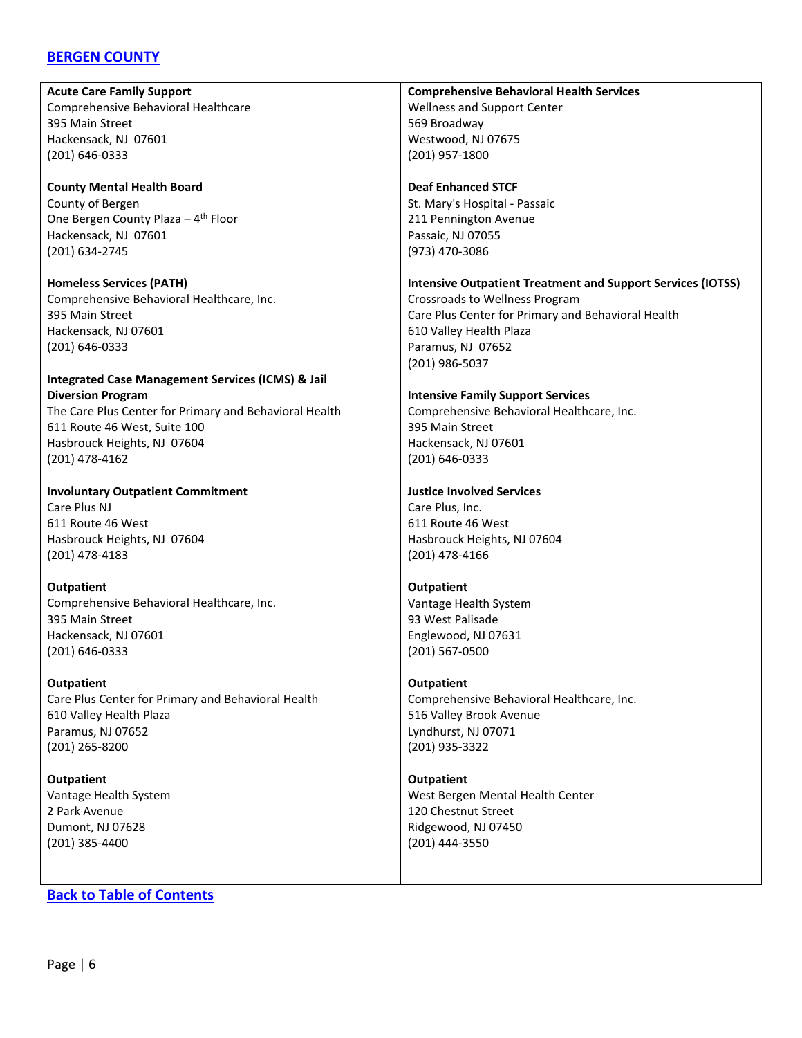## [BERGEN COUNTY]

**Acute Care Family Support**
Comprehensive Behavioral Healthcare
395 Main Street
Hackensack, NJ 07601
(201) 646-0333

**County Mental Health Board**
County of Bergen
One Bergen County Plaza – 4th Floor
Hackensack, NJ 07601
(201) 634-2745

**Homeless Services (PATH)**
Comprehensive Behavioral Healthcare, Inc.
395 Main Street
Hackensack, NJ 07601
(201) 646-0333

**Integrated Case Management Services (ICMS) & Jail Diversion Program**
The Care Plus Center for Primary and Behavioral Health
611 Route 46 West, Suite 100
Hasbrouck Heights, NJ 07604
(201) 478-4162

**Involuntary Outpatient Commitment**
Care Plus NJ
611 Route 46 West
Hasbrouck Heights, NJ 07604
(201) 478-4183

**Outpatient**
Comprehensive Behavioral Healthcare, Inc.
395 Main Street
Hackensack, NJ 07601
(201) 646-0333

**Outpatient**
Care Plus Center for Primary and Behavioral Health
610 Valley Health Plaza
Paramus, NJ 07652
(201) 265-8200

**Outpatient**
Vantage Health System
2 Park Avenue
Dumont, NJ 07628
(201) 385-4400

**Comprehensive Behavioral Health Services**
Wellness and Support Center
569 Broadway
Westwood, NJ 07675
(201) 957-1800

**Deaf Enhanced STCF**
St. Mary's Hospital - Passaic
211 Pennington Avenue
Passaic, NJ 07055
(973) 470-3086

**Intensive Outpatient Treatment and Support Services (IOTSS)**
Crossroads to Wellness Program
Care Plus Center for Primary and Behavioral Health
610 Valley Health Plaza
Paramus, NJ 07652
(201) 986-5037

**Intensive Family Support Services**
Comprehensive Behavioral Healthcare, Inc.
395 Main Street
Hackensack, NJ 07601
(201) 646-0333

**Justice Involved Services**
Care Plus, Inc.
611 Route 46 West
Hasbrouck Heights, NJ 07604
(201) 478-4166

**Outpatient**
Vantage Health System
93 West Palisade
Englewood, NJ 07631
(201) 567-0500

**Outpatient**
Comprehensive Behavioral Healthcare, Inc.
516 Valley Brook Avenue
Lyndhurst, NJ 07071
(201) 935-3322

**Outpatient**
West Bergen Mental Health Center
120 Chestnut Street
Ridgewood, NJ 07450
(201) 444-3550

[Back to Table of Contents]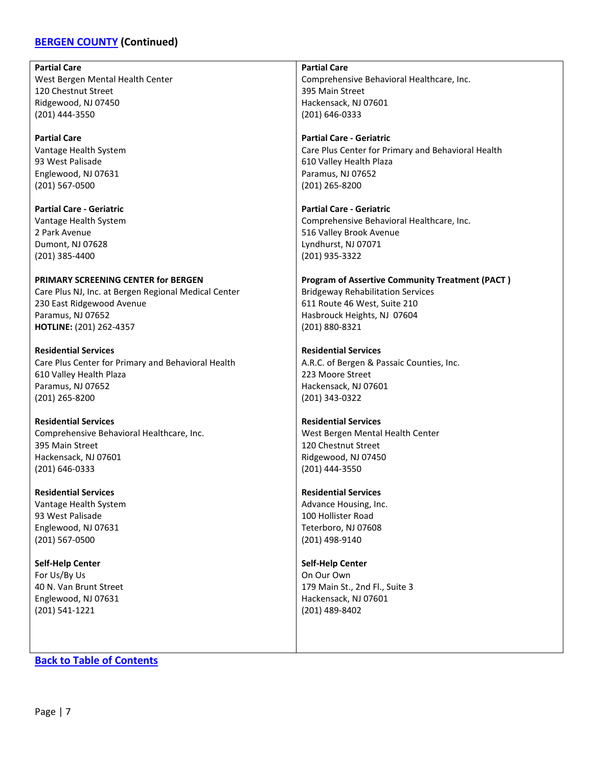## [BERGEN COUNTY](#) (Continued)

**Partial Care**
West Bergen Mental Health Center
120 Chestnut Street
Ridgewood, NJ 07450
(201) 444-3550

**Partial Care**
Vantage Health System
93 West Palisade
Englewood, NJ 07631
(201) 567-0500

**Partial Care - Geriatric**
Vantage Health System
2 Park Avenue
Dumont, NJ 07628
(201) 385-4400

**PRIMARY SCREENING CENTER for BERGEN**
Care Plus NJ, Inc. at Bergen Regional Medical Center
230 East Ridgewood Avenue
Paramus, NJ 07652
**HOTLINE:** (201) 262-4357

**Residential Services**
Care Plus Center for Primary and Behavioral Health
610 Valley Health Plaza
Paramus, NJ 07652
(201) 265-8200

**Residential Services**
Comprehensive Behavioral Healthcare, Inc.
395 Main Street
Hackensack, NJ 07601
(201) 646-0333

**Residential Services**
Vantage Health System
93 West Palisade
Englewood, NJ 07631
(201) 567-0500

**Self-Help Center**
For Us/By Us
40 N. Van Brunt Street
Englewood, NJ 07631
(201) 541-1221

**Partial Care**
Comprehensive Behavioral Healthcare, Inc.
395 Main Street
Hackensack, NJ 07601
(201) 646-0333

**Partial Care - Geriatric**
Care Plus Center for Primary and Behavioral Health
610 Valley Health Plaza
Paramus, NJ 07652
(201) 265-8200

**Partial Care - Geriatric**
Comprehensive Behavioral Healthcare, Inc.
516 Valley Brook Avenue
Lyndhurst, NJ 07071
(201) 935-3322

**Program of Assertive Community Treatment (PACT )**
Bridgeway Rehabilitation Services
611 Route 46 West, Suite 210
Hasbrouck Heights, NJ 07604
(201) 880-8321

**Residential Services**
A.R.C. of Bergen & Passaic Counties, Inc.
223 Moore Street
Hackensack, NJ 07601
(201) 343-0322

**Residential Services**
West Bergen Mental Health Center
120 Chestnut Street
Ridgewood, NJ 07450
(201) 444-3550

**Residential Services**
Advance Housing, Inc.
100 Hollister Road
Teterboro, NJ 07608
(201) 498-9140

**Self-Help Center**
On Our Own
179 Main St., 2nd Fl., Suite 3
Hackensack, NJ 07601
(201) 489-8402

[Back to Table of Contents](#)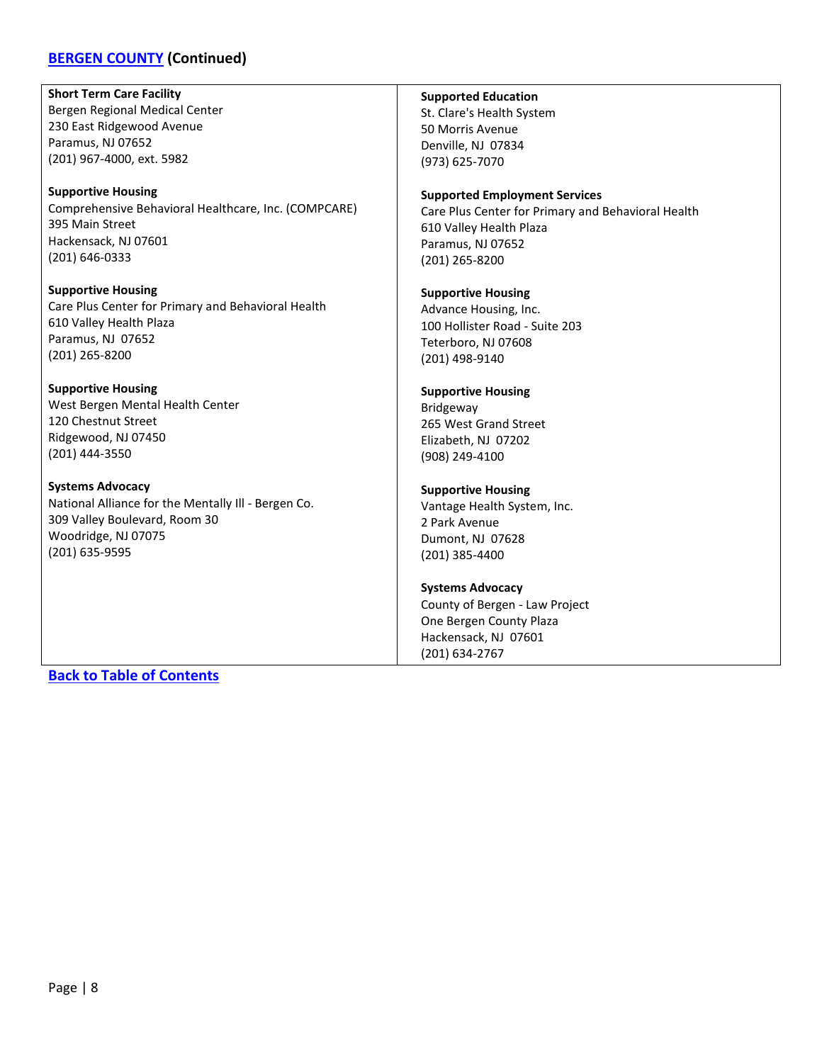## BERGEN COUNTY (Continued)

**Short Term Care Facility**
Bergen Regional Medical Center
230 East Ridgewood Avenue
Paramus, NJ 07652
(201) 967-4000, ext. 5982

**Supportive Housing**
Comprehensive Behavioral Healthcare, Inc. (COMPCARE)
395 Main Street
Hackensack, NJ 07601
(201) 646-0333

**Supportive Housing**
Care Plus Center for Primary and Behavioral Health
610 Valley Health Plaza
Paramus, NJ 07652
(201) 265-8200

**Supportive Housing**
West Bergen Mental Health Center
120 Chestnut Street
Ridgewood, NJ 07450
(201) 444-3550

**Systems Advocacy**
National Alliance for the Mentally Ill - Bergen Co.
309 Valley Boulevard, Room 30
Woodridge, NJ 07075
(201) 635-9595

**Supported Education**
St. Clare's Health System
50 Morris Avenue
Denville, NJ 07834
(973) 625-7070

**Supported Employment Services**
Care Plus Center for Primary and Behavioral Health
610 Valley Health Plaza
Paramus, NJ 07652
(201) 265-8200

**Supportive Housing**
Advance Housing, Inc.
100 Hollister Road - Suite 203
Teterboro, NJ 07608
(201) 498-9140

**Supportive Housing**
Bridgeway
265 West Grand Street
Elizabeth, NJ 07202
(908) 249-4100

**Supportive Housing**
Vantage Health System, Inc.
2 Park Avenue
Dumont, NJ 07628
(201) 385-4400

**Systems Advocacy**
County of Bergen - Law Project
One Bergen County Plaza
Hackensack, NJ 07601
(201) 634-2767

Back to Table of Contents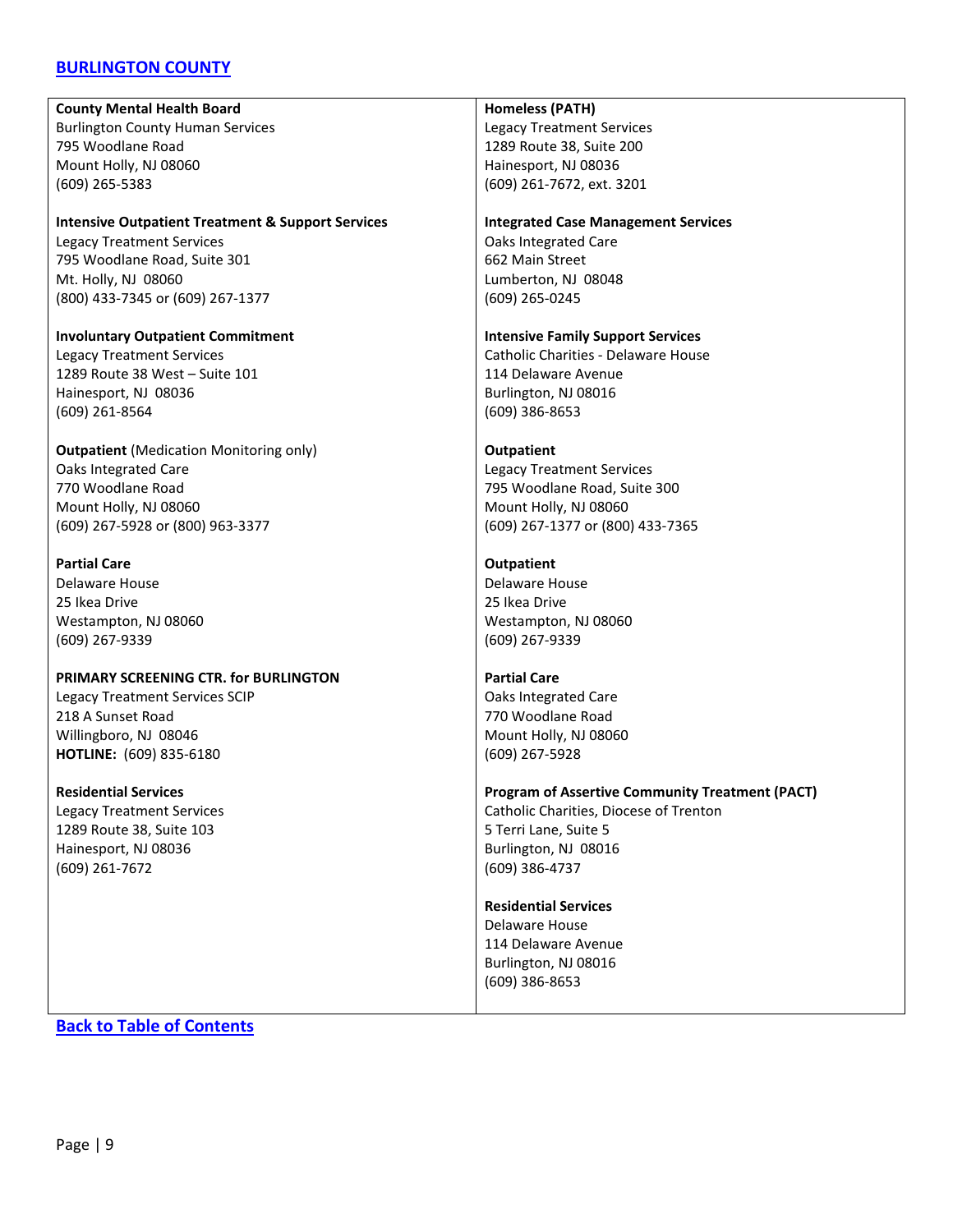## BURLINGTON COUNTY

**County Mental Health Board**
Burlington County Human Services
795 Woodlane Road
Mount Holly, NJ 08060
(609) 265-5383

**Intensive Outpatient Treatment & Support Services**
Legacy Treatment Services
795 Woodlane Road, Suite 301
Mt. Holly, NJ 08060
(800) 433-7345 or (609) 267-1377

**Involuntary Outpatient Commitment**
Legacy Treatment Services
1289 Route 38 West – Suite 101
Hainesport, NJ 08036
(609) 261-8564

**Outpatient** (Medication Monitoring only)
Oaks Integrated Care
770 Woodlane Road
Mount Holly, NJ 08060
(609) 267-5928 or (800) 963-3377

**Partial Care**
Delaware House
25 Ikea Drive
Westampton, NJ 08060
(609) 267-9339

**PRIMARY SCREENING CTR. for BURLINGTON**
Legacy Treatment Services SCIP
218 A Sunset Road
Willingboro, NJ 08046
**HOTLINE:** (609) 835-6180

**Residential Services**
Legacy Treatment Services
1289 Route 38, Suite 103
Hainesport, NJ 08036
(609) 261-7672

**Homeless (PATH)**
Legacy Treatment Services
1289 Route 38, Suite 200
Hainesport, NJ 08036
(609) 261-7672, ext. 3201

**Integrated Case Management Services**
Oaks Integrated Care
662 Main Street
Lumberton, NJ 08048
(609) 265-0245

**Intensive Family Support Services**
Catholic Charities - Delaware House
114 Delaware Avenue
Burlington, NJ 08016
(609) 386-8653

**Outpatient**
Legacy Treatment Services
795 Woodlane Road, Suite 300
Mount Holly, NJ 08060
(609) 267-1377 or (800) 433-7365

**Outpatient**
Delaware House
25 Ikea Drive
Westampton, NJ 08060
(609) 267-9339

**Partial Care**
Oaks Integrated Care
770 Woodlane Road
Mount Holly, NJ 08060
(609) 267-5928

**Program of Assertive Community Treatment (PACT)**
Catholic Charities, Diocese of Trenton
5 Terri Lane, Suite 5
Burlington, NJ 08016
(609) 386-4737

**Residential Services**
Delaware House
114 Delaware Avenue
Burlington, NJ 08016
(609) 386-8653

**Back to Table of Contents**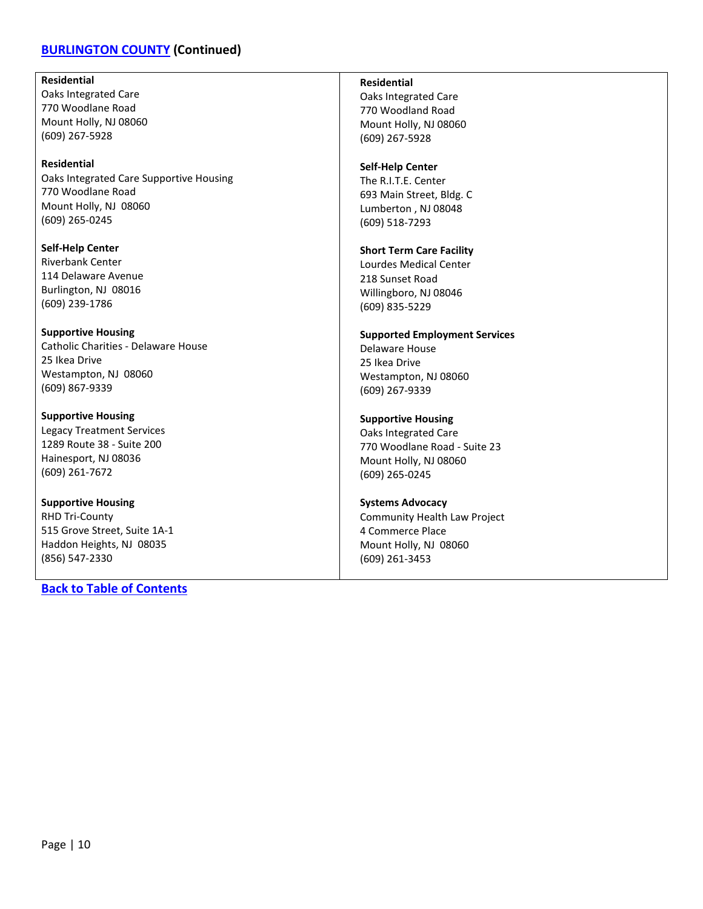## [BURLINGTON COUNTY](#) (Continued)

**Residential**
Oaks Integrated Care
770 Woodlane Road
Mount Holly, NJ 08060
(609) 267-5928

**Residential**
Oaks Integrated Care Supportive Housing
770 Woodlane Road
Mount Holly, NJ 08060
(609) 265-0245

**Self-Help Center**
Riverbank Center
114 Delaware Avenue
Burlington, NJ 08016
(609) 239-1786

**Supportive Housing**
Catholic Charities - Delaware House
25 Ikea Drive
Westampton, NJ 08060
(609) 867-9339

**Supportive Housing**
Legacy Treatment Services
1289 Route 38 - Suite 200
Hainesport, NJ 08036
(609) 261-7672

**Supportive Housing**
RHD Tri-County
515 Grove Street, Suite 1A-1
Haddon Heights, NJ 08035
(856) 547-2330

**Residential**
Oaks Integrated Care
770 Woodland Road
Mount Holly, NJ 08060
(609) 267-5928

**Self-Help Center**
The R.I.T.E. Center
693 Main Street, Bldg. C
Lumberton , NJ 08048
(609) 518-7293

**Short Term Care Facility**
Lourdes Medical Center
218 Sunset Road
Willingboro, NJ 08046
(609) 835-5229

**Supported Employment Services**
Delaware House
25 Ikea Drive
Westampton, NJ 08060
(609) 267-9339

**Supportive Housing**
Oaks Integrated Care
770 Woodlane Road - Suite 23
Mount Holly, NJ 08060
(609) 265-0245

**Systems Advocacy**
Community Health Law Project
4 Commerce Place
Mount Holly, NJ 08060
(609) 261-3453

[Back to Table of Contents](#)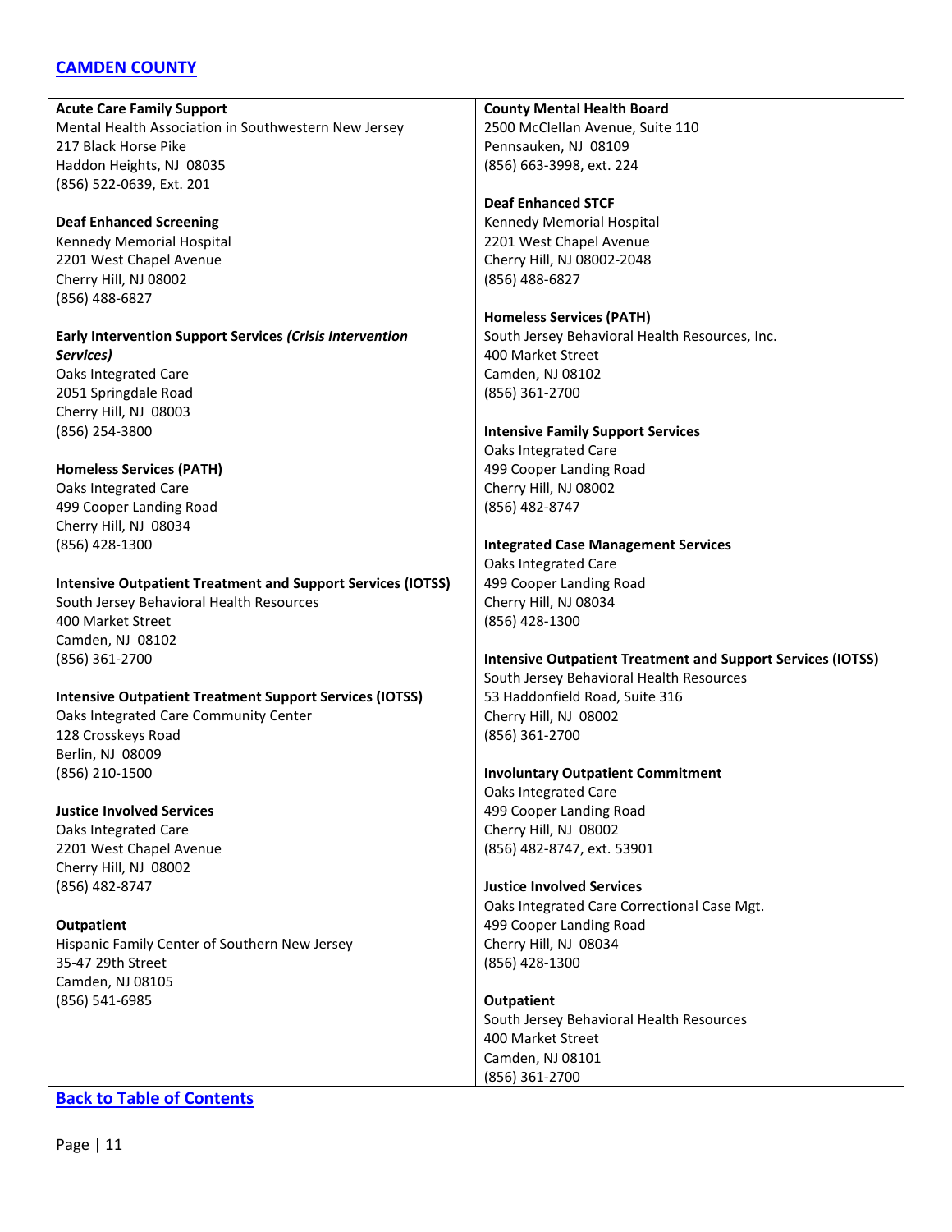## [CAMDEN COUNTY]()

**Acute Care Family Support**
Mental Health Association in Southwestern New Jersey
217 Black Horse Pike
Haddon Heights, NJ 08035
(856) 522-0639, Ext. 201

**Deaf Enhanced Screening**
Kennedy Memorial Hospital
2201 West Chapel Avenue
Cherry Hill, NJ 08002
(856) 488-6827

**Early Intervention Support Services *(Crisis Intervention Services)***
Oaks Integrated Care
2051 Springdale Road
Cherry Hill, NJ 08003
(856) 254-3800

**Homeless Services (PATH)**
Oaks Integrated Care
499 Cooper Landing Road
Cherry Hill, NJ 08034
(856) 428-1300

**Intensive Outpatient Treatment and Support Services (IOTSS)**
South Jersey Behavioral Health Resources
400 Market Street
Camden, NJ 08102
(856) 361-2700

**Intensive Outpatient Treatment Support Services (IOTSS)**
Oaks Integrated Care Community Center
128 Crosskeys Road
Berlin, NJ 08009
(856) 210-1500

**Justice Involved Services**
Oaks Integrated Care
2201 West Chapel Avenue
Cherry Hill, NJ 08002
(856) 482-8747

**Outpatient**
Hispanic Family Center of Southern New Jersey
35-47 29th Street
Camden, NJ 08105
(856) 541-6985

**County Mental Health Board**
2500 McClellan Avenue, Suite 110
Pennsauken, NJ 08109
(856) 663-3998, ext. 224

**Deaf Enhanced STCF**
Kennedy Memorial Hospital
2201 West Chapel Avenue
Cherry Hill, NJ 08002-2048
(856) 488-6827

**Homeless Services (PATH)**
South Jersey Behavioral Health Resources, Inc.
400 Market Street
Camden, NJ 08102
(856) 361-2700

**Intensive Family Support Services**
Oaks Integrated Care
499 Cooper Landing Road
Cherry Hill, NJ 08002
(856) 482-8747

**Integrated Case Management Services**
Oaks Integrated Care
499 Cooper Landing Road
Cherry Hill, NJ 08034
(856) 428-1300

**Intensive Outpatient Treatment and Support Services (IOTSS)**
South Jersey Behavioral Health Resources
53 Haddonfield Road, Suite 316
Cherry Hill, NJ 08002
(856) 361-2700

**Involuntary Outpatient Commitment**
Oaks Integrated Care
499 Cooper Landing Road
Cherry Hill, NJ 08002
(856) 482-8747, ext. 53901

**Justice Involved Services**
Oaks Integrated Care Correctional Case Mgt.
499 Cooper Landing Road
Cherry Hill, NJ 08034
(856) 428-1300

**Outpatient**
South Jersey Behavioral Health Resources
400 Market Street
Camden, NJ 08101
(856) 361-2700

[Back to Table of Contents]()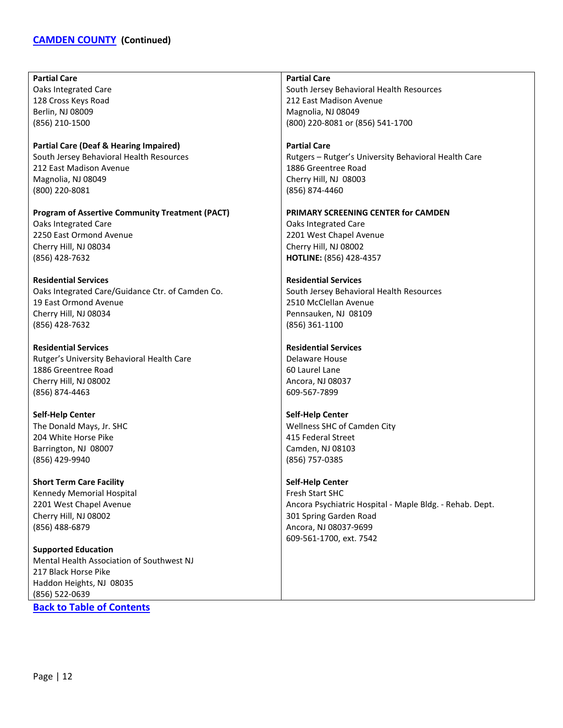## [CAMDEN COUNTY](#) (Continued)

**Partial Care**
Oaks Integrated Care
128 Cross Keys Road
Berlin, NJ 08009
(856) 210-1500

**Partial Care (Deaf & Hearing Impaired)**
South Jersey Behavioral Health Resources
212 East Madison Avenue
Magnolia, NJ 08049
(800) 220-8081

**Program of Assertive Community Treatment (PACT)**
Oaks Integrated Care
2250 East Ormond Avenue
Cherry Hill, NJ 08034
(856) 428-7632

**Residential Services**
Oaks Integrated Care/Guidance Ctr. of Camden Co.
19 East Ormond Avenue
Cherry Hill, NJ 08034
(856) 428-7632

**Residential Services**
Rutger's University Behavioral Health Care
1886 Greentree Road
Cherry Hill, NJ 08002
(856) 874-4463

**Self-Help Center**
The Donald Mays, Jr. SHC
204 White Horse Pike
Barrington, NJ 08007
(856) 429-9940

**Short Term Care Facility**
Kennedy Memorial Hospital
2201 West Chapel Avenue
Cherry Hill, NJ 08002
(856) 488-6879

**Supported Education**
Mental Health Association of Southwest NJ
217 Black Horse Pike
Haddon Heights, NJ 08035
(856) 522-0639

**Partial Care**
South Jersey Behavioral Health Resources
212 East Madison Avenue
Magnolia, NJ 08049
(800) 220-8081 or (856) 541-1700

**Partial Care**
Rutgers – Rutger's University Behavioral Health Care
1886 Greentree Road
Cherry Hill, NJ 08003
(856) 874-4460

**PRIMARY SCREENING CENTER for CAMDEN**
Oaks Integrated Care
2201 West Chapel Avenue
Cherry Hill, NJ 08002
**HOTLINE:** (856) 428-4357

**Residential Services**
South Jersey Behavioral Health Resources
2510 McClellan Avenue
Pennsauken, NJ 08109
(856) 361-1100

**Residential Services**
Delaware House
60 Laurel Lane
Ancora, NJ 08037
609-567-7899

**Self-Help Center**
Wellness SHC of Camden City
415 Federal Street
Camden, NJ 08103
(856) 757-0385

**Self-Help Center**
Fresh Start SHC
Ancora Psychiatric Hospital - Maple Bldg. - Rehab. Dept.
301 Spring Garden Road
Ancora, NJ 08037-9699
609-561-1700, ext. 7542

[Back to Table of Contents](#)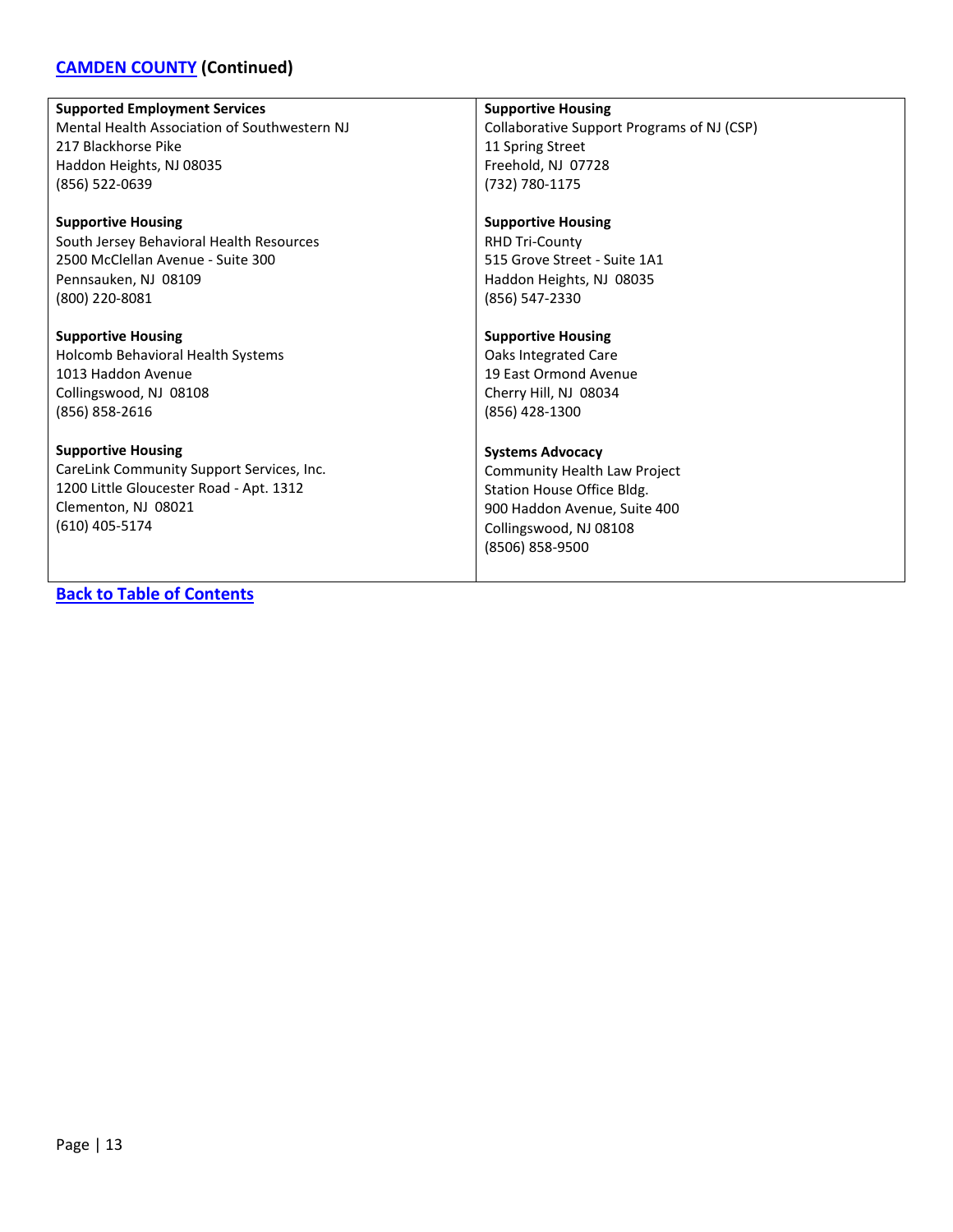## [CAMDEN COUNTY](#) (Continued)

**Supported Employment Services**
Mental Health Association of Southwestern NJ
217 Blackhorse Pike
Haddon Heights, NJ 08035
(856) 522-0639

**Supportive Housing**
South Jersey Behavioral Health Resources
2500 McClellan Avenue - Suite 300
Pennsauken, NJ 08109
(800) 220-8081

**Supportive Housing**
Holcomb Behavioral Health Systems
1013 Haddon Avenue
Collingswood, NJ 08108
(856) 858-2616

**Supportive Housing**
CareLink Community Support Services, Inc.
1200 Little Gloucester Road - Apt. 1312
Clementon, NJ 08021
(610) 405-5174

**Supportive Housing**
Collaborative Support Programs of NJ (CSP)
11 Spring Street
Freehold, NJ 07728
(732) 780-1175

**Supportive Housing**
RHD Tri-County
515 Grove Street - Suite 1A1
Haddon Heights, NJ 08035
(856) 547-2330

**Supportive Housing**
Oaks Integrated Care
19 East Ormond Avenue
Cherry Hill, NJ 08034
(856) 428-1300

**Systems Advocacy**
Community Health Law Project
Station House Office Bldg.
900 Haddon Avenue, Suite 400
Collingswood, NJ 08108
(8506) 858-9500

[Back to Table of Contents](#)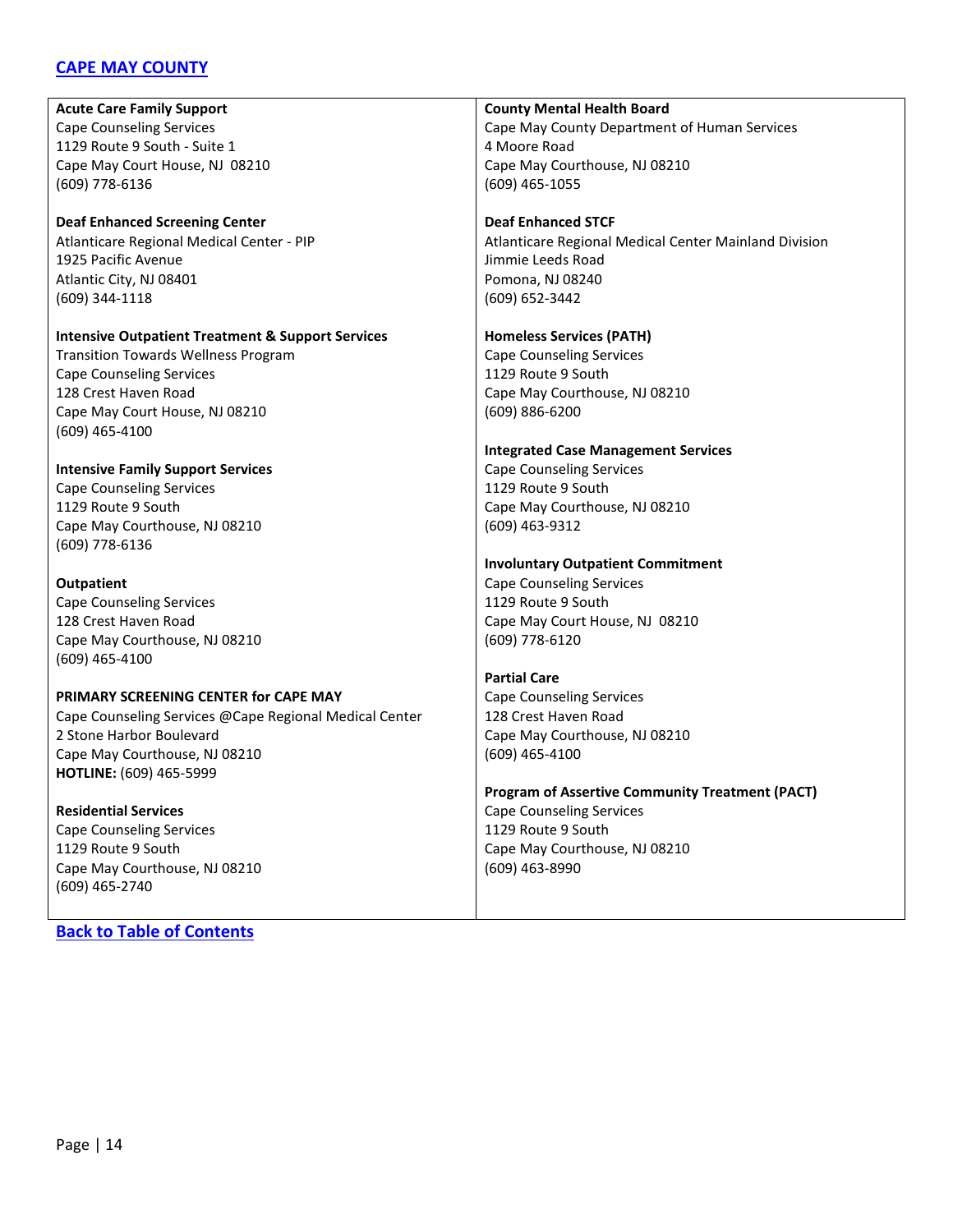## [CAPE MAY COUNTY]

**Acute Care Family Support**
Cape Counseling Services
1129 Route 9 South - Suite 1
Cape May Court House, NJ 08210
(609) 778-6136

**Deaf Enhanced Screening Center**
Atlanticare Regional Medical Center - PIP
1925 Pacific Avenue
Atlantic City, NJ 08401
(609) 344-1118

**Intensive Outpatient Treatment & Support Services**
Transition Towards Wellness Program
Cape Counseling Services
128 Crest Haven Road
Cape May Court House, NJ 08210
(609) 465-4100

**Intensive Family Support Services**
Cape Counseling Services
1129 Route 9 South
Cape May Courthouse, NJ 08210
(609) 778-6136

**Outpatient**
Cape Counseling Services
128 Crest Haven Road
Cape May Courthouse, NJ 08210
(609) 465-4100

**PRIMARY SCREENING CENTER for CAPE MAY**
Cape Counseling Services @Cape Regional Medical Center
2 Stone Harbor Boulevard
Cape May Courthouse, NJ 08210
**HOTLINE:** (609) 465-5999

**Residential Services**
Cape Counseling Services
1129 Route 9 South
Cape May Courthouse, NJ 08210
(609) 465-2740

**County Mental Health Board**
Cape May County Department of Human Services
4 Moore Road
Cape May Courthouse, NJ 08210
(609) 465-1055

**Deaf Enhanced STCF**
Atlanticare Regional Medical Center Mainland Division
Jimmie Leeds Road
Pomona, NJ 08240
(609) 652-3442

**Homeless Services (PATH)**
Cape Counseling Services
1129 Route 9 South
Cape May Courthouse, NJ 08210
(609) 886-6200

**Integrated Case Management Services**
Cape Counseling Services
1129 Route 9 South
Cape May Courthouse, NJ 08210
(609) 463-9312

**Involuntary Outpatient Commitment**
Cape Counseling Services
1129 Route 9 South
Cape May Court House, NJ 08210
(609) 778-6120

**Partial Care**
Cape Counseling Services
128 Crest Haven Road
Cape May Courthouse, NJ 08210
(609) 465-4100

**Program of Assertive Community Treatment (PACT)**
Cape Counseling Services
1129 Route 9 South
Cape May Courthouse, NJ 08210
(609) 463-8990

[Back to Table of Contents]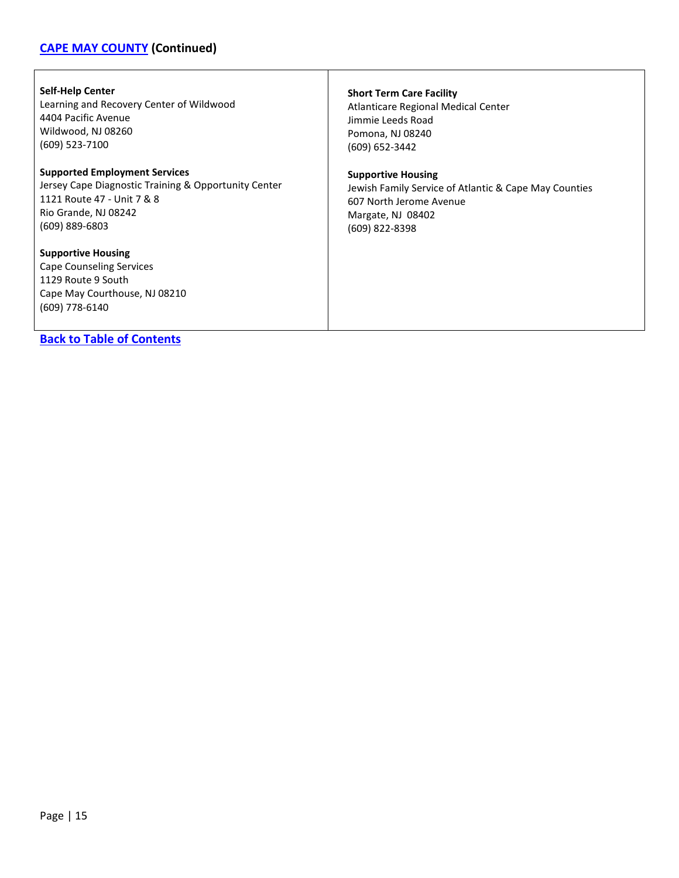## [CAPE MAY COUNTY](#) (Continued)

**Self-Help Center**
Learning and Recovery Center of Wildwood
4404 Pacific Avenue
Wildwood, NJ 08260
(609) 523-7100

**Supported Employment Services**
Jersey Cape Diagnostic Training & Opportunity Center
1121 Route 47 - Unit 7 & 8
Rio Grande, NJ 08242
(609) 889-6803

**Supportive Housing**
Cape Counseling Services
1129 Route 9 South
Cape May Courthouse, NJ 08210
(609) 778-6140

**Short Term Care Facility**
Atlanticare Regional Medical Center
Jimmie Leeds Road
Pomona, NJ 08240
(609) 652-3442

**Supportive Housing**
Jewish Family Service of Atlantic & Cape May Counties
607 North Jerome Avenue
Margate, NJ 08402
(609) 822-8398

[**Back to Table of Contents**](#)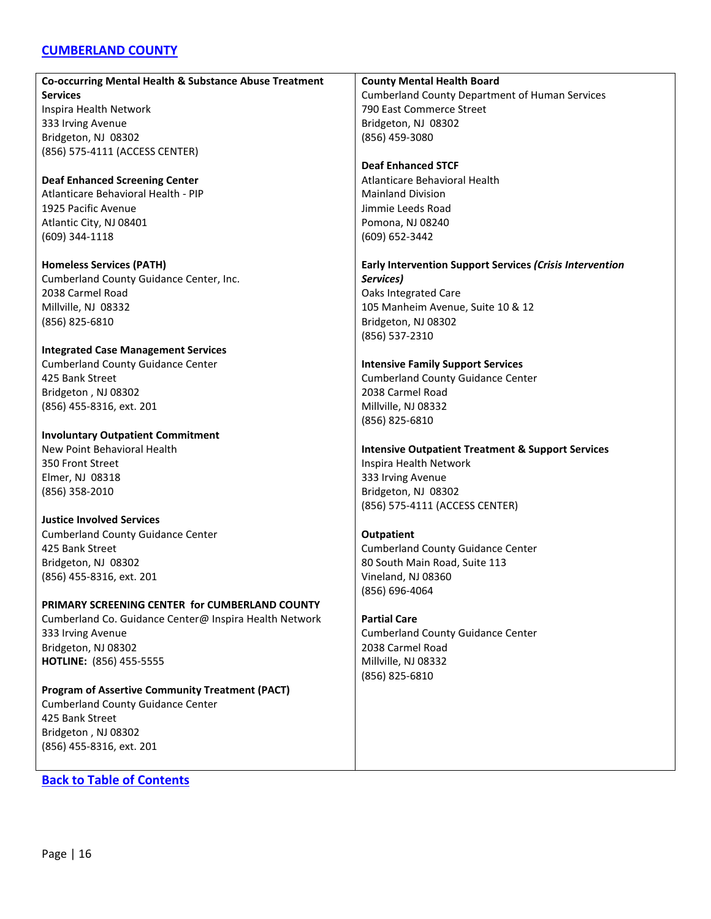## CUMBERLAND COUNTY

**Co-occurring Mental Health & Substance Abuse Treatment Services**
Inspira Health Network
333 Irving Avenue
Bridgeton, NJ 08302
(856) 575-4111 (ACCESS CENTER)

**Deaf Enhanced Screening Center**
Atlanticare Behavioral Health - PIP
1925 Pacific Avenue
Atlantic City, NJ 08401
(609) 344-1118

**Homeless Services (PATH)**
Cumberland County Guidance Center, Inc.
2038 Carmel Road
Millville, NJ 08332
(856) 825-6810

**Integrated Case Management Services**
Cumberland County Guidance Center
425 Bank Street
Bridgeton , NJ 08302
(856) 455-8316, ext. 201

**Involuntary Outpatient Commitment**
New Point Behavioral Health
350 Front Street
Elmer, NJ 08318
(856) 358-2010

**Justice Involved Services**
Cumberland County Guidance Center
425 Bank Street
Bridgeton, NJ 08302
(856) 455-8316, ext. 201

**PRIMARY SCREENING CENTER for CUMBERLAND COUNTY**
Cumberland Co. Guidance Center@ Inspira Health Network
333 Irving Avenue
Bridgeton, NJ 08302
**HOTLINE:** (856) 455-5555

**Program of Assertive Community Treatment (PACT)**
Cumberland County Guidance Center
425 Bank Street
Bridgeton , NJ 08302
(856) 455-8316, ext. 201

**County Mental Health Board**
Cumberland County Department of Human Services
790 East Commerce Street
Bridgeton, NJ 08302
(856) 459-3080

**Deaf Enhanced STCF**
Atlanticare Behavioral Health
Mainland Division
Jimmie Leeds Road
Pomona, NJ 08240
(609) 652-3442

**Early Intervention Support Services *(Crisis Intervention Services)***
Oaks Integrated Care
105 Manheim Avenue, Suite 10 & 12
Bridgeton, NJ 08302
(856) 537-2310

**Intensive Family Support Services**
Cumberland County Guidance Center
2038 Carmel Road
Millville, NJ 08332
(856) 825-6810

**Intensive Outpatient Treatment & Support Services**
Inspira Health Network
333 Irving Avenue
Bridgeton, NJ 08302
(856) 575-4111 (ACCESS CENTER)

**Outpatient**
Cumberland County Guidance Center
80 South Main Road, Suite 113
Vineland, NJ 08360
(856) 696-4064

**Partial Care**
Cumberland County Guidance Center
2038 Carmel Road
Millville, NJ 08332
(856) 825-6810

**Back to Table of Contents**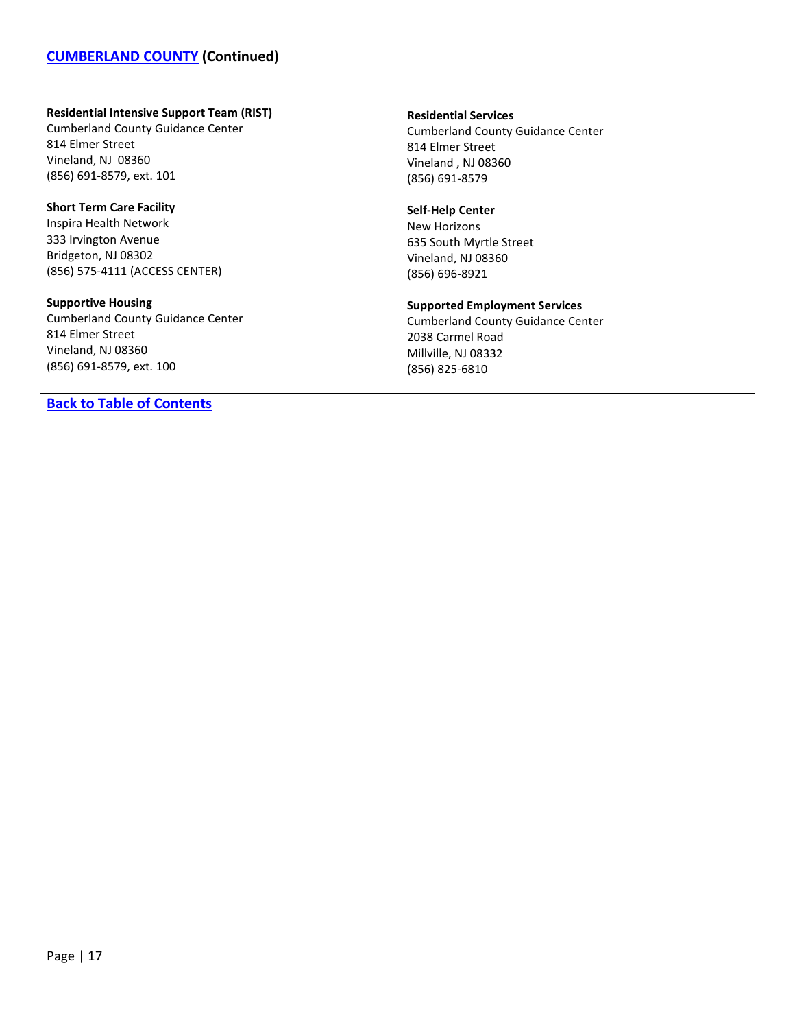## CUMBERLAND COUNTY (Continued)

**Residential Intensive Support Team (RIST)**
Cumberland County Guidance Center
814 Elmer Street
Vineland, NJ 08360
(856) 691-8579, ext. 101

**Residential Services**
Cumberland County Guidance Center
814 Elmer Street
Vineland , NJ 08360
(856) 691-8579

**Short Term Care Facility**
Inspira Health Network
333 Irvington Avenue
Bridgeton, NJ 08302
(856) 575-4111 (ACCESS CENTER)

**Self-Help Center**
New Horizons
635 South Myrtle Street
Vineland, NJ 08360
(856) 696-8921

**Supportive Housing**
Cumberland County Guidance Center
814 Elmer Street
Vineland, NJ 08360
(856) 691-8579, ext. 100

**Supported Employment Services**
Cumberland County Guidance Center
2038 Carmel Road
Millville, NJ 08332
(856) 825-6810

**Back to Table of Contents**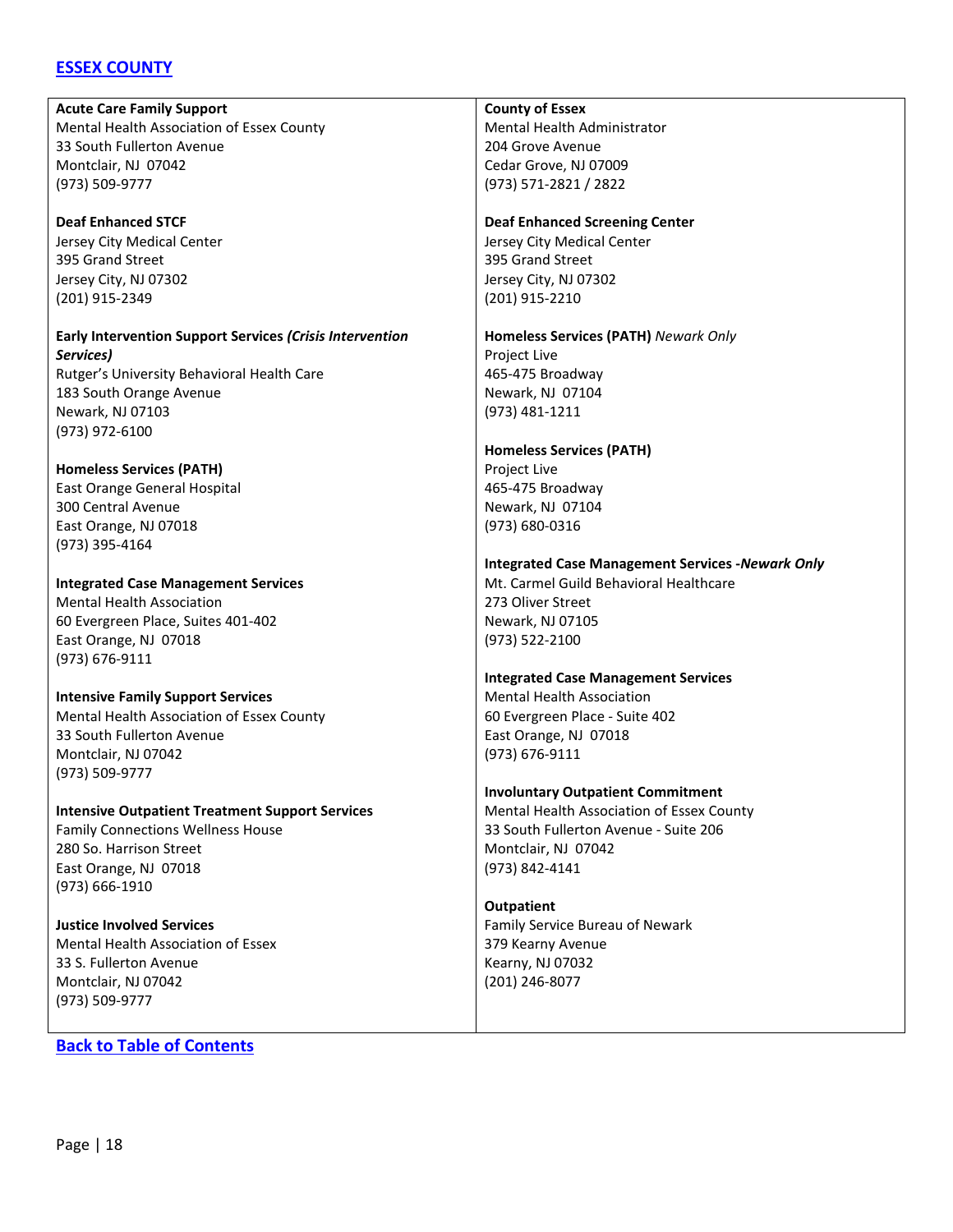## [ESSEX COUNTY]

**Acute Care Family Support**
Mental Health Association of Essex County
33 South Fullerton Avenue
Montclair, NJ 07042
(973) 509-9777

**Deaf Enhanced STCF**
Jersey City Medical Center
395 Grand Street
Jersey City, NJ 07302
(201) 915-2349

**Early Intervention Support Services *(Crisis Intervention Services)***
Rutger's University Behavioral Health Care
183 South Orange Avenue
Newark, NJ 07103
(973) 972-6100

**Homeless Services (PATH)**
East Orange General Hospital
300 Central Avenue
East Orange, NJ 07018
(973) 395-4164

**Integrated Case Management Services**
Mental Health Association
60 Evergreen Place, Suites 401-402
East Orange, NJ 07018
(973) 676-9111

**Intensive Family Support Services**
Mental Health Association of Essex County
33 South Fullerton Avenue
Montclair, NJ 07042
(973) 509-9777

**Intensive Outpatient Treatment Support Services**
Family Connections Wellness House
280 So. Harrison Street
East Orange, NJ 07018
(973) 666-1910

**Justice Involved Services**
Mental Health Association of Essex
33 S. Fullerton Avenue
Montclair, NJ 07042
(973) 509-9777

**County of Essex**
Mental Health Administrator
204 Grove Avenue
Cedar Grove, NJ 07009
(973) 571-2821 / 2822

**Deaf Enhanced Screening Center**
Jersey City Medical Center
395 Grand Street
Jersey City, NJ 07302
(201) 915-2210

**Homeless Services (PATH)** *Newark Only*
Project Live
465-475 Broadway
Newark, NJ 07104
(973) 481-1211

**Homeless Services (PATH)**
Project Live
465-475 Broadway
Newark, NJ 07104
(973) 680-0316

**Integrated Case Management Services -*Newark Only***
Mt. Carmel Guild Behavioral Healthcare
273 Oliver Street
Newark, NJ 07105
(973) 522-2100

**Integrated Case Management Services**
Mental Health Association
60 Evergreen Place - Suite 402
East Orange, NJ 07018
(973) 676-9111

**Involuntary Outpatient Commitment**
Mental Health Association of Essex County
33 South Fullerton Avenue - Suite 206
Montclair, NJ 07042
(973) 842-4141

**Outpatient**
Family Service Bureau of Newark
379 Kearny Avenue
Kearny, NJ 07032
(201) 246-8077

[Back to Table of Contents]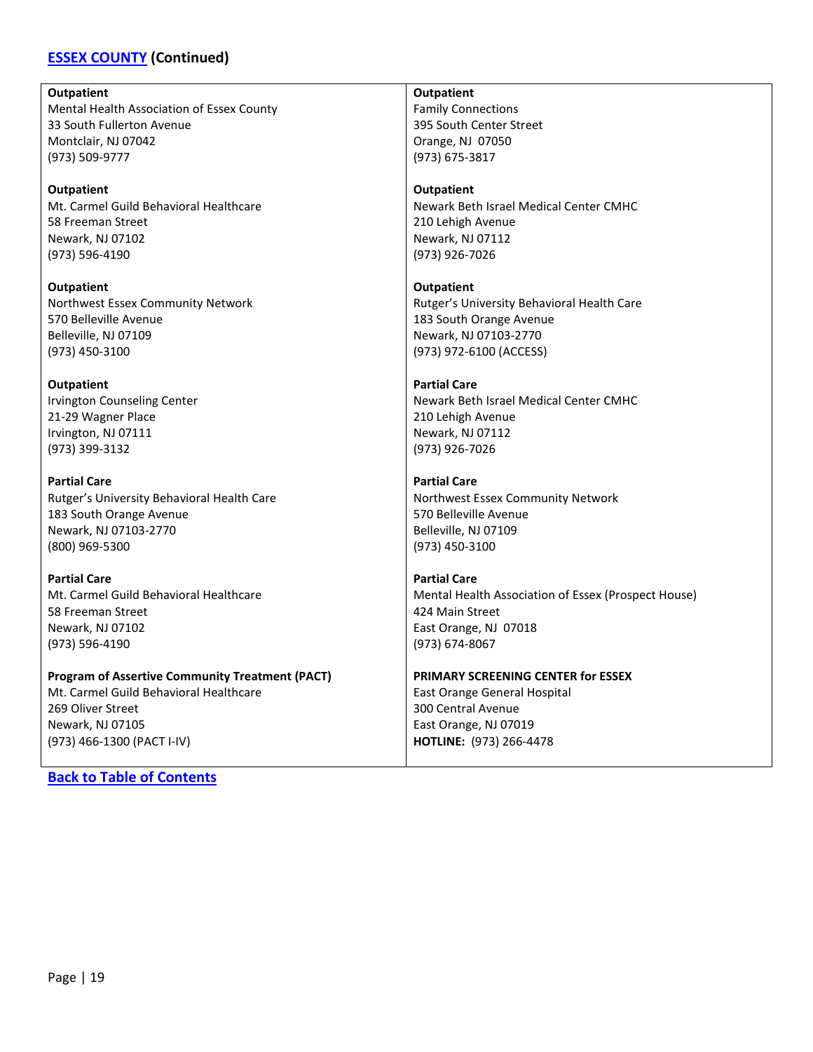## [ESSEX COUNTY](#) (Continued)

**Outpatient**
Mental Health Association of Essex County
33 South Fullerton Avenue
Montclair, NJ 07042
(973) 509-9777

**Outpatient**
Mt. Carmel Guild Behavioral Healthcare
58 Freeman Street
Newark, NJ 07102
(973) 596-4190

**Outpatient**
Northwest Essex Community Network
570 Belleville Avenue
Belleville, NJ 07109
(973) 450-3100

**Outpatient**
Irvington Counseling Center
21-29 Wagner Place
Irvington, NJ 07111
(973) 399-3132

**Partial Care**
Rutger's University Behavioral Health Care
183 South Orange Avenue
Newark, NJ 07103-2770
(800) 969-5300

**Partial Care**
Mt. Carmel Guild Behavioral Healthcare
58 Freeman Street
Newark, NJ 07102
(973) 596-4190

**Program of Assertive Community Treatment (PACT)**
Mt. Carmel Guild Behavioral Healthcare
269 Oliver Street
Newark, NJ 07105
(973) 466-1300 (PACT I-IV)

**Outpatient**
Family Connections
395 South Center Street
Orange, NJ 07050
(973) 675-3817

**Outpatient**
Newark Beth Israel Medical Center CMHC
210 Lehigh Avenue
Newark, NJ 07112
(973) 926-7026

**Outpatient**
Rutger's University Behavioral Health Care
183 South Orange Avenue
Newark, NJ 07103-2770
(973) 972-6100 (ACCESS)

**Partial Care**
Newark Beth Israel Medical Center CMHC
210 Lehigh Avenue
Newark, NJ 07112
(973) 926-7026

**Partial Care**
Northwest Essex Community Network
570 Belleville Avenue
Belleville, NJ 07109
(973) 450-3100

**Partial Care**
Mental Health Association of Essex (Prospect House)
424 Main Street
East Orange, NJ 07018
(973) 674-8067

**PRIMARY SCREENING CENTER for ESSEX**
East Orange General Hospital
300 Central Avenue
East Orange, NJ 07019
**HOTLINE:** (973) 266-4478

**[Back to Table of Contents](#)**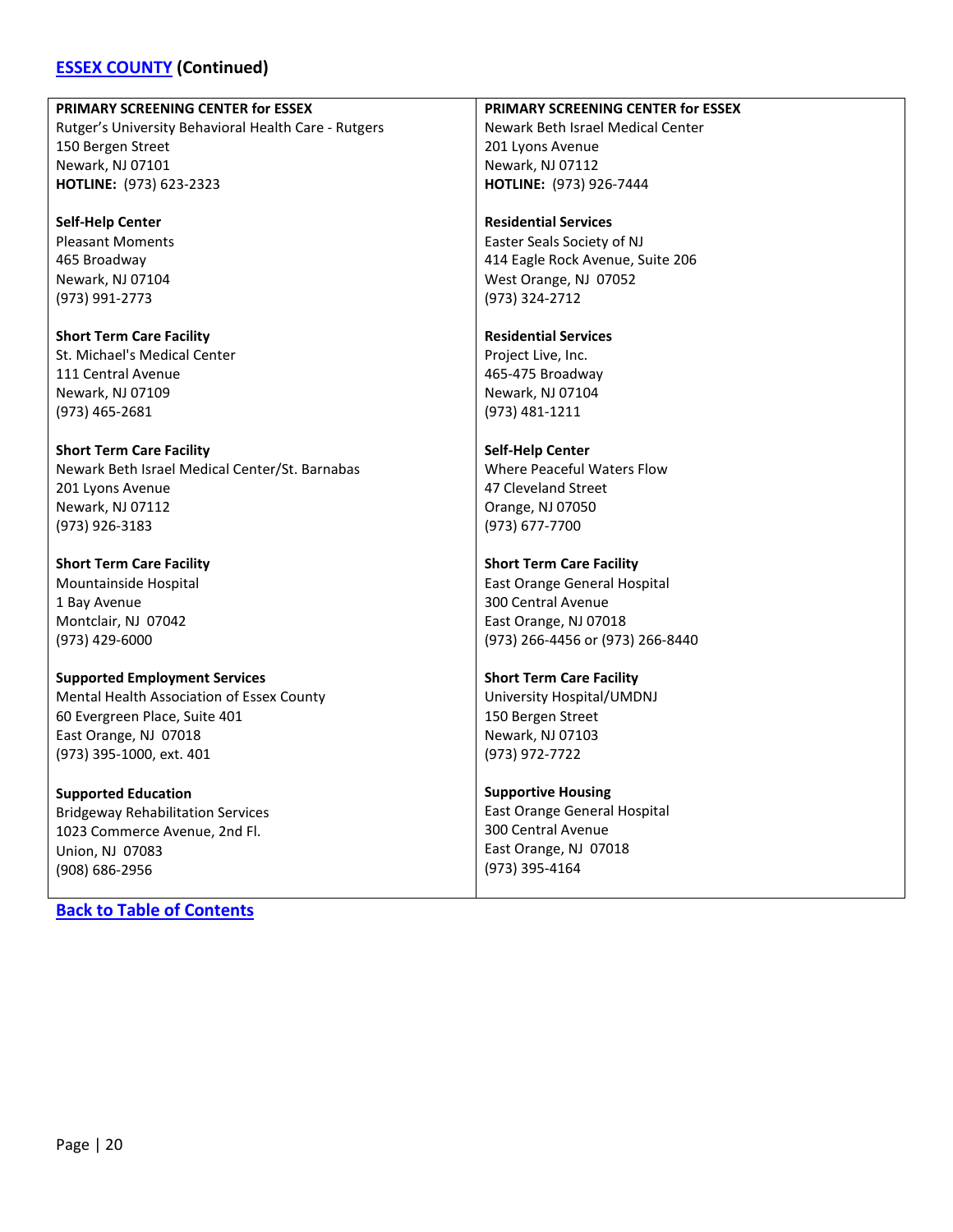## [ESSEX COUNTY](#) (Continued)

**PRIMARY SCREENING CENTER for ESSEX**
Rutger's University Behavioral Health Care - Rutgers
150 Bergen Street
Newark, NJ 07101
**HOTLINE:** (973) 623-2323

**Self-Help Center**
Pleasant Moments
465 Broadway
Newark, NJ 07104
(973) 991-2773

**Short Term Care Facility**
St. Michael's Medical Center
111 Central Avenue
Newark, NJ 07109
(973) 465-2681

**Short Term Care Facility**
Newark Beth Israel Medical Center/St. Barnabas
201 Lyons Avenue
Newark, NJ 07112
(973) 926-3183

**Short Term Care Facility**
Mountainside Hospital
1 Bay Avenue
Montclair, NJ 07042
(973) 429-6000

**Supported Employment Services**
Mental Health Association of Essex County
60 Evergreen Place, Suite 401
East Orange, NJ 07018
(973) 395-1000, ext. 401

**Supported Education**
Bridgeway Rehabilitation Services
1023 Commerce Avenue, 2nd Fl.
Union, NJ 07083
(908) 686-2956

**PRIMARY SCREENING CENTER for ESSEX**
Newark Beth Israel Medical Center
201 Lyons Avenue
Newark, NJ 07112
**HOTLINE:** (973) 926-7444

**Residential Services**
Easter Seals Society of NJ
414 Eagle Rock Avenue, Suite 206
West Orange, NJ 07052
(973) 324-2712

**Residential Services**
Project Live, Inc.
465-475 Broadway
Newark, NJ 07104
(973) 481-1211

**Self-Help Center**
Where Peaceful Waters Flow
47 Cleveland Street
Orange, NJ 07050
(973) 677-7700

**Short Term Care Facility**
East Orange General Hospital
300 Central Avenue
East Orange, NJ 07018
(973) 266-4456 or (973) 266-8440

**Short Term Care Facility**
University Hospital/UMDNJ
150 Bergen Street
Newark, NJ 07103
(973) 972-7722

**Supportive Housing**
East Orange General Hospital
300 Central Avenue
East Orange, NJ 07018
(973) 395-4164

[**Back to Table of Contents**](#)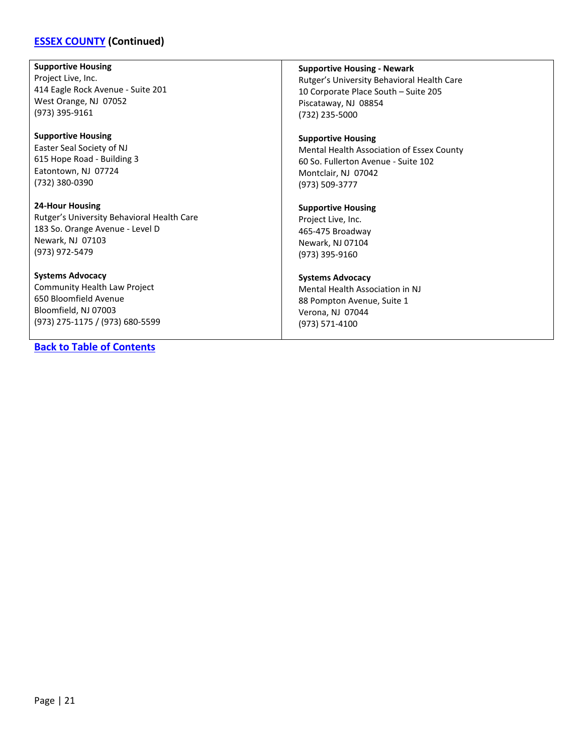## [ESSEX COUNTY](#) (Continued)

**Supportive Housing**
Project Live, Inc.
414 Eagle Rock Avenue - Suite 201
West Orange, NJ 07052
(973) 395-9161

**Supportive Housing**
Easter Seal Society of NJ
615 Hope Road - Building 3
Eatontown, NJ 07724
(732) 380-0390

**24-Hour Housing**
Rutger's University Behavioral Health Care
183 So. Orange Avenue - Level D
Newark, NJ 07103
(973) 972-5479

**Systems Advocacy**
Community Health Law Project
650 Bloomfield Avenue
Bloomfield, NJ 07003
(973) 275-1175 / (973) 680-5599

**Supportive Housing - Newark**
Rutger's University Behavioral Health Care
10 Corporate Place South – Suite 205
Piscataway, NJ 08854
(732) 235-5000

**Supportive Housing**
Mental Health Association of Essex County
60 So. Fullerton Avenue - Suite 102
Montclair, NJ 07042
(973) 509-3777

**Supportive Housing**
Project Live, Inc.
465-475 Broadway
Newark, NJ 07104
(973) 395-9160

**Systems Advocacy**
Mental Health Association in NJ
88 Pompton Avenue, Suite 1
Verona, NJ 07044
(973) 571-4100

[Back to Table of Contents](#)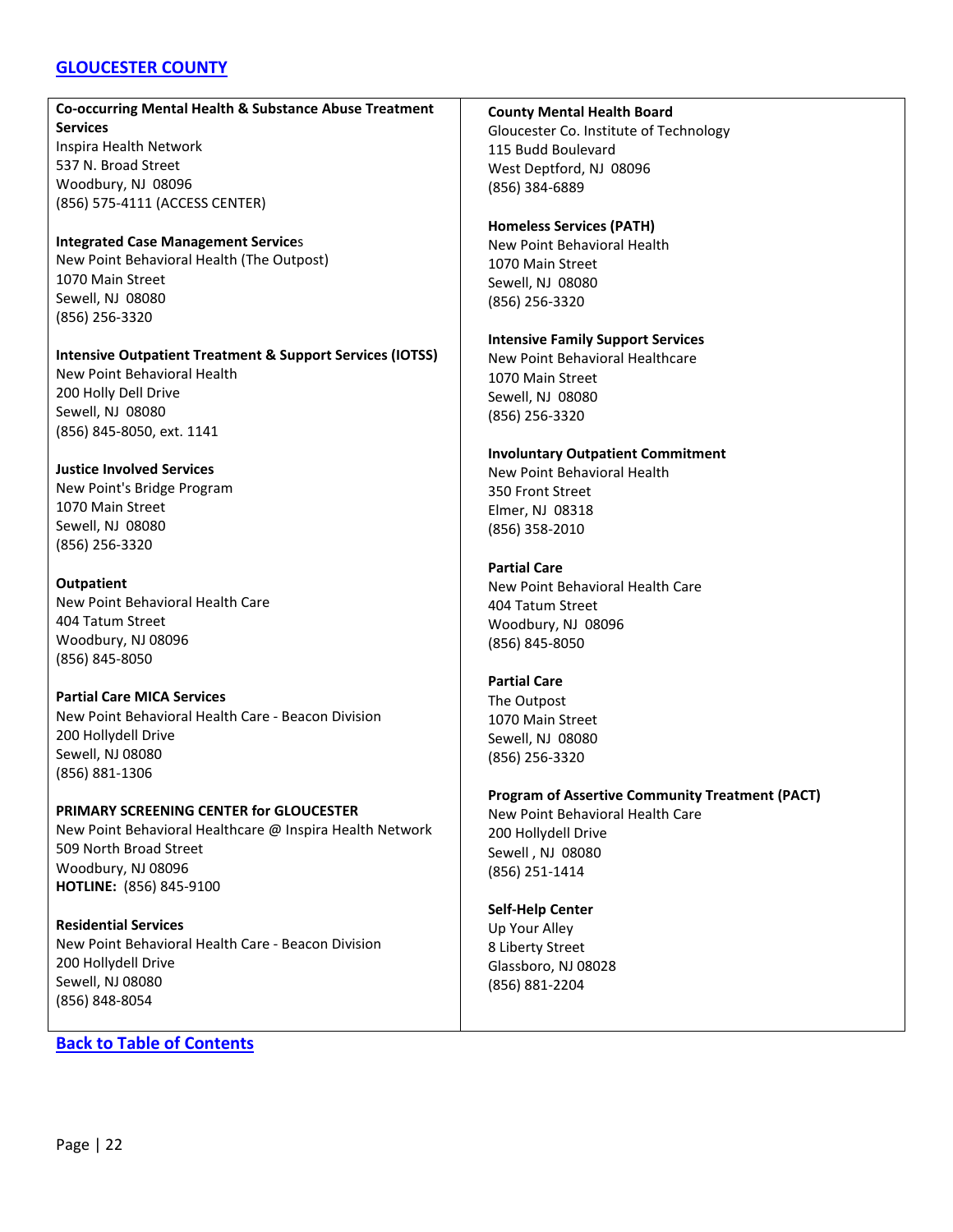## [GLOUCESTER COUNTY]

**Co-occurring Mental Health & Substance Abuse Treatment Services**
Inspira Health Network
537 N. Broad Street
Woodbury, NJ 08096
(856) 575-4111 (ACCESS CENTER)

**Integrated Case Management Service**s
New Point Behavioral Health (The Outpost)
1070 Main Street
Sewell, NJ 08080
(856) 256-3320

**Intensive Outpatient Treatment & Support Services (IOTSS)**
New Point Behavioral Health
200 Holly Dell Drive
Sewell, NJ 08080
(856) 845-8050, ext. 1141

**Justice Involved Services**
New Point's Bridge Program
1070 Main Street
Sewell, NJ 08080
(856) 256-3320

**Outpatient**
New Point Behavioral Health Care
404 Tatum Street
Woodbury, NJ 08096
(856) 845-8050

**Partial Care MICA Services**
New Point Behavioral Health Care - Beacon Division
200 Hollydell Drive
Sewell, NJ 08080
(856) 881-1306

**PRIMARY SCREENING CENTER for GLOUCESTER**
New Point Behavioral Healthcare @ Inspira Health Network
509 North Broad Street
Woodbury, NJ 08096
**HOTLINE:** (856) 845-9100

**Residential Services**
New Point Behavioral Health Care - Beacon Division
200 Hollydell Drive
Sewell, NJ 08080
(856) 848-8054

**County Mental Health Board**
Gloucester Co. Institute of Technology
115 Budd Boulevard
West Deptford, NJ 08096
(856) 384-6889

**Homeless Services (PATH)**
New Point Behavioral Health
1070 Main Street
Sewell, NJ 08080
(856) 256-3320

**Intensive Family Support Services**
New Point Behavioral Healthcare
1070 Main Street
Sewell, NJ 08080
(856) 256-3320

**Involuntary Outpatient Commitment**
New Point Behavioral Health
350 Front Street
Elmer, NJ 08318
(856) 358-2010

**Partial Care**
New Point Behavioral Health Care
404 Tatum Street
Woodbury, NJ 08096
(856) 845-8050

**Partial Care**
The Outpost
1070 Main Street
Sewell, NJ 08080
(856) 256-3320

**Program of Assertive Community Treatment (PACT)**
New Point Behavioral Health Care
200 Hollydell Drive
Sewell , NJ 08080
(856) 251-1414

**Self-Help Center**
Up Your Alley
8 Liberty Street
Glassboro, NJ 08028
(856) 881-2204

[Back to Table of Contents]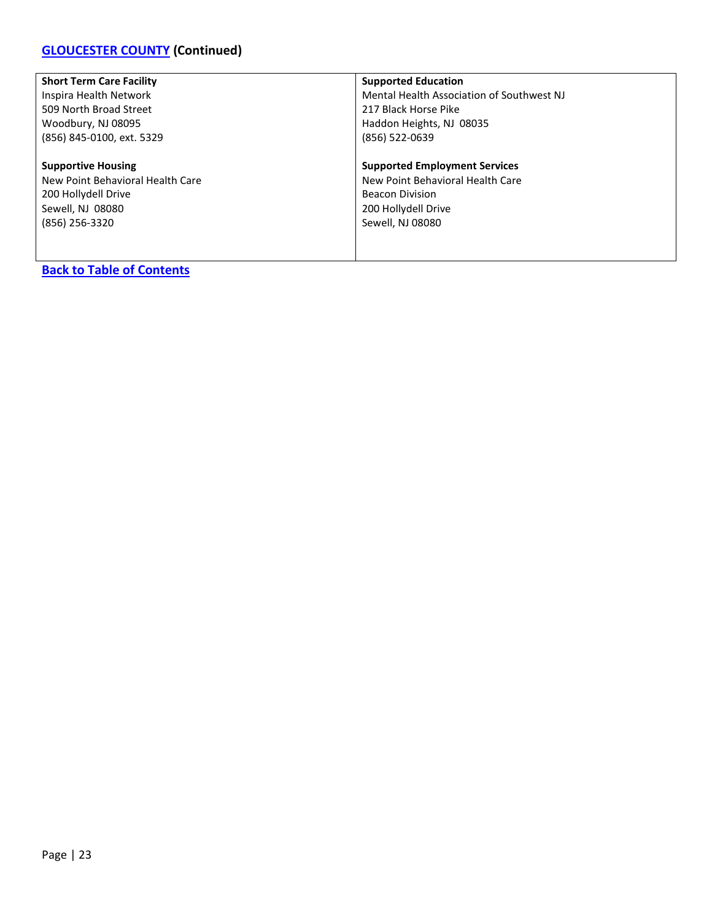## GLOUCESTER COUNTY (Continued)

**Short Term Care Facility**
Inspira Health Network
509 North Broad Street
Woodbury, NJ 08095
(856) 845-0100, ext. 5329

**Supportive Housing**
New Point Behavioral Health Care
200 Hollydell Drive
Sewell, NJ 08080
(856) 256-3320

**Supported Education**
Mental Health Association of Southwest NJ
217 Black Horse Pike
Haddon Heights, NJ 08035
(856) 522-0639

**Supported Employment Services**
New Point Behavioral Health Care
Beacon Division
200 Hollydell Drive
Sewell, NJ 08080

**Back to Table of Contents**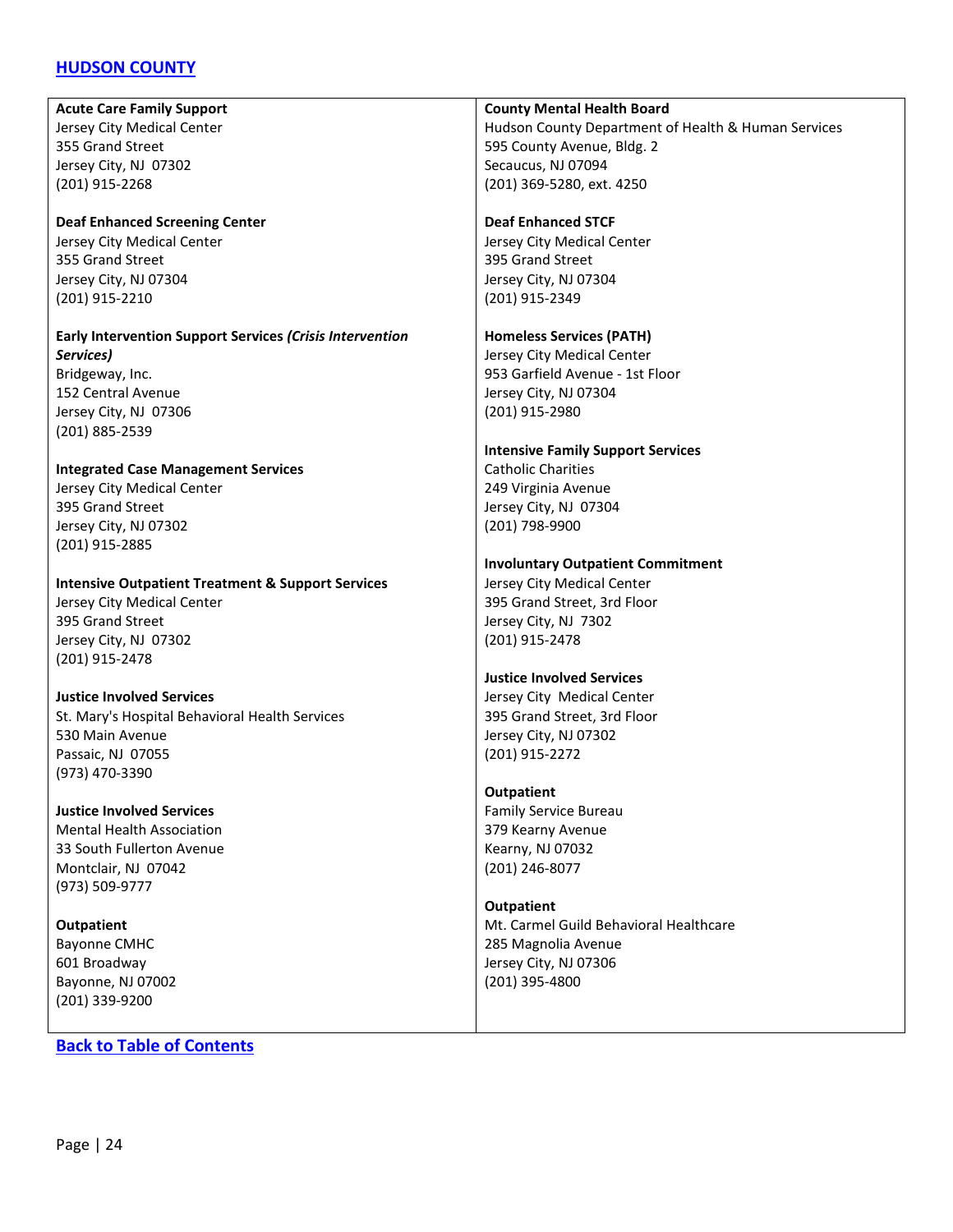## [HUDSON COUNTY]()

**Acute Care Family Support**
Jersey City Medical Center
355 Grand Street
Jersey City, NJ 07302
(201) 915-2268

**Deaf Enhanced Screening Center**
Jersey City Medical Center
355 Grand Street
Jersey City, NJ 07304
(201) 915-2210

**Early Intervention Support Services *(Crisis Intervention Services)***
Bridgeway, Inc.
152 Central Avenue
Jersey City, NJ 07306
(201) 885-2539

**Integrated Case Management Services**
Jersey City Medical Center
395 Grand Street
Jersey City, NJ 07302
(201) 915-2885

**Intensive Outpatient Treatment & Support Services**
Jersey City Medical Center
395 Grand Street
Jersey City, NJ 07302
(201) 915-2478

**Justice Involved Services**
St. Mary's Hospital Behavioral Health Services
530 Main Avenue
Passaic, NJ 07055
(973) 470-3390

**Justice Involved Services**
Mental Health Association
33 South Fullerton Avenue
Montclair, NJ 07042
(973) 509-9777

**Outpatient**
Bayonne CMHC
601 Broadway
Bayonne, NJ 07002
(201) 339-9200

**County Mental Health Board**
Hudson County Department of Health & Human Services
595 County Avenue, Bldg. 2
Secaucus, NJ 07094
(201) 369-5280, ext. 4250

**Deaf Enhanced STCF**
Jersey City Medical Center
395 Grand Street
Jersey City, NJ 07304
(201) 915-2349

**Homeless Services (PATH)**
Jersey City Medical Center
953 Garfield Avenue - 1st Floor
Jersey City, NJ 07304
(201) 915-2980

**Intensive Family Support Services**
Catholic Charities
249 Virginia Avenue
Jersey City, NJ 07304
(201) 798-9900

**Involuntary Outpatient Commitment**
Jersey City Medical Center
395 Grand Street, 3rd Floor
Jersey City, NJ 7302
(201) 915-2478

**Justice Involved Services**
Jersey City Medical Center
395 Grand Street, 3rd Floor
Jersey City, NJ 07302
(201) 915-2272

**Outpatient**
Family Service Bureau
379 Kearny Avenue
Kearny, NJ 07032
(201) 246-8077

**Outpatient**
Mt. Carmel Guild Behavioral Healthcare
285 Magnolia Avenue
Jersey City, NJ 07306
(201) 395-4800

[Back to Table of Contents]()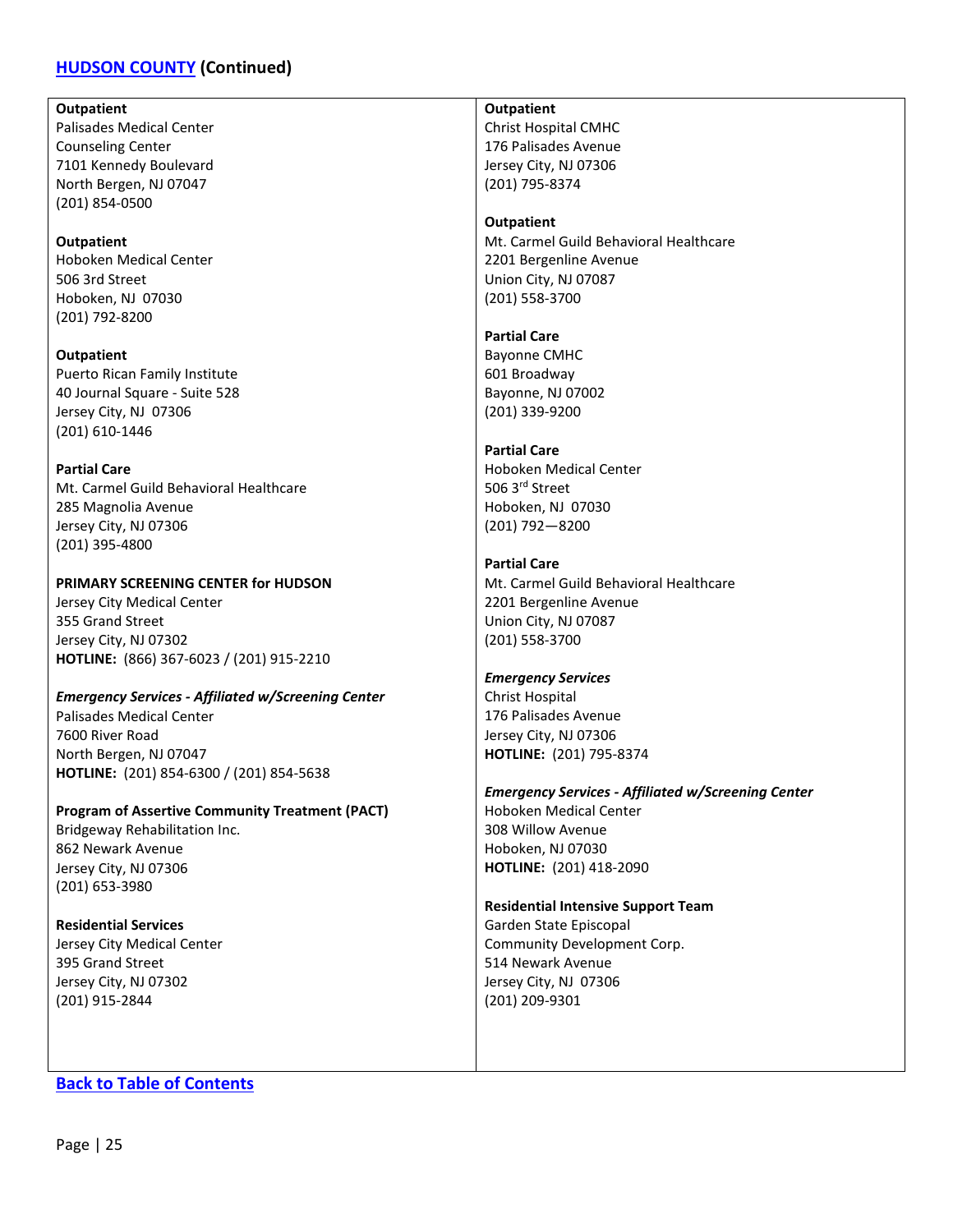## [HUDSON COUNTY](#) (Continued)

**Outpatient**
Palisades Medical Center
Counseling Center
7101 Kennedy Boulevard
North Bergen, NJ 07047
(201) 854-0500

**Outpatient**
Hoboken Medical Center
506 3rd Street
Hoboken, NJ 07030
(201) 792-8200

**Outpatient**
Puerto Rican Family Institute
40 Journal Square - Suite 528
Jersey City, NJ 07306
(201) 610-1446

**Partial Care**
Mt. Carmel Guild Behavioral Healthcare
285 Magnolia Avenue
Jersey City, NJ 07306
(201) 395-4800

**PRIMARY SCREENING CENTER for HUDSON**
Jersey City Medical Center
355 Grand Street
Jersey City, NJ 07302
**HOTLINE:** (866) 367-6023 / (201) 915-2210

***Emergency Services - Affiliated w/Screening Center***
Palisades Medical Center
7600 River Road
North Bergen, NJ 07047
**HOTLINE:** (201) 854-6300 / (201) 854-5638

**Program of Assertive Community Treatment (PACT)**
Bridgeway Rehabilitation Inc.
862 Newark Avenue
Jersey City, NJ 07306
(201) 653-3980

**Residential Services**
Jersey City Medical Center
395 Grand Street
Jersey City, NJ 07302
(201) 915-2844

**Outpatient**
Christ Hospital CMHC
176 Palisades Avenue
Jersey City, NJ 07306
(201) 795-8374

**Outpatient**
Mt. Carmel Guild Behavioral Healthcare
2201 Bergenline Avenue
Union City, NJ 07087
(201) 558-3700

**Partial Care**
Bayonne CMHC
601 Broadway
Bayonne, NJ 07002
(201) 339-9200

**Partial Care**
Hoboken Medical Center
506 3rd Street
Hoboken, NJ 07030
(201) 792—8200

**Partial Care**
Mt. Carmel Guild Behavioral Healthcare
2201 Bergenline Avenue
Union City, NJ 07087
(201) 558-3700

***Emergency Services***
Christ Hospital
176 Palisades Avenue
Jersey City, NJ 07306
**HOTLINE:** (201) 795-8374

***Emergency Services - Affiliated w/Screening Center***
Hoboken Medical Center
308 Willow Avenue
Hoboken, NJ 07030
**HOTLINE:** (201) 418-2090

**Residential Intensive Support Team**
Garden State Episcopal
Community Development Corp.
514 Newark Avenue
Jersey City, NJ 07306
(201) 209-9301

[**Back to Table of Contents**](#)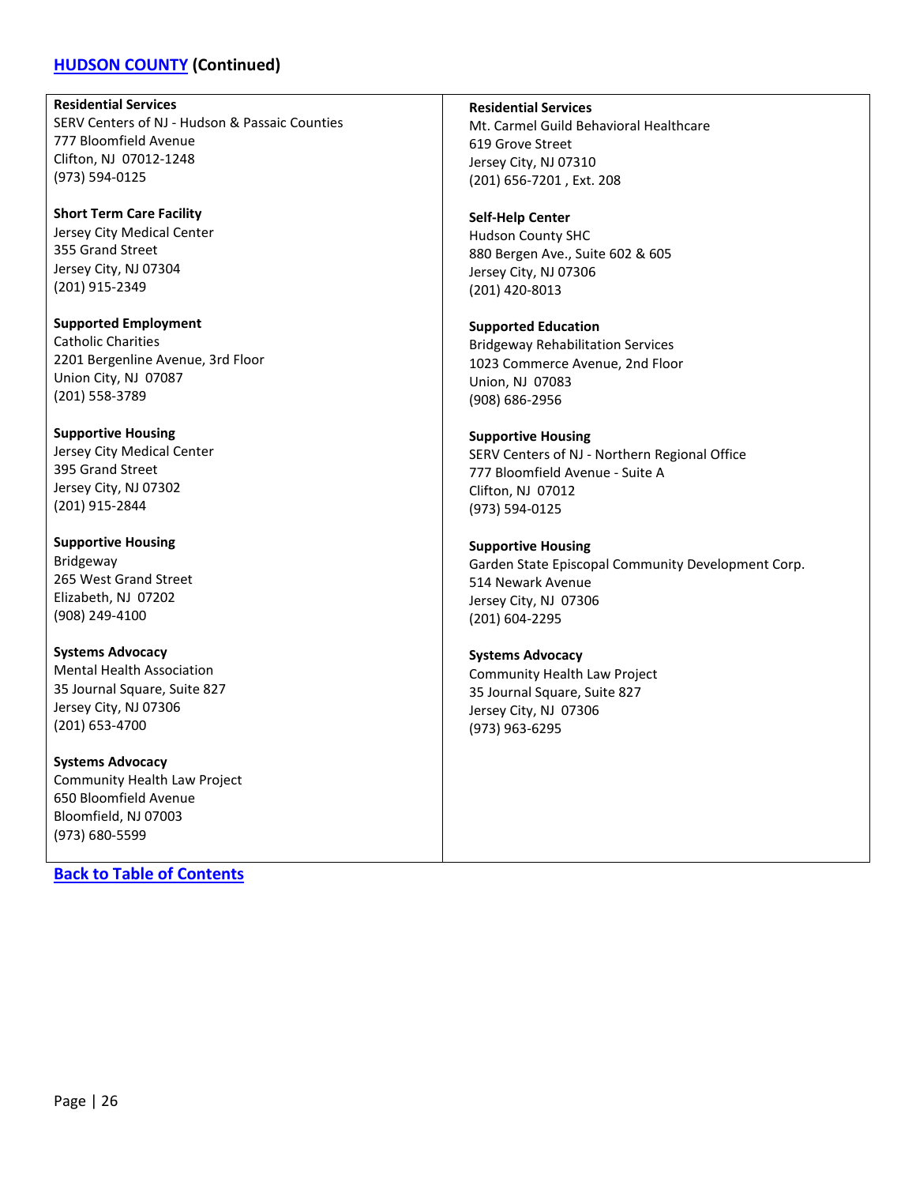## [HUDSON COUNTY](#) (Continued)

**Residential Services**
SERV Centers of NJ - Hudson & Passaic Counties
777 Bloomfield Avenue
Clifton, NJ 07012-1248
(973) 594-0125

**Short Term Care Facility**
Jersey City Medical Center
355 Grand Street
Jersey City, NJ 07304
(201) 915-2349

**Supported Employment**
Catholic Charities
2201 Bergenline Avenue, 3rd Floor
Union City, NJ 07087
(201) 558-3789

**Supportive Housing**
Jersey City Medical Center
395 Grand Street
Jersey City, NJ 07302
(201) 915-2844

**Supportive Housing**
Bridgeway
265 West Grand Street
Elizabeth, NJ 07202
(908) 249-4100

**Systems Advocacy**
Mental Health Association
35 Journal Square, Suite 827
Jersey City, NJ 07306
(201) 653-4700

**Systems Advocacy**
Community Health Law Project
650 Bloomfield Avenue
Bloomfield, NJ 07003
(973) 680-5599

**Residential Services**
Mt. Carmel Guild Behavioral Healthcare
619 Grove Street
Jersey City, NJ 07310
(201) 656-7201 , Ext. 208

**Self-Help Center**
Hudson County SHC
880 Bergen Ave., Suite 602 & 605
Jersey City, NJ 07306
(201) 420-8013

**Supported Education**
Bridgeway Rehabilitation Services
1023 Commerce Avenue, 2nd Floor
Union, NJ 07083
(908) 686-2956

**Supportive Housing**
SERV Centers of NJ - Northern Regional Office
777 Bloomfield Avenue - Suite A
Clifton, NJ 07012
(973) 594-0125

**Supportive Housing**
Garden State Episcopal Community Development Corp.
514 Newark Avenue
Jersey City, NJ 07306
(201) 604-2295

**Systems Advocacy**
Community Health Law Project
35 Journal Square, Suite 827
Jersey City, NJ 07306
(973) 963-6295

[**Back to Table of Contents**](#)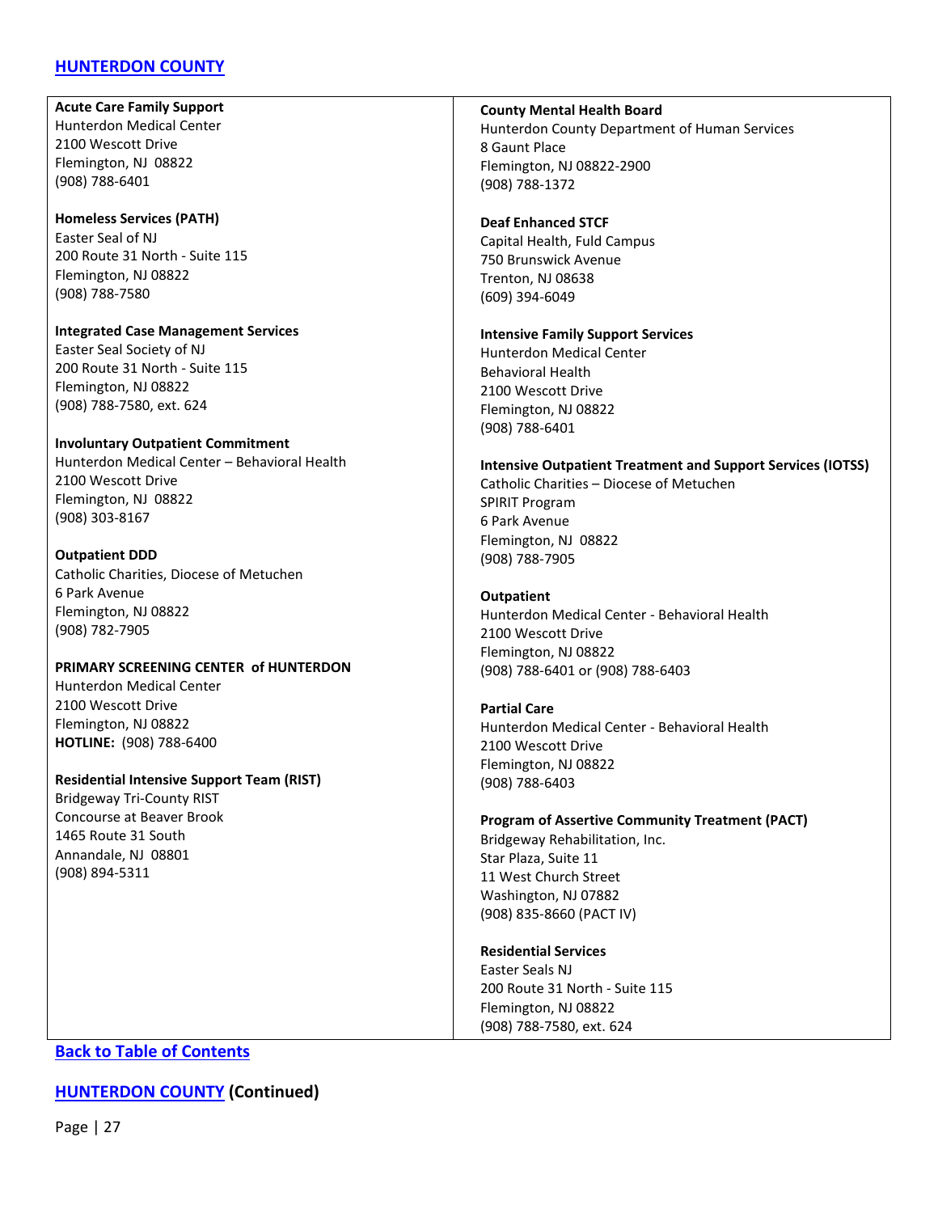## [HUNTERDON COUNTY]

**Acute Care Family Support**
Hunterdon Medical Center
2100 Wescott Drive
Flemington, NJ 08822
(908) 788-6401

**Homeless Services (PATH)**
Easter Seal of NJ
200 Route 31 North - Suite 115
Flemington, NJ 08822
(908) 788-7580

**Integrated Case Management Services**
Easter Seal Society of NJ
200 Route 31 North - Suite 115
Flemington, NJ 08822
(908) 788-7580, ext. 624

**Involuntary Outpatient Commitment**
Hunterdon Medical Center – Behavioral Health
2100 Wescott Drive
Flemington, NJ 08822
(908) 303-8167

**Outpatient DDD**
Catholic Charities, Diocese of Metuchen
6 Park Avenue
Flemington, NJ 08822
(908) 782-7905

**PRIMARY SCREENING CENTER of HUNTERDON**
Hunterdon Medical Center
2100 Wescott Drive
Flemington, NJ 08822
**HOTLINE:** (908) 788-6400

**Residential Intensive Support Team (RIST)**
Bridgeway Tri-County RIST
Concourse at Beaver Brook
1465 Route 31 South
Annandale, NJ 08801
(908) 894-5311

**County Mental Health Board**
Hunterdon County Department of Human Services
8 Gaunt Place
Flemington, NJ 08822-2900
(908) 788-1372

**Deaf Enhanced STCF**
Capital Health, Fuld Campus
750 Brunswick Avenue
Trenton, NJ 08638
(609) 394-6049

**Intensive Family Support Services**
Hunterdon Medical Center
Behavioral Health
2100 Wescott Drive
Flemington, NJ 08822
(908) 788-6401

**Intensive Outpatient Treatment and Support Services (IOTSS)**
Catholic Charities – Diocese of Metuchen
SPIRIT Program
6 Park Avenue
Flemington, NJ 08822
(908) 788-7905

**Outpatient**
Hunterdon Medical Center - Behavioral Health
2100 Wescott Drive
Flemington, NJ 08822
(908) 788-6401 or (908) 788-6403

**Partial Care**
Hunterdon Medical Center - Behavioral Health
2100 Wescott Drive
Flemington, NJ 08822
(908) 788-6403

**Program of Assertive Community Treatment (PACT)**
Bridgeway Rehabilitation, Inc.
Star Plaza, Suite 11
11 West Church Street
Washington, NJ 07882
(908) 835-8660 (PACT IV)

**Residential Services**
Easter Seals NJ
200 Route 31 North - Suite 115
Flemington, NJ 08822
(908) 788-7580, ext. 624

[Back to Table of Contents]

## [HUNTERDON COUNTY] (Continued)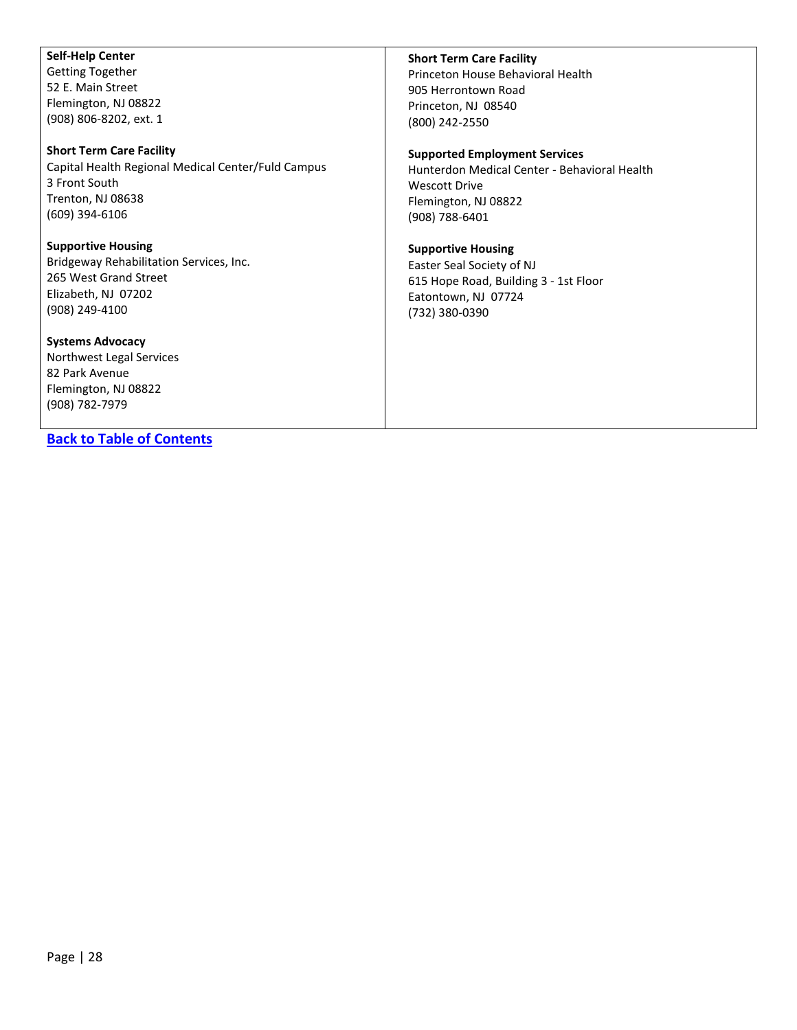**Self-Help Center**
Getting Together
52 E. Main Street
Flemington, NJ 08822
(908) 806-8202, ext. 1

**Short Term Care Facility**
Capital Health Regional Medical Center/Fuld Campus
3 Front South
Trenton, NJ 08638
(609) 394-6106

**Supportive Housing**
Bridgeway Rehabilitation Services, Inc.
265 West Grand Street
Elizabeth, NJ 07202
(908) 249-4100

**Systems Advocacy**
Northwest Legal Services
82 Park Avenue
Flemington, NJ 08822
(908) 782-7979

**Short Term Care Facility**
Princeton House Behavioral Health
905 Herrontown Road
Princeton, NJ 08540
(800) 242-2550

**Supported Employment Services**
Hunterdon Medical Center - Behavioral Health
Wescott Drive
Flemington, NJ 08822
(908) 788-6401

**Supportive Housing**
Easter Seal Society of NJ
615 Hope Road, Building 3 - 1st Floor
Eatontown, NJ 07724
(732) 380-0390

**Back to Table of Contents**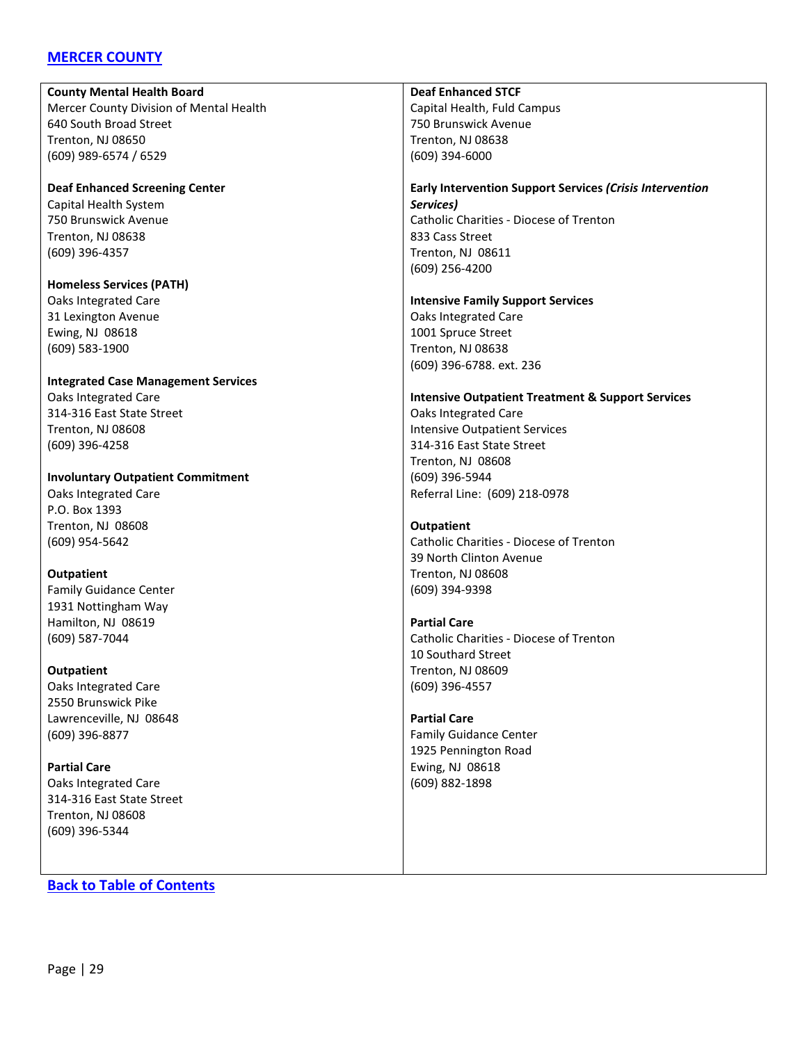## [MERCER COUNTY]

**County Mental Health Board**
Mercer County Division of Mental Health
640 South Broad Street
Trenton, NJ 08650
(609) 989-6574 / 6529

**Deaf Enhanced Screening Center**
Capital Health System
750 Brunswick Avenue
Trenton, NJ 08638
(609) 396-4357

**Homeless Services (PATH)**
Oaks Integrated Care
31 Lexington Avenue
Ewing, NJ 08618
(609) 583-1900

**Integrated Case Management Services**
Oaks Integrated Care
314-316 East State Street
Trenton, NJ 08608
(609) 396-4258

**Involuntary Outpatient Commitment**
Oaks Integrated Care
P.O. Box 1393
Trenton, NJ 08608
(609) 954-5642

**Outpatient**
Family Guidance Center
1931 Nottingham Way
Hamilton, NJ 08619
(609) 587-7044

**Outpatient**
Oaks Integrated Care
2550 Brunswick Pike
Lawrenceville, NJ 08648
(609) 396-8877

**Partial Care**
Oaks Integrated Care
314-316 East State Street
Trenton, NJ 08608
(609) 396-5344

**Deaf Enhanced STCF**
Capital Health, Fuld Campus
750 Brunswick Avenue
Trenton, NJ 08638
(609) 394-6000

**Early Intervention Support Services *(Crisis Intervention Services)***
Catholic Charities - Diocese of Trenton
833 Cass Street
Trenton, NJ 08611
(609) 256-4200

**Intensive Family Support Services**
Oaks Integrated Care
1001 Spruce Street
Trenton, NJ 08638
(609) 396-6788. ext. 236

**Intensive Outpatient Treatment & Support Services**
Oaks Integrated Care
Intensive Outpatient Services
314-316 East State Street
Trenton, NJ 08608
(609) 396-5944
Referral Line: (609) 218-0978

**Outpatient**
Catholic Charities - Diocese of Trenton
39 North Clinton Avenue
Trenton, NJ 08608
(609) 394-9398

**Partial Care**
Catholic Charities - Diocese of Trenton
10 Southard Street
Trenton, NJ 08609
(609) 396-4557

**Partial Care**
Family Guidance Center
1925 Pennington Road
Ewing, NJ 08618
(609) 882-1898

[Back to Table of Contents]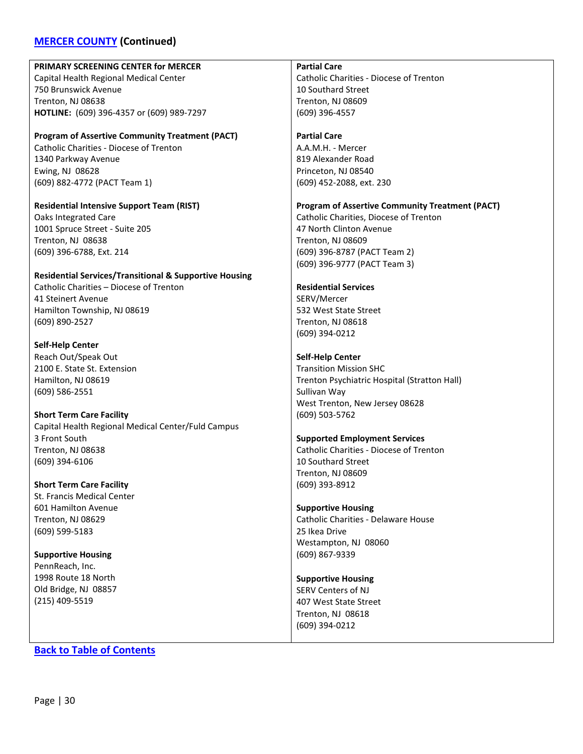## [MERCER COUNTY](#) (Continued)

**PRIMARY SCREENING CENTER for MERCER**
Capital Health Regional Medical Center
750 Brunswick Avenue
Trenton, NJ 08638
**HOTLINE:** (609) 396-4357 or (609) 989-7297

**Program of Assertive Community Treatment (PACT)**
Catholic Charities - Diocese of Trenton
1340 Parkway Avenue
Ewing, NJ 08628
(609) 882-4772 (PACT Team 1)

**Residential Intensive Support Team (RIST)**
Oaks Integrated Care
1001 Spruce Street - Suite 205
Trenton, NJ 08638
(609) 396-6788, Ext. 214

**Residential Services/Transitional & Supportive Housing**
Catholic Charities – Diocese of Trenton
41 Steinert Avenue
Hamilton Township, NJ 08619
(609) 890-2527

**Self-Help Center**
Reach Out/Speak Out
2100 E. State St. Extension
Hamilton, NJ 08619
(609) 586-2551

**Short Term Care Facility**
Capital Health Regional Medical Center/Fuld Campus
3 Front South
Trenton, NJ 08638
(609) 394-6106

**Short Term Care Facility**
St. Francis Medical Center
601 Hamilton Avenue
Trenton, NJ 08629
(609) 599-5183

**Supportive Housing**
PennReach, Inc.
1998 Route 18 North
Old Bridge, NJ 08857
(215) 409-5519

**Partial Care**
Catholic Charities - Diocese of Trenton
10 Southard Street
Trenton, NJ 08609
(609) 396-4557

**Partial Care**
A.A.M.H. - Mercer
819 Alexander Road
Princeton, NJ 08540
(609) 452-2088, ext. 230

**Program of Assertive Community Treatment (PACT)**
Catholic Charities, Diocese of Trenton
47 North Clinton Avenue
Trenton, NJ 08609
(609) 396-8787 (PACT Team 2)
(609) 396-9777 (PACT Team 3)

**Residential Services**
SERV/Mercer
532 West State Street
Trenton, NJ 08618
(609) 394-0212

**Self-Help Center**
Transition Mission SHC
Trenton Psychiatric Hospital (Stratton Hall)
Sullivan Way
West Trenton, New Jersey 08628
(609) 503-5762

**Supported Employment Services**
Catholic Charities - Diocese of Trenton
10 Southard Street
Trenton, NJ 08609
(609) 393-8912

**Supportive Housing**
Catholic Charities - Delaware House
25 Ikea Drive
Westampton, NJ 08060
(609) 867-9339

**Supportive Housing**
SERV Centers of NJ
407 West State Street
Trenton, NJ 08618
(609) 394-0212

[Back to Table of Contents](#)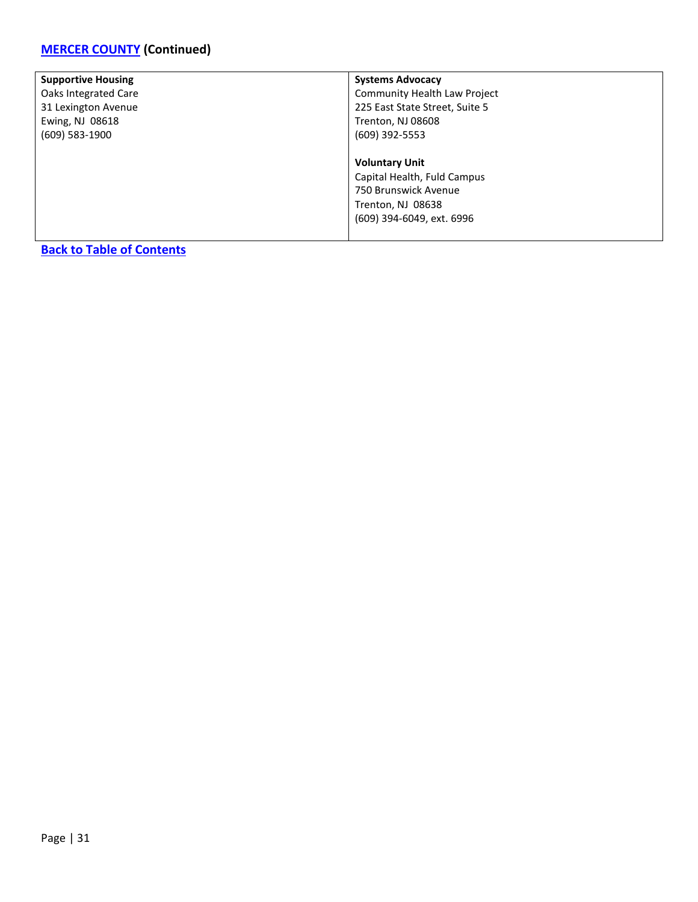## MERCER COUNTY (Continued)

| **Supportive Housing**<br>Oaks Integrated Care<br>31 Lexington Avenue<br>Ewing, NJ 08618<br>(609) 583-1900 | **Systems Advocacy**<br>Community Health Law Project<br>225 East State Street, Suite 5<br>Trenton, NJ 08608<br>(609) 392-5553<br><br>**Voluntary Unit**<br>Capital Health, Fuld Campus<br>750 Brunswick Avenue<br>Trenton, NJ 08638<br>(609) 394-6049, ext. 6996 |
|---|---|

**Back to Table of Contents**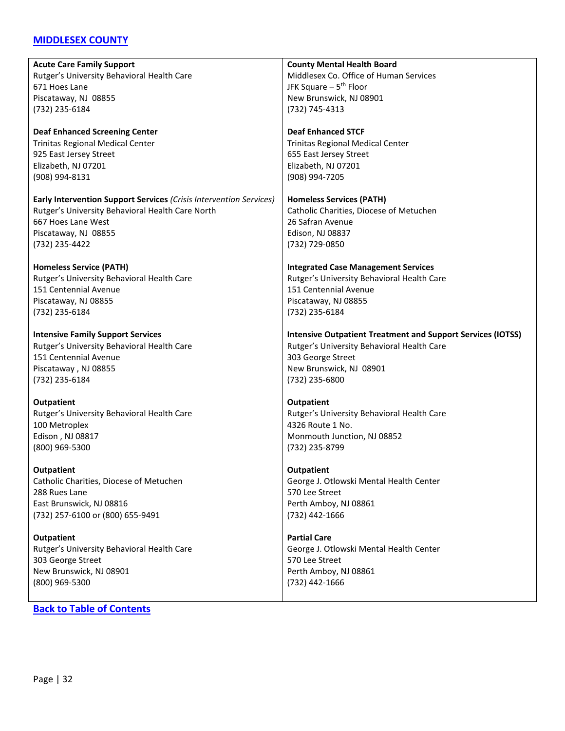## [MIDDLESEX COUNTY]

**Acute Care Family Support**
Rutger's University Behavioral Health Care
671 Hoes Lane
Piscataway, NJ 08855
(732) 235-6184

**Deaf Enhanced Screening Center**
Trinitas Regional Medical Center
925 East Jersey Street
Elizabeth, NJ 07201
(908) 994-8131

**Early Intervention Support Services** *(Crisis Intervention Services)*
Rutger's University Behavioral Health Care North
667 Hoes Lane West
Piscataway, NJ 08855
(732) 235-4422

**Homeless Service (PATH)**
Rutger's University Behavioral Health Care
151 Centennial Avenue
Piscataway, NJ 08855
(732) 235-6184

**Intensive Family Support Services**
Rutger's University Behavioral Health Care
151 Centennial Avenue
Piscataway , NJ 08855
(732) 235-6184

**Outpatient**
Rutger's University Behavioral Health Care
100 Metroplex
Edison , NJ 08817
(800) 969-5300

**Outpatient**
Catholic Charities, Diocese of Metuchen
288 Rues Lane
East Brunswick, NJ 08816
(732) 257-6100 or (800) 655-9491

**Outpatient**
Rutger's University Behavioral Health Care
303 George Street
New Brunswick, NJ 08901
(800) 969-5300

**County Mental Health Board**
Middlesex Co. Office of Human Services
JFK Square – 5th Floor
New Brunswick, NJ 08901
(732) 745-4313

**Deaf Enhanced STCF**
Trinitas Regional Medical Center
655 East Jersey Street
Elizabeth, NJ 07201
(908) 994-7205

**Homeless Services (PATH)**
Catholic Charities, Diocese of Metuchen
26 Safran Avenue
Edison, NJ 08837
(732) 729-0850

**Integrated Case Management Services**
Rutger's University Behavioral Health Care
151 Centennial Avenue
Piscataway, NJ 08855
(732) 235-6184

**Intensive Outpatient Treatment and Support Services (IOTSS)**
Rutger's University Behavioral Health Care
303 George Street
New Brunswick, NJ 08901
(732) 235-6800

**Outpatient**
Rutger's University Behavioral Health Care
4326 Route 1 No.
Monmouth Junction, NJ 08852
(732) 235-8799

**Outpatient**
George J. Otlowski Mental Health Center
570 Lee Street
Perth Amboy, NJ 08861
(732) 442-1666

**Partial Care**
George J. Otlowski Mental Health Center
570 Lee Street
Perth Amboy, NJ 08861
(732) 442-1666

[**Back to Table of Contents**]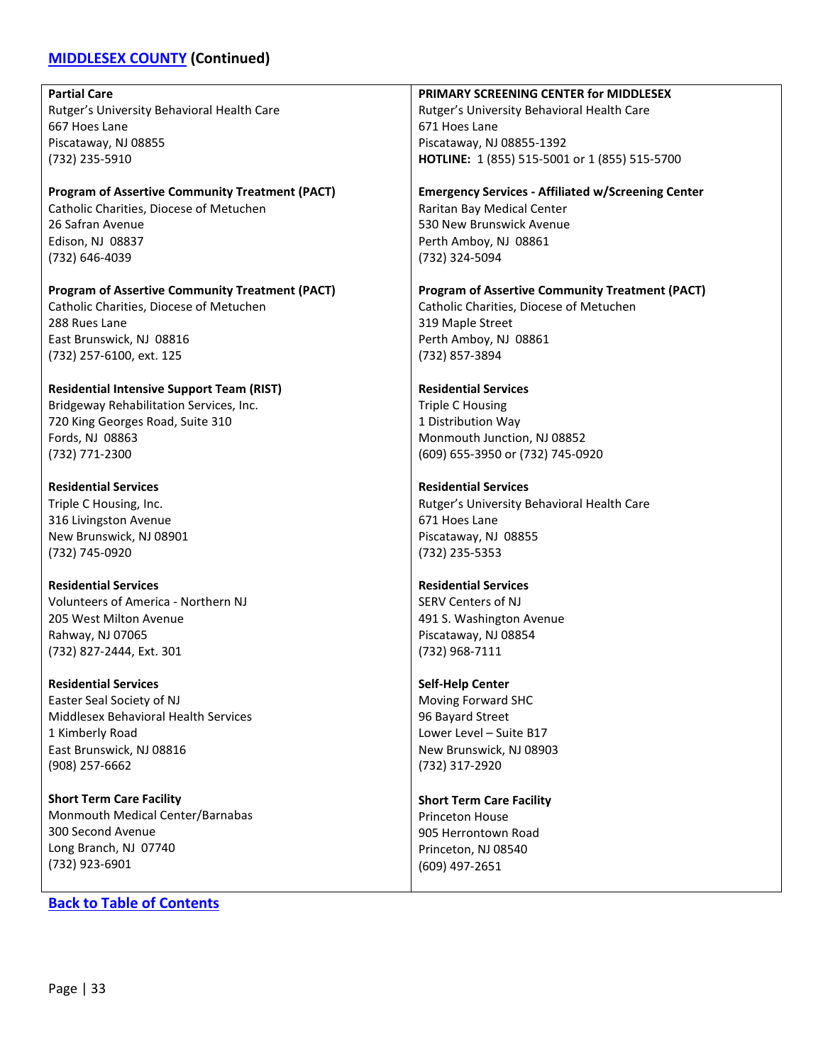## [MIDDLESEX COUNTY](#) (Continued)

**Partial Care**
Rutger's University Behavioral Health Care
667 Hoes Lane
Piscataway, NJ 08855
(732) 235-5910

**Program of Assertive Community Treatment (PACT)**
Catholic Charities, Diocese of Metuchen
26 Safran Avenue
Edison, NJ 08837
(732) 646-4039

**Program of Assertive Community Treatment (PACT)**
Catholic Charities, Diocese of Metuchen
288 Rues Lane
East Brunswick, NJ 08816
(732) 257-6100, ext. 125

**Residential Intensive Support Team (RIST)**
Bridgeway Rehabilitation Services, Inc.
720 King Georges Road, Suite 310
Fords, NJ 08863
(732) 771-2300

**Residential Services**
Triple C Housing, Inc.
316 Livingston Avenue
New Brunswick, NJ 08901
(732) 745-0920

**Residential Services**
Volunteers of America - Northern NJ
205 West Milton Avenue
Rahway, NJ 07065
(732) 827-2444, Ext. 301

**Residential Services**
Easter Seal Society of NJ
Middlesex Behavioral Health Services
1 Kimberly Road
East Brunswick, NJ 08816
(908) 257-6662

**Short Term Care Facility**
Monmouth Medical Center/Barnabas
300 Second Avenue
Long Branch, NJ 07740
(732) 923-6901

**PRIMARY SCREENING CENTER for MIDDLESEX**
Rutger's University Behavioral Health Care
671 Hoes Lane
Piscataway, NJ 08855-1392
**HOTLINE:** 1 (855) 515-5001 or 1 (855) 515-5700

**Emergency Services - Affiliated w/Screening Center**
Raritan Bay Medical Center
530 New Brunswick Avenue
Perth Amboy, NJ 08861
(732) 324-5094

**Program of Assertive Community Treatment (PACT)**
Catholic Charities, Diocese of Metuchen
319 Maple Street
Perth Amboy, NJ 08861
(732) 857-3894

**Residential Services**
Triple C Housing
1 Distribution Way
Monmouth Junction, NJ 08852
(609) 655-3950 or (732) 745-0920

**Residential Services**
Rutger's University Behavioral Health Care
671 Hoes Lane
Piscataway, NJ 08855
(732) 235-5353

**Residential Services**
SERV Centers of NJ
491 S. Washington Avenue
Piscataway, NJ 08854
(732) 968-7111

**Self-Help Center**
Moving Forward SHC
96 Bayard Street
Lower Level – Suite B17
New Brunswick, NJ 08903
(732) 317-2920

**Short Term Care Facility**
Princeton House
905 Herrontown Road
Princeton, NJ 08540
(609) 497-2651

[**Back to Table of Contents**](#)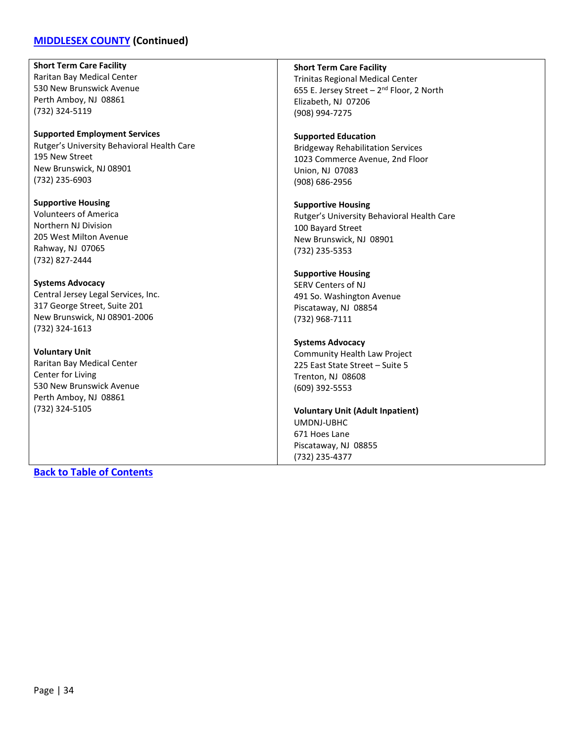## [MIDDLESEX COUNTY](#) (Continued)

**Short Term Care Facility**
Raritan Bay Medical Center
530 New Brunswick Avenue
Perth Amboy, NJ 08861
(732) 324-5119

**Supported Employment Services**
Rutger's University Behavioral Health Care
195 New Street
New Brunswick, NJ 08901
(732) 235-6903

**Supportive Housing**
Volunteers of America
Northern NJ Division
205 West Milton Avenue
Rahway, NJ 07065
(732) 827-2444

**Systems Advocacy**
Central Jersey Legal Services, Inc.
317 George Street, Suite 201
New Brunswick, NJ 08901-2006
(732) 324-1613

**Voluntary Unit**
Raritan Bay Medical Center
Center for Living
530 New Brunswick Avenue
Perth Amboy, NJ 08861
(732) 324-5105

**Short Term Care Facility**
Trinitas Regional Medical Center
655 E. Jersey Street – 2nd Floor, 2 North
Elizabeth, NJ 07206
(908) 994-7275

**Supported Education**
Bridgeway Rehabilitation Services
1023 Commerce Avenue, 2nd Floor
Union, NJ 07083
(908) 686-2956

**Supportive Housing**
Rutger's University Behavioral Health Care
100 Bayard Street
New Brunswick, NJ 08901
(732) 235-5353

**Supportive Housing**
SERV Centers of NJ
491 So. Washington Avenue
Piscataway, NJ 08854
(732) 968-7111

**Systems Advocacy**
Community Health Law Project
225 East State Street – Suite 5
Trenton, NJ 08608
(609) 392-5553

**Voluntary Unit (Adult Inpatient)**
UMDNJ-UBHC
671 Hoes Lane
Piscataway, NJ 08855
(732) 235-4377

[Back to Table of Contents](#)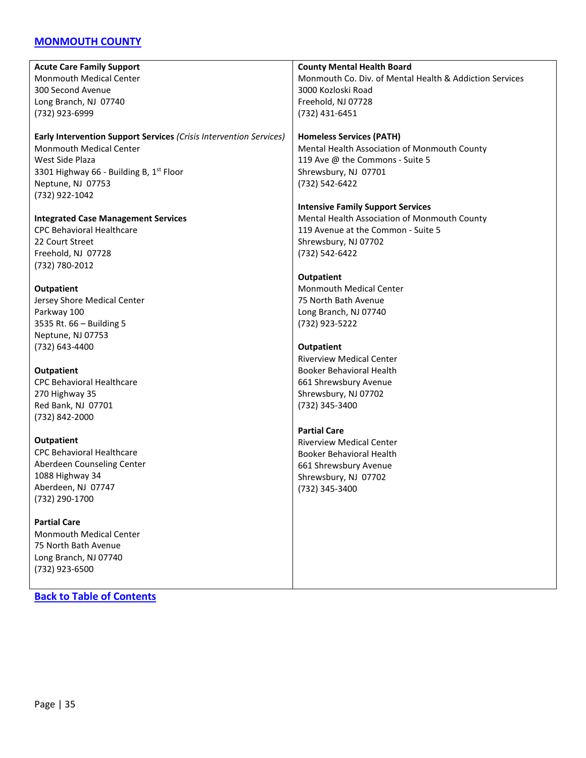## MONMOUTH COUNTY

**Acute Care Family Support**
Monmouth Medical Center
300 Second Avenue
Long Branch, NJ 07740
(732) 923-6999

**Early Intervention Support Services** *(Crisis Intervention Services)*
Monmouth Medical Center
West Side Plaza
3301 Highway 66 - Building B, 1st Floor
Neptune, NJ 07753
(732) 922-1042

**Integrated Case Management Services**
CPC Behavioral Healthcare
22 Court Street
Freehold, NJ 07728
(732) 780-2012

**Outpatient**
Jersey Shore Medical Center
Parkway 100
3535 Rt. 66 – Building 5
Neptune, NJ 07753
(732) 643-4400

**Outpatient**
CPC Behavioral Healthcare
270 Highway 35
Red Bank, NJ 07701
(732) 842-2000

**Outpatient**
CPC Behavioral Healthcare
Aberdeen Counseling Center
1088 Highway 34
Aberdeen, NJ 07747
(732) 290-1700

**Partial Care**
Monmouth Medical Center
75 North Bath Avenue
Long Branch, NJ 07740
(732) 923-6500

**County Mental Health Board**
Monmouth Co. Div. of Mental Health & Addiction Services
3000 Kozloski Road
Freehold, NJ 07728
(732) 431-6451

**Homeless Services (PATH)**
Mental Health Association of Monmouth County
119 Ave @ the Commons - Suite 5
Shrewsbury, NJ 07701
(732) 542-6422

**Intensive Family Support Services**
Mental Health Association of Monmouth County
119 Avenue at the Common - Suite 5
Shrewsbury, NJ 07702
(732) 542-6422

**Outpatient**
Monmouth Medical Center
75 North Bath Avenue
Long Branch, NJ 07740
(732) 923-5222

**Outpatient**
Riverview Medical Center
Booker Behavioral Health
661 Shrewsbury Avenue
Shrewsbury, NJ 07702
(732) 345-3400

**Partial Care**
Riverview Medical Center
Booker Behavioral Health
661 Shrewsbury Avenue
Shrewsbury, NJ 07702
(732) 345-3400

Back to Table of Contents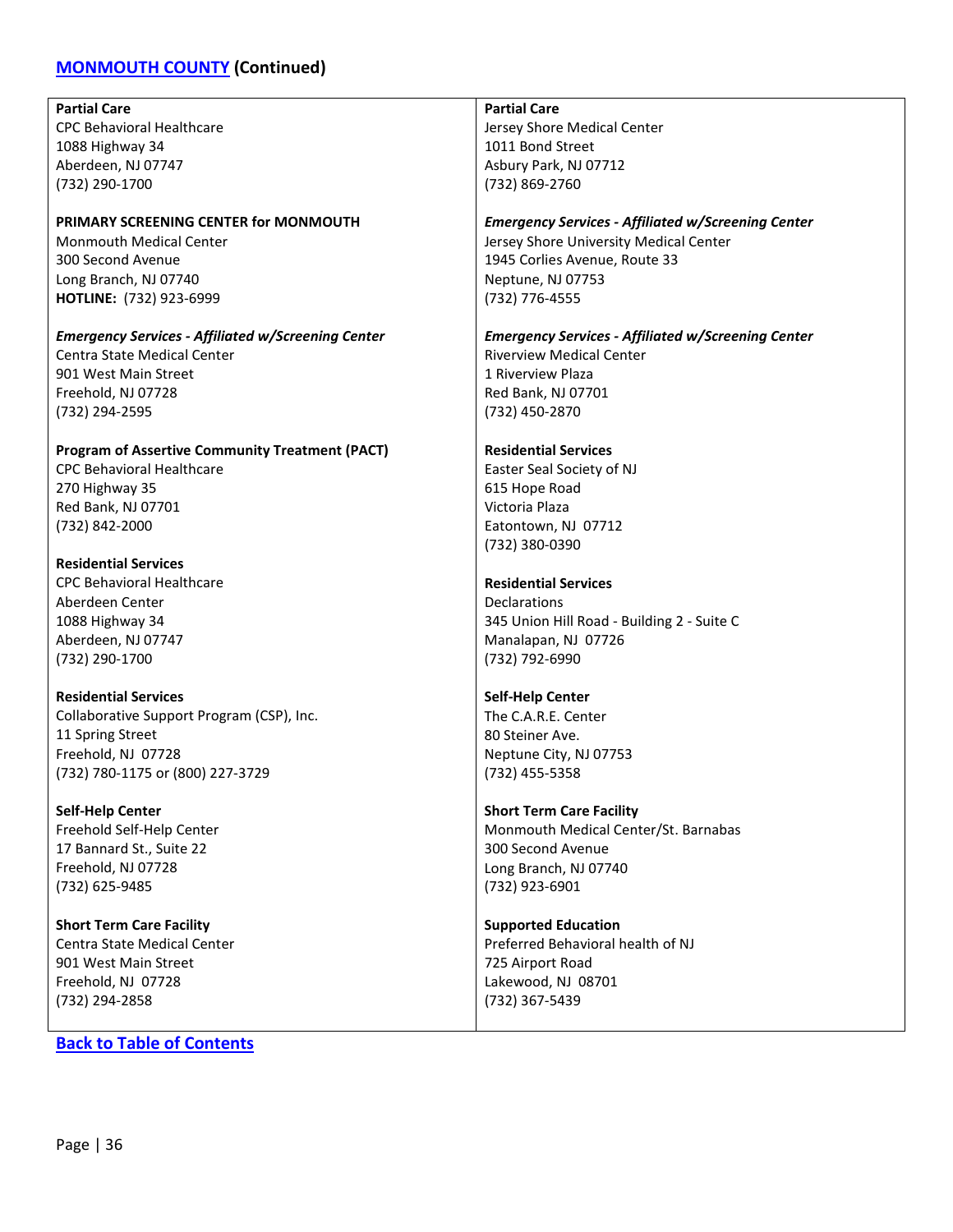## [MONMOUTH COUNTY](#) (Continued)

**Partial Care**
CPC Behavioral Healthcare
1088 Highway 34
Aberdeen, NJ 07747
(732) 290-1700

**PRIMARY SCREENING CENTER for MONMOUTH**
Monmouth Medical Center
300 Second Avenue
Long Branch, NJ 07740
**HOTLINE:** (732) 923-6999

***Emergency Services - Affiliated w/Screening Center***
Centra State Medical Center
901 West Main Street
Freehold, NJ 07728
(732) 294-2595

**Program of Assertive Community Treatment (PACT)**
CPC Behavioral Healthcare
270 Highway 35
Red Bank, NJ 07701
(732) 842-2000

**Residential Services**
CPC Behavioral Healthcare
Aberdeen Center
1088 Highway 34
Aberdeen, NJ 07747
(732) 290-1700

**Residential Services**
Collaborative Support Program (CSP), Inc.
11 Spring Street
Freehold, NJ 07728
(732) 780-1175 or (800) 227-3729

**Self-Help Center**
Freehold Self-Help Center
17 Bannard St., Suite 22
Freehold, NJ 07728
(732) 625-9485

**Short Term Care Facility**
Centra State Medical Center
901 West Main Street
Freehold, NJ 07728
(732) 294-2858

**Partial Care**
Jersey Shore Medical Center
1011 Bond Street
Asbury Park, NJ 07712
(732) 869-2760

***Emergency Services - Affiliated w/Screening Center***
Jersey Shore University Medical Center
1945 Corlies Avenue, Route 33
Neptune, NJ 07753
(732) 776-4555

***Emergency Services - Affiliated w/Screening Center***
Riverview Medical Center
1 Riverview Plaza
Red Bank, NJ 07701
(732) 450-2870

**Residential Services**
Easter Seal Society of NJ
615 Hope Road
Victoria Plaza
Eatontown, NJ 07712
(732) 380-0390

**Residential Services**
Declarations
345 Union Hill Road - Building 2 - Suite C
Manalapan, NJ 07726
(732) 792-6990

**Self-Help Center**
The C.A.R.E. Center
80 Steiner Ave.
Neptune City, NJ 07753
(732) 455-5358

**Short Term Care Facility**
Monmouth Medical Center/St. Barnabas
300 Second Avenue
Long Branch, NJ 07740
(732) 923-6901

**Supported Education**
Preferred Behavioral health of NJ
725 Airport Road
Lakewood, NJ 08701
(732) 367-5439

[Back to Table of Contents](#)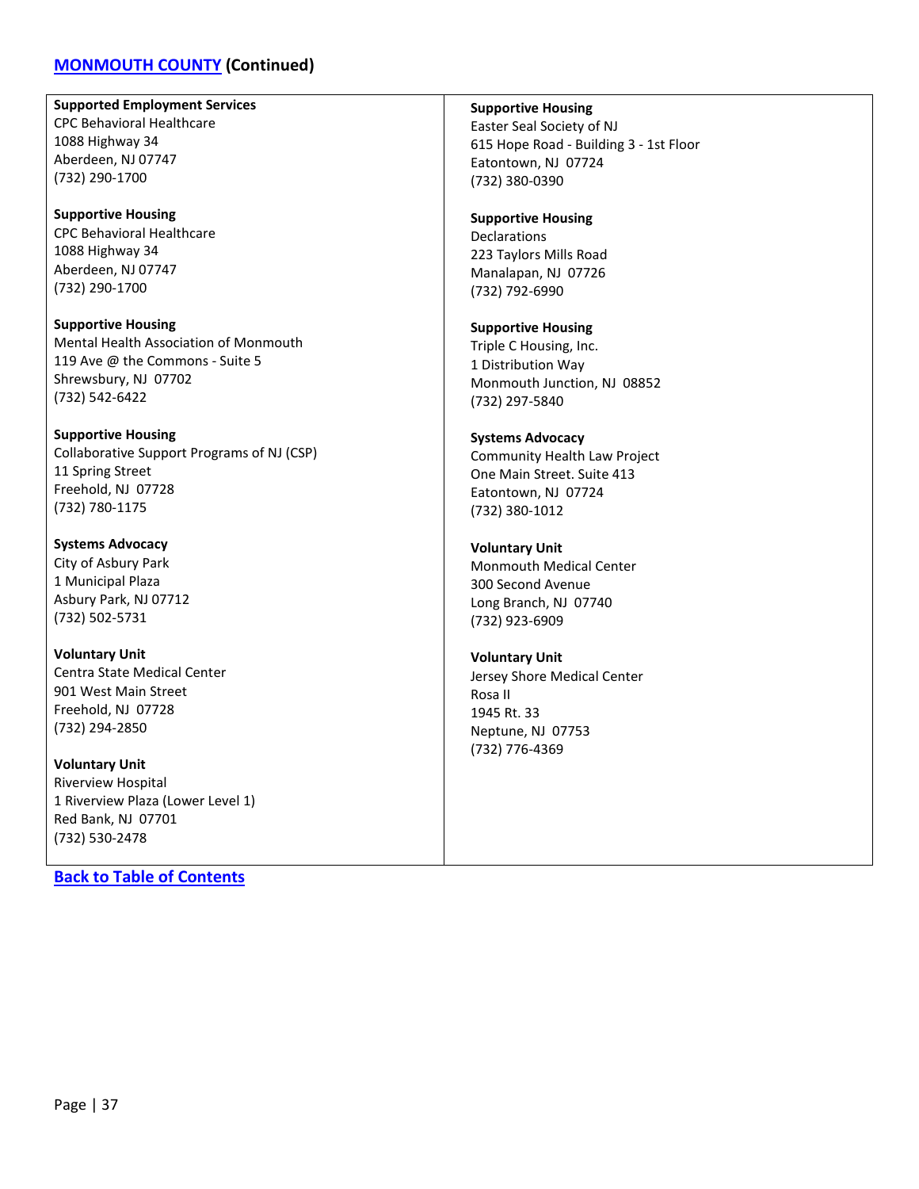## MONMOUTH COUNTY (Continued)

**Supported Employment Services**
CPC Behavioral Healthcare
1088 Highway 34
Aberdeen, NJ 07747
(732) 290-1700

**Supportive Housing**
CPC Behavioral Healthcare
1088 Highway 34
Aberdeen, NJ 07747
(732) 290-1700

**Supportive Housing**
Mental Health Association of Monmouth
119 Ave @ the Commons - Suite 5
Shrewsbury, NJ 07702
(732) 542-6422

**Supportive Housing**
Collaborative Support Programs of NJ (CSP)
11 Spring Street
Freehold, NJ 07728
(732) 780-1175

**Systems Advocacy**
City of Asbury Park
1 Municipal Plaza
Asbury Park, NJ 07712
(732) 502-5731

**Voluntary Unit**
Centra State Medical Center
901 West Main Street
Freehold, NJ 07728
(732) 294-2850

**Voluntary Unit**
Riverview Hospital
1 Riverview Plaza (Lower Level 1)
Red Bank, NJ 07701
(732) 530-2478

**Supportive Housing**
Easter Seal Society of NJ
615 Hope Road - Building 3 - 1st Floor
Eatontown, NJ 07724
(732) 380-0390

**Supportive Housing**
Declarations
223 Taylors Mills Road
Manalapan, NJ 07726
(732) 792-6990

**Supportive Housing**
Triple C Housing, Inc.
1 Distribution Way
Monmouth Junction, NJ 08852
(732) 297-5840

**Systems Advocacy**
Community Health Law Project
One Main Street. Suite 413
Eatontown, NJ 07724
(732) 380-1012

**Voluntary Unit**
Monmouth Medical Center
300 Second Avenue
Long Branch, NJ 07740
(732) 923-6909

**Voluntary Unit**
Jersey Shore Medical Center
Rosa II
1945 Rt. 33
Neptune, NJ 07753
(732) 776-4369

**Back to Table of Contents**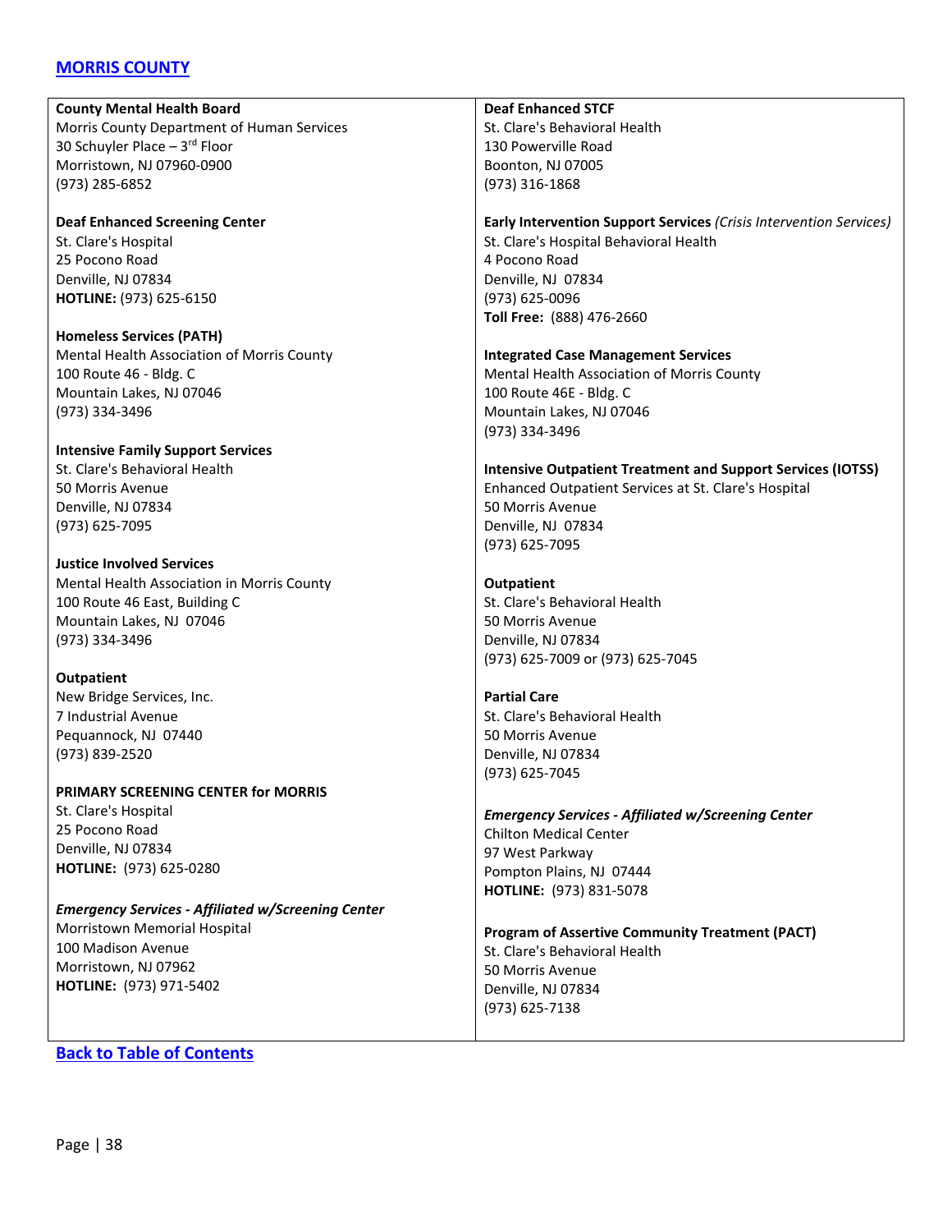## [MORRIS COUNTY]

**County Mental Health Board**
Morris County Department of Human Services
30 Schuyler Place – 3rd Floor
Morristown, NJ 07960-0900
(973) 285-6852

**Deaf Enhanced Screening Center**
St. Clare's Hospital
25 Pocono Road
Denville, NJ 07834
**HOTLINE:** (973) 625-6150

**Homeless Services (PATH)**
Mental Health Association of Morris County
100 Route 46 - Bldg. C
Mountain Lakes, NJ 07046
(973) 334-3496

**Intensive Family Support Services**
St. Clare's Behavioral Health
50 Morris Avenue
Denville, NJ 07834
(973) 625-7095

**Justice Involved Services**
Mental Health Association in Morris County
100 Route 46 East, Building C
Mountain Lakes, NJ 07046
(973) 334-3496

**Outpatient**
New Bridge Services, Inc.
7 Industrial Avenue
Pequannock, NJ 07440
(973) 839-2520

**PRIMARY SCREENING CENTER for MORRIS**
St. Clare's Hospital
25 Pocono Road
Denville, NJ 07834
**HOTLINE:** (973) 625-0280

***Emergency Services - Affiliated w/Screening Center***
Morristown Memorial Hospital
100 Madison Avenue
Morristown, NJ 07962
**HOTLINE:** (973) 971-5402

**Deaf Enhanced STCF**
St. Clare's Behavioral Health
130 Powerville Road
Boonton, NJ 07005
(973) 316-1868

**Early Intervention Support Services** *(Crisis Intervention Services)*
St. Clare's Hospital Behavioral Health
4 Pocono Road
Denville, NJ 07834
(973) 625-0096
**Toll Free:** (888) 476-2660

**Integrated Case Management Services**
Mental Health Association of Morris County
100 Route 46E - Bldg. C
Mountain Lakes, NJ 07046
(973) 334-3496

**Intensive Outpatient Treatment and Support Services (IOTSS)**
Enhanced Outpatient Services at St. Clare's Hospital
50 Morris Avenue
Denville, NJ 07834
(973) 625-7095

**Outpatient**
St. Clare's Behavioral Health
50 Morris Avenue
Denville, NJ 07834
(973) 625-7009 or (973) 625-7045

**Partial Care**
St. Clare's Behavioral Health
50 Morris Avenue
Denville, NJ 07834
(973) 625-7045

***Emergency Services - Affiliated w/Screening Center***
Chilton Medical Center
97 West Parkway
Pompton Plains, NJ 07444
**HOTLINE:** (973) 831-5078

**Program of Assertive Community Treatment (PACT)**
St. Clare's Behavioral Health
50 Morris Avenue
Denville, NJ 07834
(973) 625-7138

[Back to Table of Contents]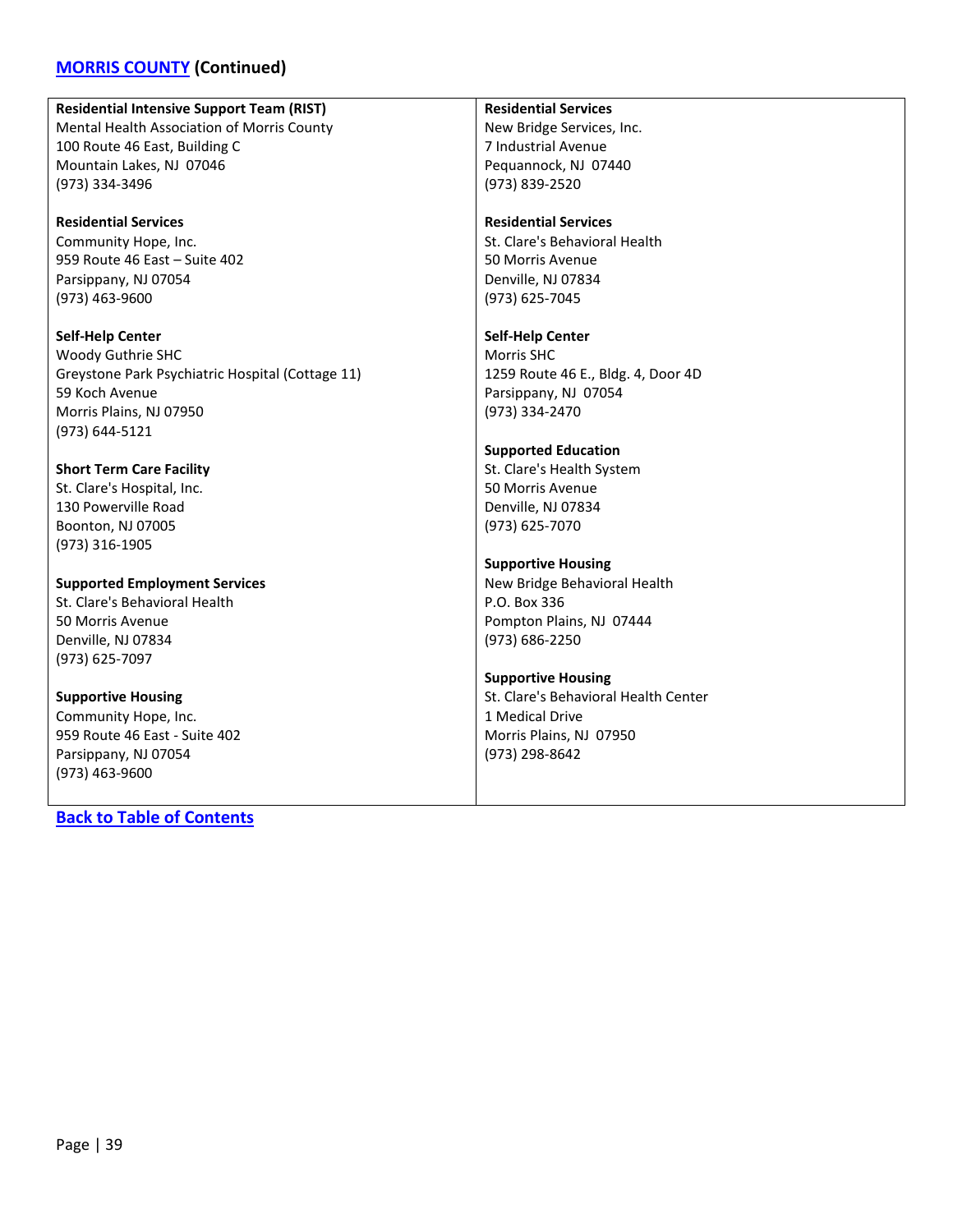## MORRIS COUNTY (Continued)

**Residential Intensive Support Team (RIST)**
Mental Health Association of Morris County
100 Route 46 East, Building C
Mountain Lakes, NJ 07046
(973) 334-3496

**Residential Services**
Community Hope, Inc.
959 Route 46 East – Suite 402
Parsippany, NJ 07054
(973) 463-9600

**Self-Help Center**
Woody Guthrie SHC
Greystone Park Psychiatric Hospital (Cottage 11)
59 Koch Avenue
Morris Plains, NJ 07950
(973) 644-5121

**Short Term Care Facility**
St. Clare's Hospital, Inc.
130 Powerville Road
Boonton, NJ 07005
(973) 316-1905

**Supported Employment Services**
St. Clare's Behavioral Health
50 Morris Avenue
Denville, NJ 07834
(973) 625-7097

**Supportive Housing**
Community Hope, Inc.
959 Route 46 East - Suite 402
Parsippany, NJ 07054
(973) 463-9600

**Residential Services**
New Bridge Services, Inc.
7 Industrial Avenue
Pequannock, NJ 07440
(973) 839-2520

**Residential Services**
St. Clare's Behavioral Health
50 Morris Avenue
Denville, NJ 07834
(973) 625-7045

**Self-Help Center**
Morris SHC
1259 Route 46 E., Bldg. 4, Door 4D
Parsippany, NJ 07054
(973) 334-2470

**Supported Education**
St. Clare's Health System
50 Morris Avenue
Denville, NJ 07834
(973) 625-7070

**Supportive Housing**
New Bridge Behavioral Health
P.O. Box 336
Pompton Plains, NJ 07444
(973) 686-2250

**Supportive Housing**
St. Clare's Behavioral Health Center
1 Medical Drive
Morris Plains, NJ 07950
(973) 298-8642

Back to Table of Contents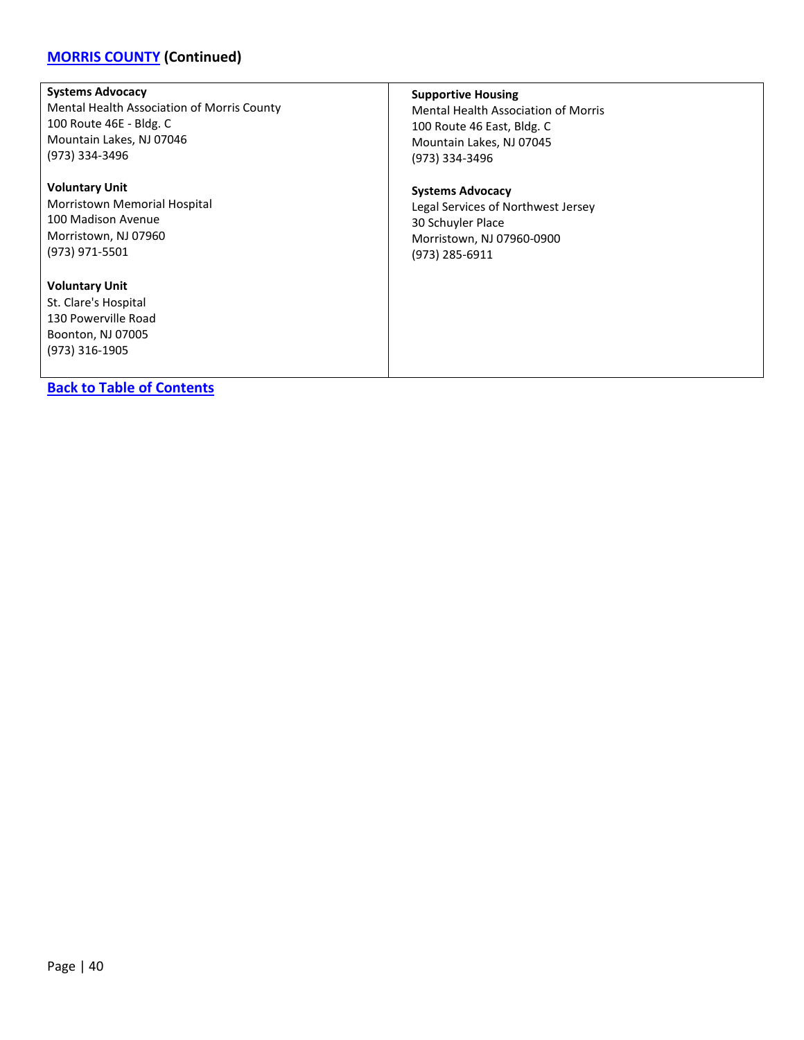## [MORRIS COUNTY](#) (Continued)

**Systems Advocacy**
Mental Health Association of Morris County
100 Route 46E - Bldg. C
Mountain Lakes, NJ 07046
(973) 334-3496

**Voluntary Unit**
Morristown Memorial Hospital
100 Madison Avenue
Morristown, NJ 07960
(973) 971-5501

**Voluntary Unit**
St. Clare's Hospital
130 Powerville Road
Boonton, NJ 07005
(973) 316-1905

**Supportive Housing**
Mental Health Association of Morris
100 Route 46 East, Bldg. C
Mountain Lakes, NJ 07045
(973) 334-3496

**Systems Advocacy**
Legal Services of Northwest Jersey
30 Schuyler Place
Morristown, NJ 07960-0900
(973) 285-6911

[**Back to Table of Contents**](#)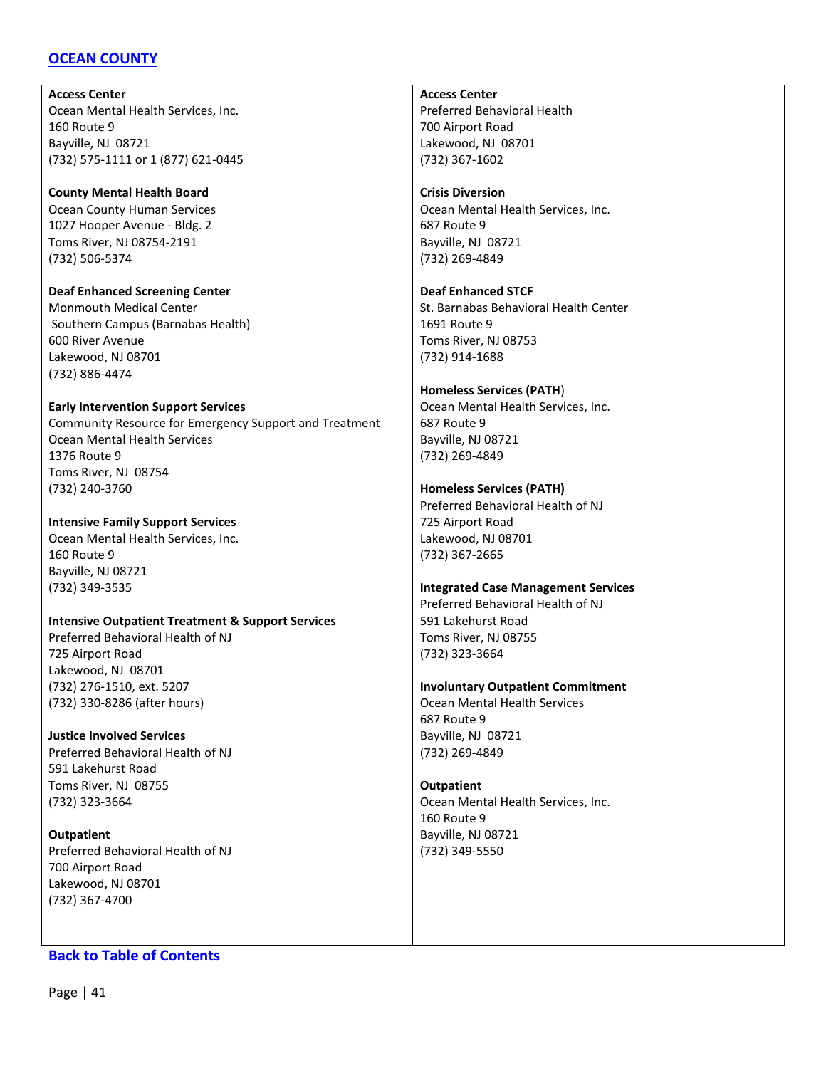## OCEAN COUNTY

**Access Center**
Ocean Mental Health Services, Inc.
160 Route 9
Bayville, NJ 08721
(732) 575-1111 or 1 (877) 621-0445

**County Mental Health Board**
Ocean County Human Services
1027 Hooper Avenue - Bldg. 2
Toms River, NJ 08754-2191
(732) 506-5374

**Deaf Enhanced Screening Center**
Monmouth Medical Center
Southern Campus (Barnabas Health)
600 River Avenue
Lakewood, NJ 08701
(732) 886-4474

**Early Intervention Support Services**
Community Resource for Emergency Support and Treatment
Ocean Mental Health Services
1376 Route 9
Toms River, NJ 08754
(732) 240-3760

**Intensive Family Support Services**
Ocean Mental Health Services, Inc.
160 Route 9
Bayville, NJ 08721
(732) 349-3535

**Intensive Outpatient Treatment & Support Services**
Preferred Behavioral Health of NJ
725 Airport Road
Lakewood, NJ 08701
(732) 276-1510, ext. 5207
(732) 330-8286 (after hours)

**Justice Involved Services**
Preferred Behavioral Health of NJ
591 Lakehurst Road
Toms River, NJ 08755
(732) 323-3664

**Outpatient**
Preferred Behavioral Health of NJ
700 Airport Road
Lakewood, NJ 08701
(732) 367-4700

**Access Center**
Preferred Behavioral Health
700 Airport Road
Lakewood, NJ 08701
(732) 367-1602

**Crisis Diversion**
Ocean Mental Health Services, Inc.
687 Route 9
Bayville, NJ 08721
(732) 269-4849

**Deaf Enhanced STCF**
St. Barnabas Behavioral Health Center
1691 Route 9
Toms River, NJ 08753
(732) 914-1688

**Homeless Services (PATH)**
Ocean Mental Health Services, Inc.
687 Route 9
Bayville, NJ 08721
(732) 269-4849

**Homeless Services (PATH)**
Preferred Behavioral Health of NJ
725 Airport Road
Lakewood, NJ 08701
(732) 367-2665

**Integrated Case Management Services**
Preferred Behavioral Health of NJ
591 Lakehurst Road
Toms River, NJ 08755
(732) 323-3664

**Involuntary Outpatient Commitment**
Ocean Mental Health Services
687 Route 9
Bayville, NJ 08721
(732) 269-4849

**Outpatient**
Ocean Mental Health Services, Inc.
160 Route 9
Bayville, NJ 08721
(732) 349-5550

Back to Table of Contents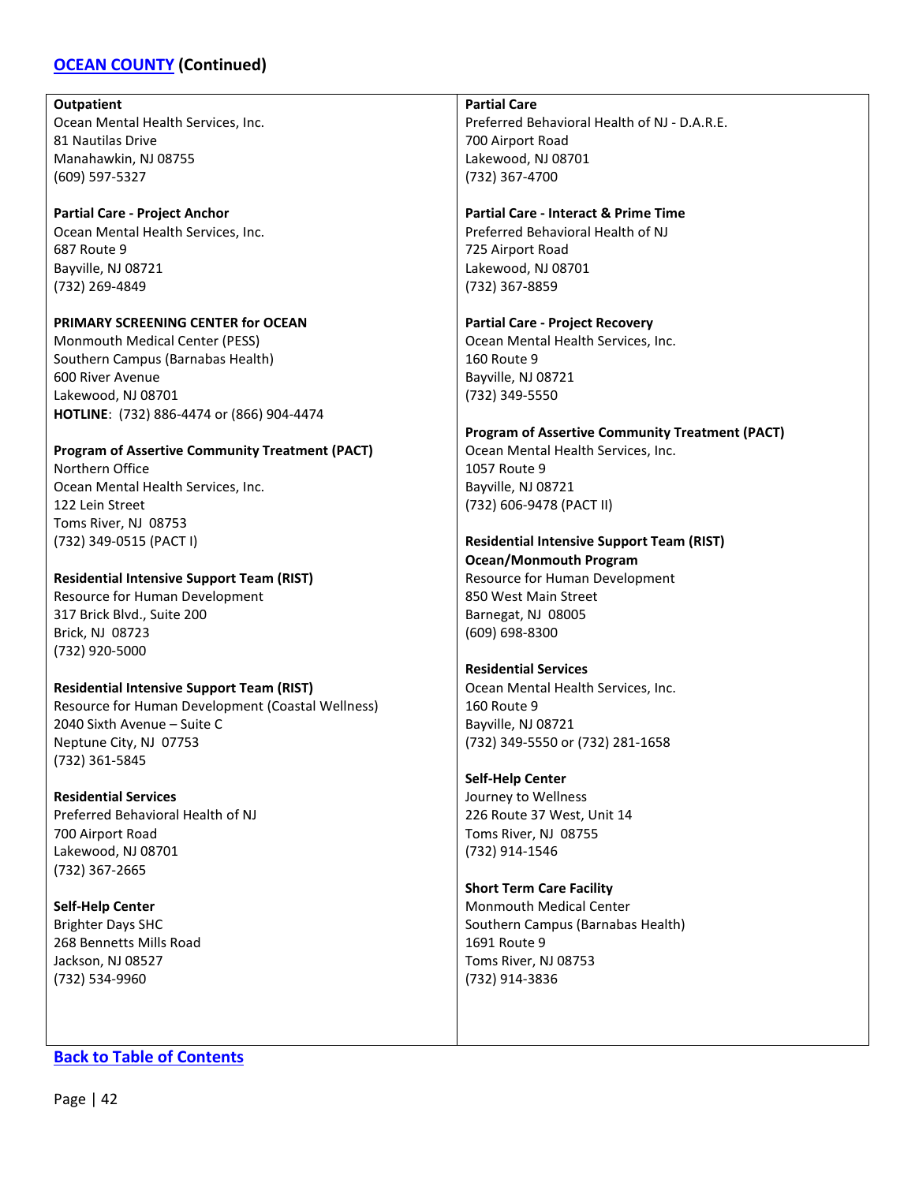## [OCEAN COUNTY](#) (Continued)

**Outpatient**
Ocean Mental Health Services, Inc.
81 Nautilas Drive
Manahawkin, NJ 08755
(609) 597-5327

**Partial Care - Project Anchor**
Ocean Mental Health Services, Inc.
687 Route 9
Bayville, NJ 08721
(732) 269-4849

**PRIMARY SCREENING CENTER for OCEAN**
Monmouth Medical Center (PESS)
Southern Campus (Barnabas Health)
600 River Avenue
Lakewood, NJ 08701
**HOTLINE**: (732) 886-4474 or (866) 904-4474

**Program of Assertive Community Treatment (PACT)**
Northern Office
Ocean Mental Health Services, Inc.
122 Lein Street
Toms River, NJ 08753
(732) 349-0515 (PACT I)

**Residential Intensive Support Team (RIST)**
Resource for Human Development
317 Brick Blvd., Suite 200
Brick, NJ 08723
(732) 920-5000

**Residential Intensive Support Team (RIST)**
Resource for Human Development (Coastal Wellness)
2040 Sixth Avenue – Suite C
Neptune City, NJ 07753
(732) 361-5845

**Residential Services**
Preferred Behavioral Health of NJ
700 Airport Road
Lakewood, NJ 08701
(732) 367-2665

**Self-Help Center**
Brighter Days SHC
268 Bennetts Mills Road
Jackson, NJ 08527
(732) 534-9960

**Partial Care**
Preferred Behavioral Health of NJ - D.A.R.E.
700 Airport Road
Lakewood, NJ 08701
(732) 367-4700

**Partial Care - Interact & Prime Time**
Preferred Behavioral Health of NJ
725 Airport Road
Lakewood, NJ 08701
(732) 367-8859

**Partial Care - Project Recovery**
Ocean Mental Health Services, Inc.
160 Route 9
Bayville, NJ 08721
(732) 349-5550

**Program of Assertive Community Treatment (PACT)**
Ocean Mental Health Services, Inc.
1057 Route 9
Bayville, NJ 08721
(732) 606-9478 (PACT II)

**Residential Intensive Support Team (RIST)**
**Ocean/Monmouth Program**
Resource for Human Development
850 West Main Street
Barnegat, NJ 08005
(609) 698-8300

**Residential Services**
Ocean Mental Health Services, Inc.
160 Route 9
Bayville, NJ 08721
(732) 349-5550 or (732) 281-1658

**Self-Help Center**
Journey to Wellness
226 Route 37 West, Unit 14
Toms River, NJ 08755
(732) 914-1546

**Short Term Care Facility**
Monmouth Medical Center
Southern Campus (Barnabas Health)
1691 Route 9
Toms River, NJ 08753
(732) 914-3836

[Back to Table of Contents](#)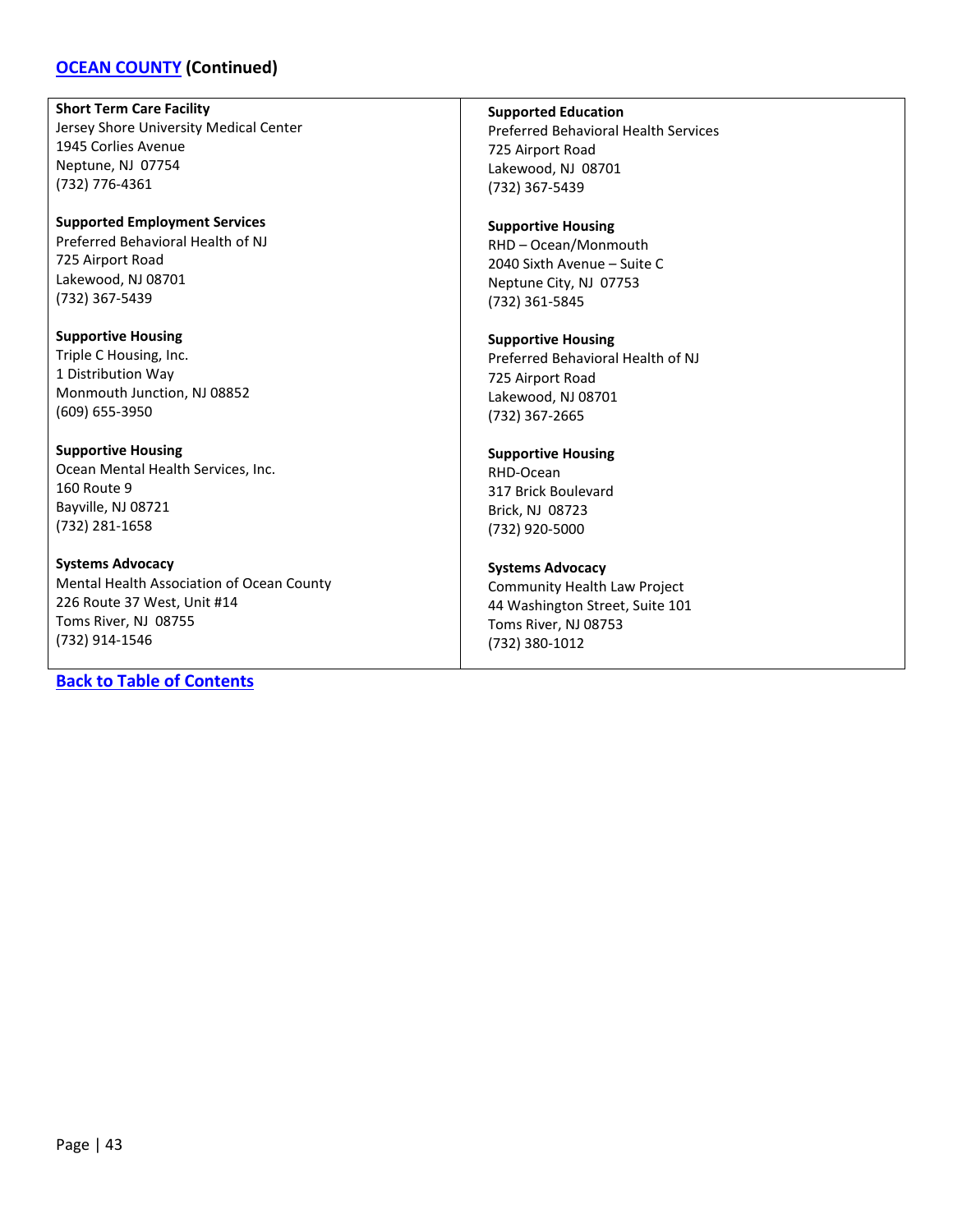## [OCEAN COUNTY](#) (Continued)

**Short Term Care Facility**
Jersey Shore University Medical Center
1945 Corlies Avenue
Neptune, NJ 07754
(732) 776-4361

**Supported Employment Services**
Preferred Behavioral Health of NJ
725 Airport Road
Lakewood, NJ 08701
(732) 367-5439

**Supportive Housing**
Triple C Housing, Inc.
1 Distribution Way
Monmouth Junction, NJ 08852
(609) 655-3950

**Supportive Housing**
Ocean Mental Health Services, Inc.
160 Route 9
Bayville, NJ 08721
(732) 281-1658

**Systems Advocacy**
Mental Health Association of Ocean County
226 Route 37 West, Unit #14
Toms River, NJ 08755
(732) 914-1546

**Supported Education**
Preferred Behavioral Health Services
725 Airport Road
Lakewood, NJ 08701
(732) 367-5439

**Supportive Housing**
RHD – Ocean/Monmouth
2040 Sixth Avenue – Suite C
Neptune City, NJ 07753
(732) 361-5845

**Supportive Housing**
Preferred Behavioral Health of NJ
725 Airport Road
Lakewood, NJ 08701
(732) 367-2665

**Supportive Housing**
RHD-Ocean
317 Brick Boulevard
Brick, NJ 08723
(732) 920-5000

**Systems Advocacy**
Community Health Law Project
44 Washington Street, Suite 101
Toms River, NJ 08753
(732) 380-1012

**[Back to Table of Contents](#)**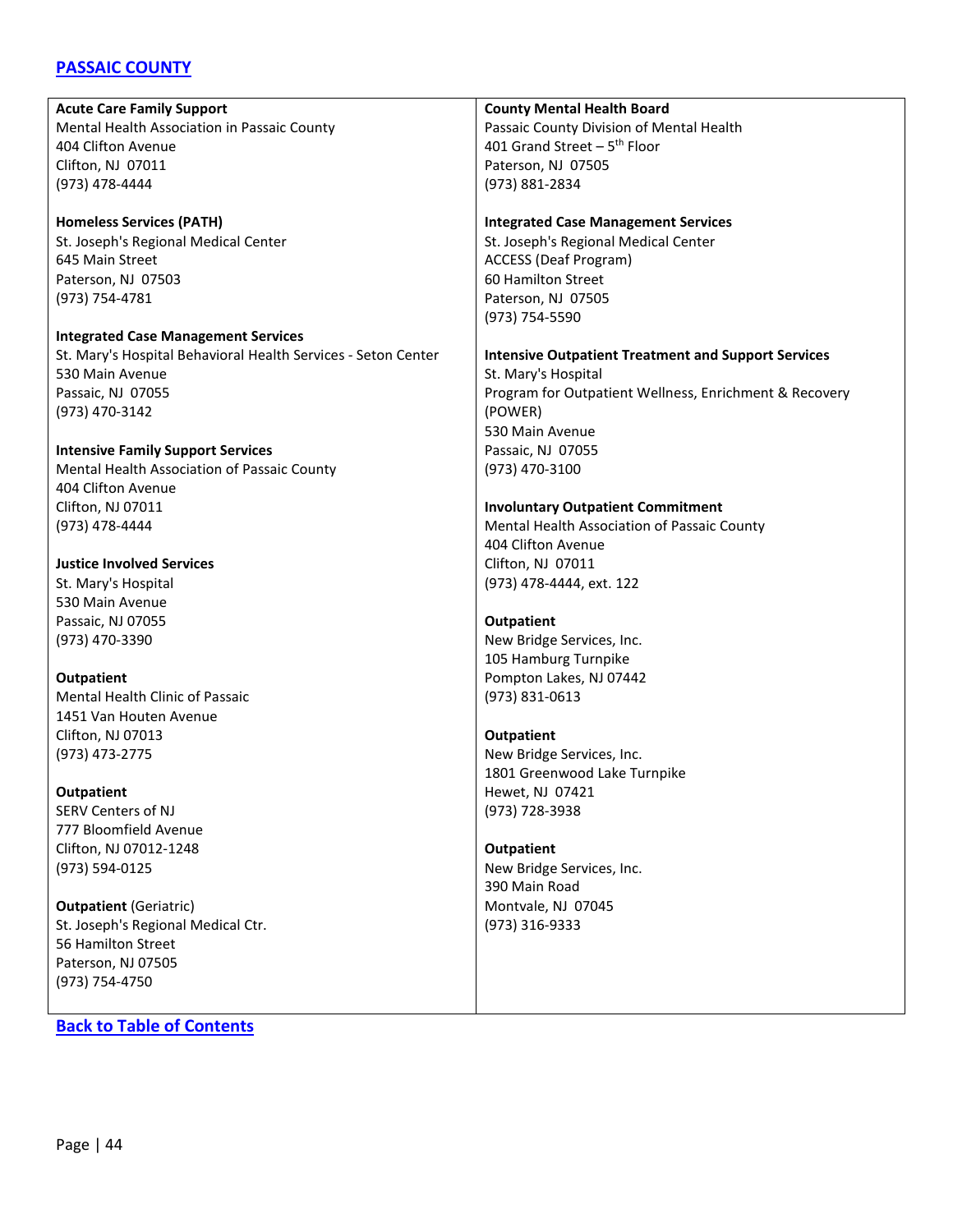## [PASSAIC COUNTY]

**Acute Care Family Support**
Mental Health Association in Passaic County
404 Clifton Avenue
Clifton, NJ 07011
(973) 478-4444

**Homeless Services (PATH)**
St. Joseph's Regional Medical Center
645 Main Street
Paterson, NJ 07503
(973) 754-4781

**Integrated Case Management Services**
St. Mary's Hospital Behavioral Health Services - Seton Center
530 Main Avenue
Passaic, NJ 07055
(973) 470-3142

**Intensive Family Support Services**
Mental Health Association of Passaic County
404 Clifton Avenue
Clifton, NJ 07011
(973) 478-4444

**Justice Involved Services**
St. Mary's Hospital
530 Main Avenue
Passaic, NJ 07055
(973) 470-3390

**Outpatient**
Mental Health Clinic of Passaic
1451 Van Houten Avenue
Clifton, NJ 07013
(973) 473-2775

**Outpatient**
SERV Centers of NJ
777 Bloomfield Avenue
Clifton, NJ 07012-1248
(973) 594-0125

**Outpatient** (Geriatric)
St. Joseph's Regional Medical Ctr.
56 Hamilton Street
Paterson, NJ 07505
(973) 754-4750

**County Mental Health Board**
Passaic County Division of Mental Health
401 Grand Street – 5th Floor
Paterson, NJ 07505
(973) 881-2834

**Integrated Case Management Services**
St. Joseph's Regional Medical Center
ACCESS (Deaf Program)
60 Hamilton Street
Paterson, NJ 07505
(973) 754-5590

**Intensive Outpatient Treatment and Support Services**
St. Mary's Hospital
Program for Outpatient Wellness, Enrichment & Recovery (POWER)
530 Main Avenue
Passaic, NJ 07055
(973) 470-3100

**Involuntary Outpatient Commitment**
Mental Health Association of Passaic County
404 Clifton Avenue
Clifton, NJ 07011
(973) 478-4444, ext. 122

**Outpatient**
New Bridge Services, Inc.
105 Hamburg Turnpike
Pompton Lakes, NJ 07442
(973) 831-0613

**Outpatient**
New Bridge Services, Inc.
1801 Greenwood Lake Turnpike
Hewet, NJ 07421
(973) 728-3938

**Outpatient**
New Bridge Services, Inc.
390 Main Road
Montvale, NJ 07045
(973) 316-9333

**[Back to Table of Contents]**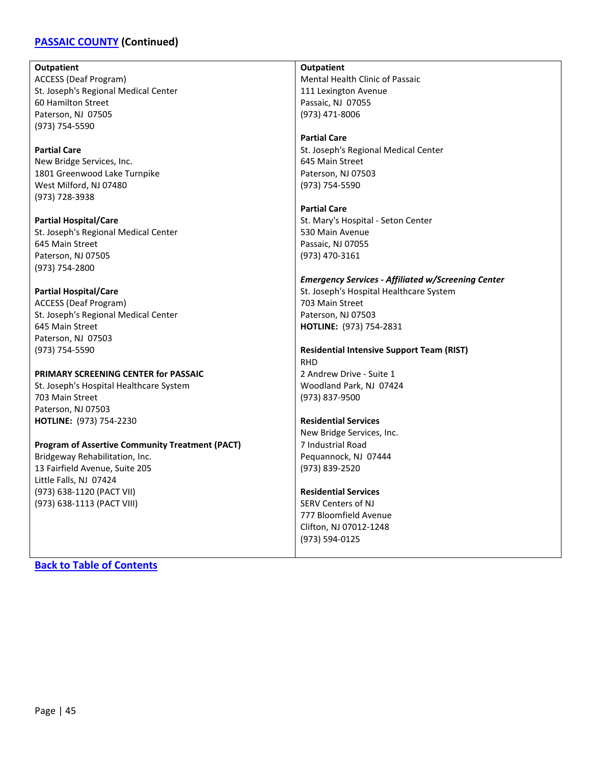## PASSAIC COUNTY (Continued)

**Outpatient**
ACCESS (Deaf Program)
St. Joseph's Regional Medical Center
60 Hamilton Street
Paterson, NJ 07505
(973) 754-5590

**Partial Care**
New Bridge Services, Inc.
1801 Greenwood Lake Turnpike
West Milford, NJ 07480
(973) 728-3938

**Partial Hospital/Care**
St. Joseph's Regional Medical Center
645 Main Street
Paterson, NJ 07505
(973) 754-2800

**Partial Hospital/Care**
ACCESS (Deaf Program)
St. Joseph's Regional Medical Center
645 Main Street
Paterson, NJ 07503
(973) 754-5590

**PRIMARY SCREENING CENTER for PASSAIC**
St. Joseph's Hospital Healthcare System
703 Main Street
Paterson, NJ 07503
**HOTLINE:** (973) 754-2230

**Program of Assertive Community Treatment (PACT)**
Bridgeway Rehabilitation, Inc.
13 Fairfield Avenue, Suite 205
Little Falls, NJ 07424
(973) 638-1120 (PACT VII)
(973) 638-1113 (PACT VIII)

**Outpatient**
Mental Health Clinic of Passaic
111 Lexington Avenue
Passaic, NJ 07055
(973) 471-8006

**Partial Care**
St. Joseph's Regional Medical Center
645 Main Street
Paterson, NJ 07503
(973) 754-5590

**Partial Care**
St. Mary's Hospital - Seton Center
530 Main Avenue
Passaic, NJ 07055
(973) 470-3161

***Emergency Services - Affiliated w/Screening Center***
St. Joseph's Hospital Healthcare System
703 Main Street
Paterson, NJ 07503
**HOTLINE:** (973) 754-2831

**Residential Intensive Support Team (RIST)**
RHD
2 Andrew Drive - Suite 1
Woodland Park, NJ 07424
(973) 837-9500

**Residential Services**
New Bridge Services, Inc.
7 Industrial Road
Pequannock, NJ 07444
(973) 839-2520

**Residential Services**
SERV Centers of NJ
777 Bloomfield Avenue
Clifton, NJ 07012-1248
(973) 594-0125

Back to Table of Contents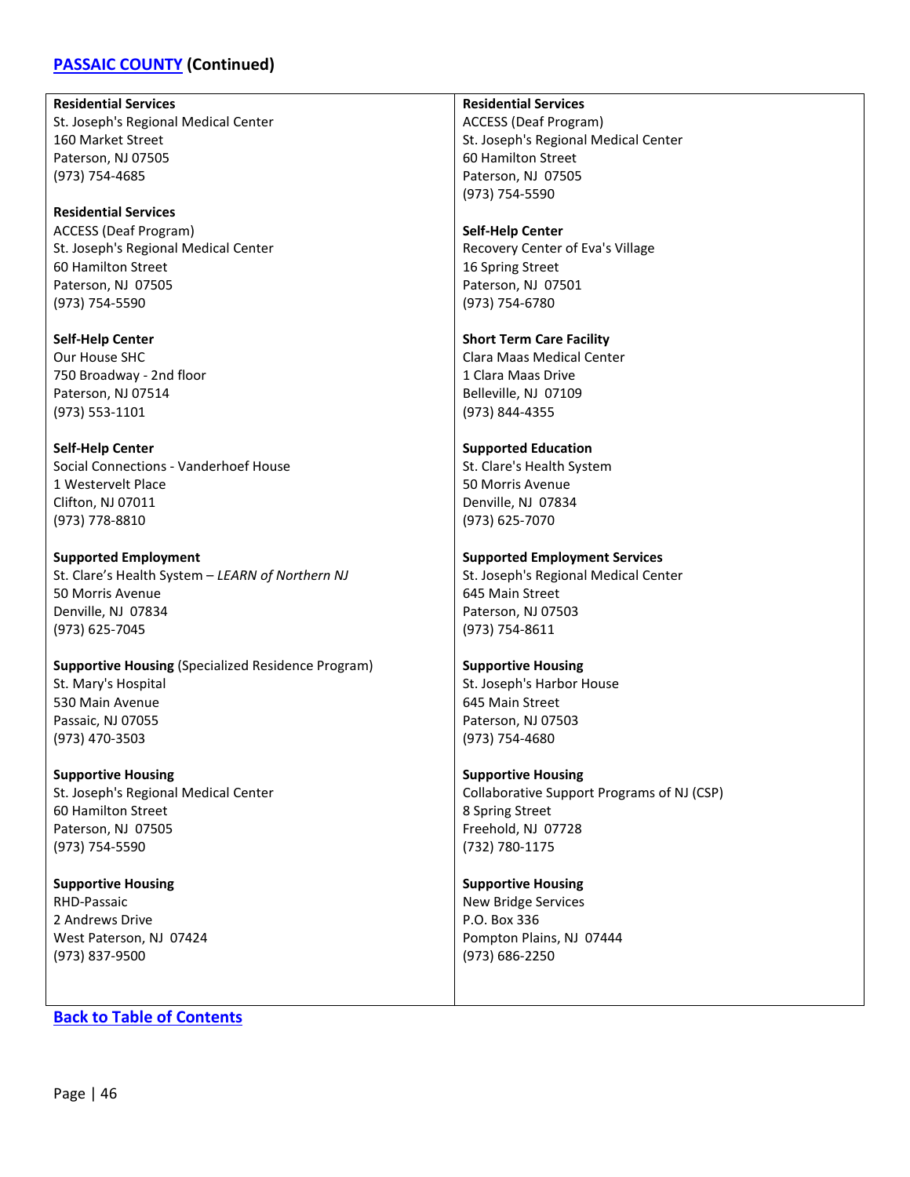## PASSAIC COUNTY (Continued)

**Residential Services**
St. Joseph's Regional Medical Center
160 Market Street
Paterson, NJ 07505
(973) 754-4685

**Residential Services**
ACCESS (Deaf Program)
St. Joseph's Regional Medical Center
60 Hamilton Street
Paterson, NJ 07505
(973) 754-5590

**Self-Help Center**
Our House SHC
750 Broadway - 2nd floor
Paterson, NJ 07514
(973) 553-1101

**Self-Help Center**
Social Connections - Vanderhoef House
1 Westervelt Place
Clifton, NJ 07011
(973) 778-8810

**Supported Employment**
St. Clare's Health System – *LEARN of Northern NJ*
50 Morris Avenue
Denville, NJ 07834
(973) 625-7045

**Supportive Housing** (Specialized Residence Program)
St. Mary's Hospital
530 Main Avenue
Passaic, NJ 07055
(973) 470-3503

**Supportive Housing**
St. Joseph's Regional Medical Center
60 Hamilton Street
Paterson, NJ 07505
(973) 754-5590

**Supportive Housing**
RHD-Passaic
2 Andrews Drive
West Paterson, NJ 07424
(973) 837-9500

**Residential Services**
ACCESS (Deaf Program)
St. Joseph's Regional Medical Center
60 Hamilton Street
Paterson, NJ 07505
(973) 754-5590

**Self-Help Center**
Recovery Center of Eva's Village
16 Spring Street
Paterson, NJ 07501
(973) 754-6780

**Short Term Care Facility**
Clara Maas Medical Center
1 Clara Maas Drive
Belleville, NJ 07109
(973) 844-4355

**Supported Education**
St. Clare's Health System
50 Morris Avenue
Denville, NJ 07834
(973) 625-7070

**Supported Employment Services**
St. Joseph's Regional Medical Center
645 Main Street
Paterson, NJ 07503
(973) 754-8611

**Supportive Housing**
St. Joseph's Harbor House
645 Main Street
Paterson, NJ 07503
(973) 754-4680

**Supportive Housing**
Collaborative Support Programs of NJ (CSP)
8 Spring Street
Freehold, NJ 07728
(732) 780-1175

**Supportive Housing**
New Bridge Services
P.O. Box 336
Pompton Plains, NJ 07444
(973) 686-2250

**Back to Table of Contents**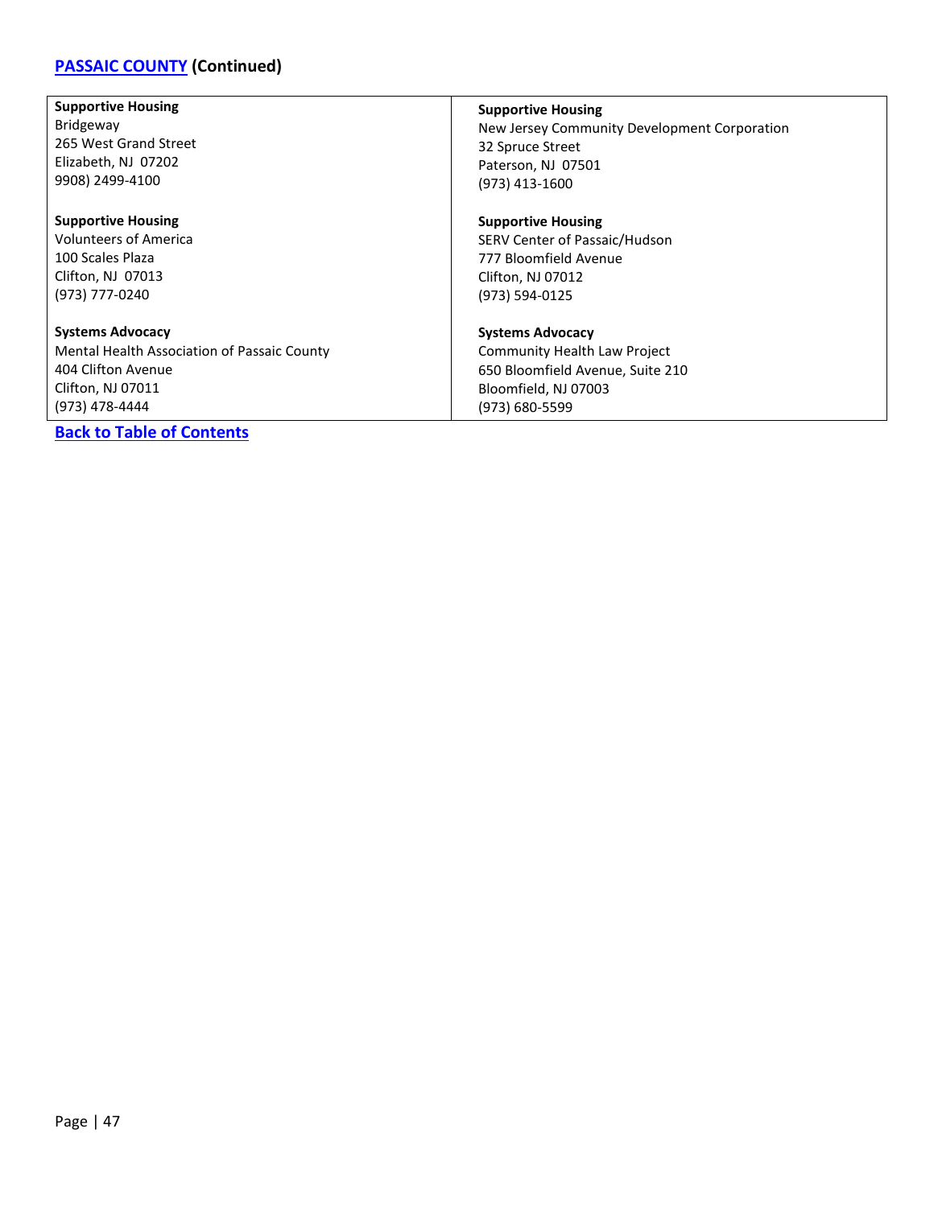## PASSAIC COUNTY (Continued)

**Supportive Housing**
Bridgeway
265 West Grand Street
Elizabeth, NJ 07202
9908) 2499-4100

**Supportive Housing**
Volunteers of America
100 Scales Plaza
Clifton, NJ 07013
(973) 777-0240

**Systems Advocacy**
Mental Health Association of Passaic County
404 Clifton Avenue
Clifton, NJ 07011
(973) 478-4444

**Supportive Housing**
New Jersey Community Development Corporation
32 Spruce Street
Paterson, NJ 07501
(973) 413-1600

**Supportive Housing**
SERV Center of Passaic/Hudson
777 Bloomfield Avenue
Clifton, NJ 07012
(973) 594-0125

**Systems Advocacy**
Community Health Law Project
650 Bloomfield Avenue, Suite 210
Bloomfield, NJ 07003
(973) 680-5599

**Back to Table of Contents**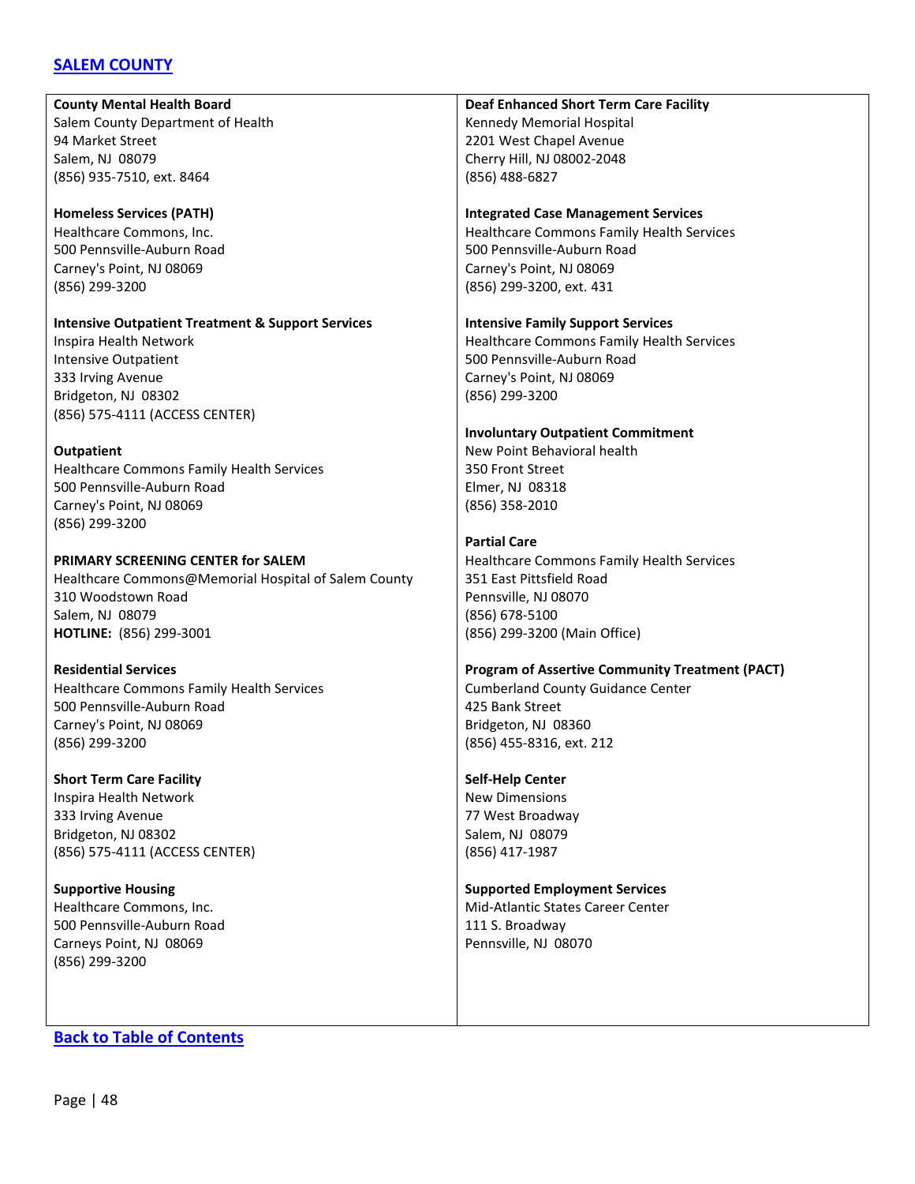## [SALEM COUNTY]

**County Mental Health Board**
Salem County Department of Health
94 Market Street
Salem, NJ 08079
(856) 935-7510, ext. 8464

**Homeless Services (PATH)**
Healthcare Commons, Inc.
500 Pennsville-Auburn Road
Carney's Point, NJ 08069
(856) 299-3200

**Intensive Outpatient Treatment & Support Services**
Inspira Health Network
Intensive Outpatient
333 Irving Avenue
Bridgeton, NJ 08302
(856) 575-4111 (ACCESS CENTER)

**Outpatient**
Healthcare Commons Family Health Services
500 Pennsville-Auburn Road
Carney's Point, NJ 08069
(856) 299-3200

**PRIMARY SCREENING CENTER for SALEM**
Healthcare Commons@Memorial Hospital of Salem County
310 Woodstown Road
Salem, NJ 08079
**HOTLINE:** (856) 299-3001

**Residential Services**
Healthcare Commons Family Health Services
500 Pennsville-Auburn Road
Carney's Point, NJ 08069
(856) 299-3200

**Short Term Care Facility**
Inspira Health Network
333 Irving Avenue
Bridgeton, NJ 08302
(856) 575-4111 (ACCESS CENTER)

**Supportive Housing**
Healthcare Commons, Inc.
500 Pennsville-Auburn Road
Carneys Point, NJ 08069
(856) 299-3200

**Deaf Enhanced Short Term Care Facility**
Kennedy Memorial Hospital
2201 West Chapel Avenue
Cherry Hill, NJ 08002-2048
(856) 488-6827

**Integrated Case Management Services**
Healthcare Commons Family Health Services
500 Pennsville-Auburn Road
Carney's Point, NJ 08069
(856) 299-3200, ext. 431

**Intensive Family Support Services**
Healthcare Commons Family Health Services
500 Pennsville-Auburn Road
Carney's Point, NJ 08069
(856) 299-3200

**Involuntary Outpatient Commitment**
New Point Behavioral health
350 Front Street
Elmer, NJ 08318
(856) 358-2010

**Partial Care**
Healthcare Commons Family Health Services
351 East Pittsfield Road
Pennsville, NJ 08070
(856) 678-5100
(856) 299-3200 (Main Office)

**Program of Assertive Community Treatment (PACT)**
Cumberland County Guidance Center
425 Bank Street
Bridgeton, NJ 08360
(856) 455-8316, ext. 212

**Self-Help Center**
New Dimensions
77 West Broadway
Salem, NJ 08079
(856) 417-1987

**Supported Employment Services**
Mid-Atlantic States Career Center
111 S. Broadway
Pennsville, NJ 08070

[Back to Table of Contents]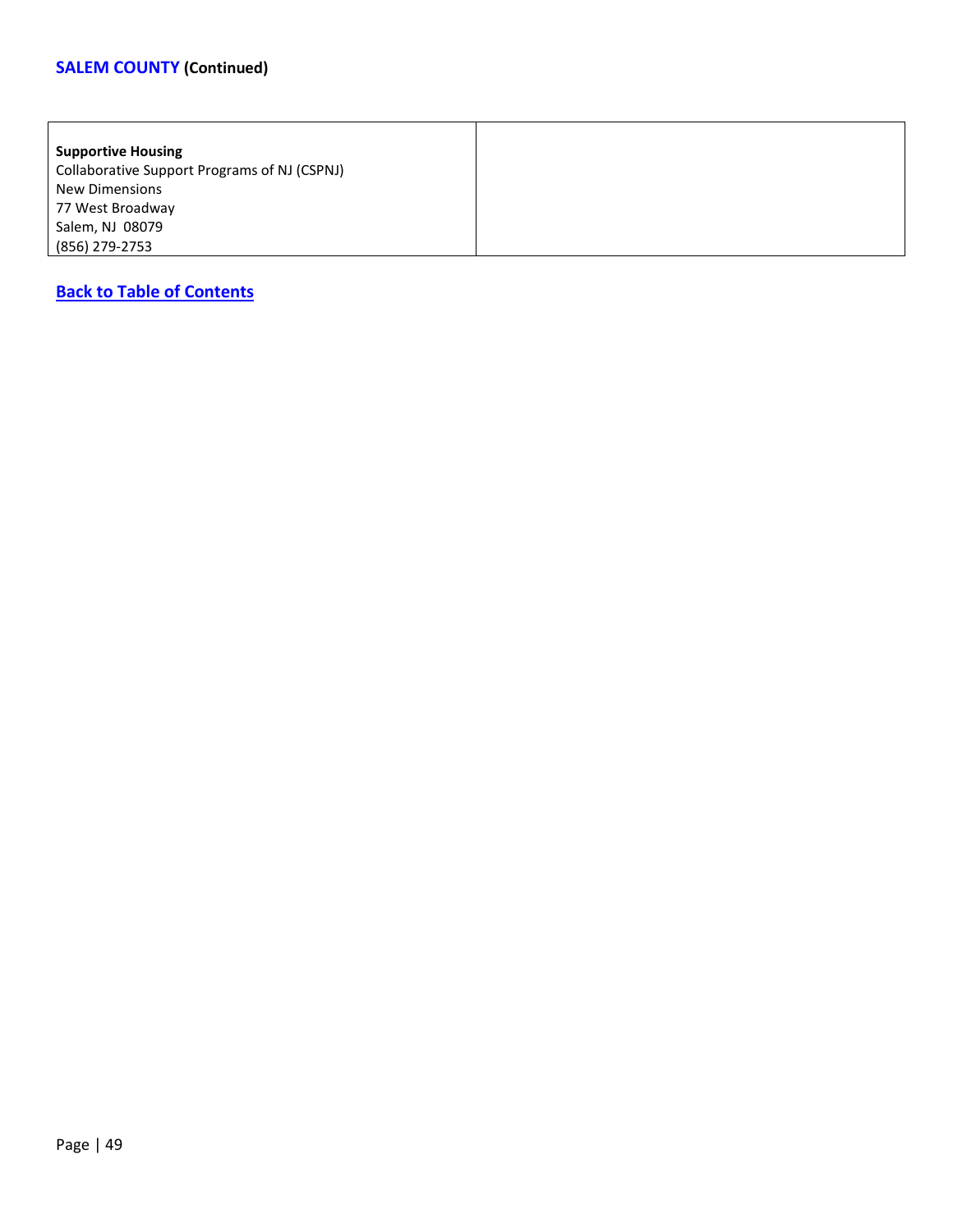## SALEM COUNTY (Continued)

| | |
|---|---|
| **Supportive Housing**<br>Collaborative Support Programs of NJ (CSPNJ)<br>New Dimensions<br>77 West Broadway<br>Salem, NJ 08079<br>(856) 279-2753 | |

**Back to Table of Contents**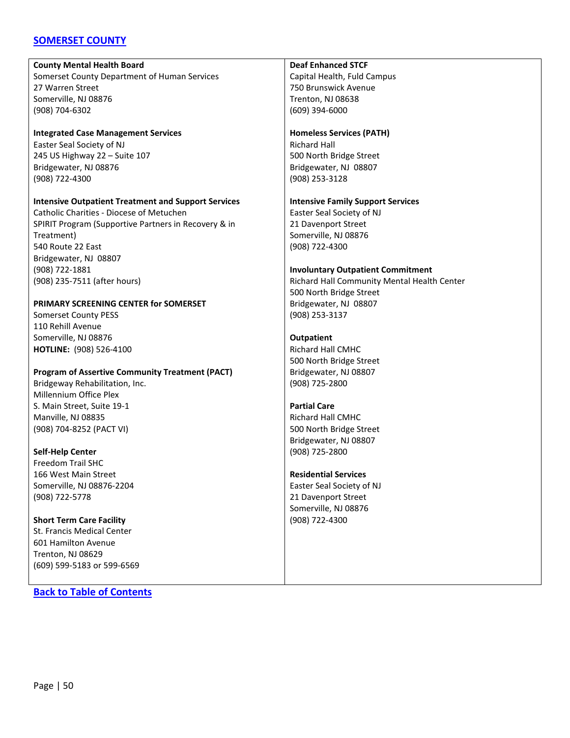## [SOMERSET COUNTY]

**County Mental Health Board**
Somerset County Department of Human Services
27 Warren Street
Somerville, NJ 08876
(908) 704-6302

**Integrated Case Management Services**
Easter Seal Society of NJ
245 US Highway 22 – Suite 107
Bridgewater, NJ 08876
(908) 722-4300

**Intensive Outpatient Treatment and Support Services**
Catholic Charities - Diocese of Metuchen
SPIRIT Program (Supportive Partners in Recovery & in Treatment)
540 Route 22 East
Bridgewater, NJ 08807
(908) 722-1881
(908) 235-7511 (after hours)

**PRIMARY SCREENING CENTER for SOMERSET**
Somerset County PESS
110 Rehill Avenue
Somerville, NJ 08876
**HOTLINE:** (908) 526-4100

**Program of Assertive Community Treatment (PACT)**
Bridgeway Rehabilitation, Inc.
Millennium Office Plex
S. Main Street, Suite 19-1
Manville, NJ 08835
(908) 704-8252 (PACT VI)

**Self-Help Center**
Freedom Trail SHC
166 West Main Street
Somerville, NJ 08876-2204
(908) 722-5778

**Short Term Care Facility**
St. Francis Medical Center
601 Hamilton Avenue
Trenton, NJ 08629
(609) 599-5183 or 599-6569

**Deaf Enhanced STCF**
Capital Health, Fuld Campus
750 Brunswick Avenue
Trenton, NJ 08638
(609) 394-6000

**Homeless Services (PATH)**
Richard Hall
500 North Bridge Street
Bridgewater, NJ 08807
(908) 253-3128

**Intensive Family Support Services**
Easter Seal Society of NJ
21 Davenport Street
Somerville, NJ 08876
(908) 722-4300

**Involuntary Outpatient Commitment**
Richard Hall Community Mental Health Center
500 North Bridge Street
Bridgewater, NJ 08807
(908) 253-3137

**Outpatient**
Richard Hall CMHC
500 North Bridge Street
Bridgewater, NJ 08807
(908) 725-2800

**Partial Care**
Richard Hall CMHC
500 North Bridge Street
Bridgewater, NJ 08807
(908) 725-2800

**Residential Services**
Easter Seal Society of NJ
21 Davenport Street
Somerville, NJ 08876
(908) 722-4300

[Back to Table of Contents]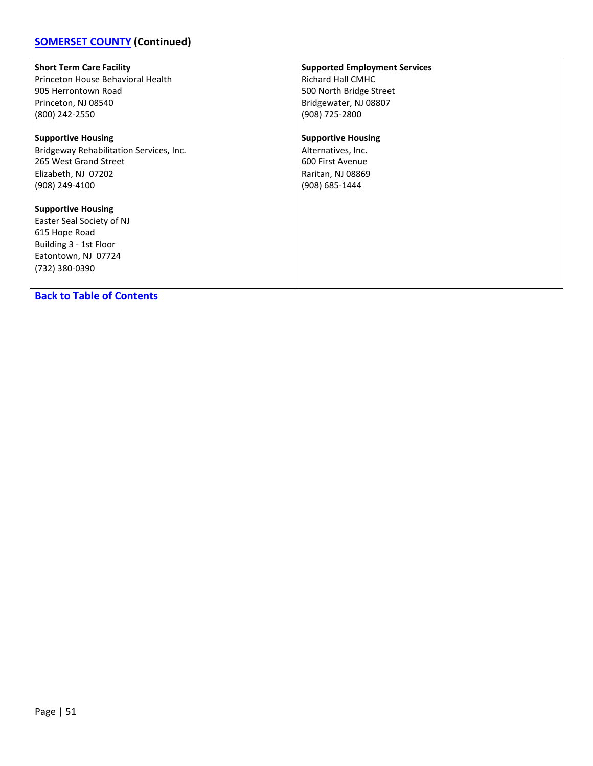## SOMERSET COUNTY (Continued)

**Short Term Care Facility**
Princeton House Behavioral Health
905 Herrontown Road
Princeton, NJ 08540
(800) 242-2550

**Supportive Housing**
Bridgeway Rehabilitation Services, Inc.
265 West Grand Street
Elizabeth, NJ 07202
(908) 249-4100

**Supportive Housing**
Easter Seal Society of NJ
615 Hope Road
Building 3 - 1st Floor
Eatontown, NJ 07724
(732) 380-0390

**Supported Employment Services**
Richard Hall CMHC
500 North Bridge Street
Bridgewater, NJ 08807
(908) 725-2800

**Supportive Housing**
Alternatives, Inc.
600 First Avenue
Raritan, NJ 08869
(908) 685-1444

**Back to Table of Contents**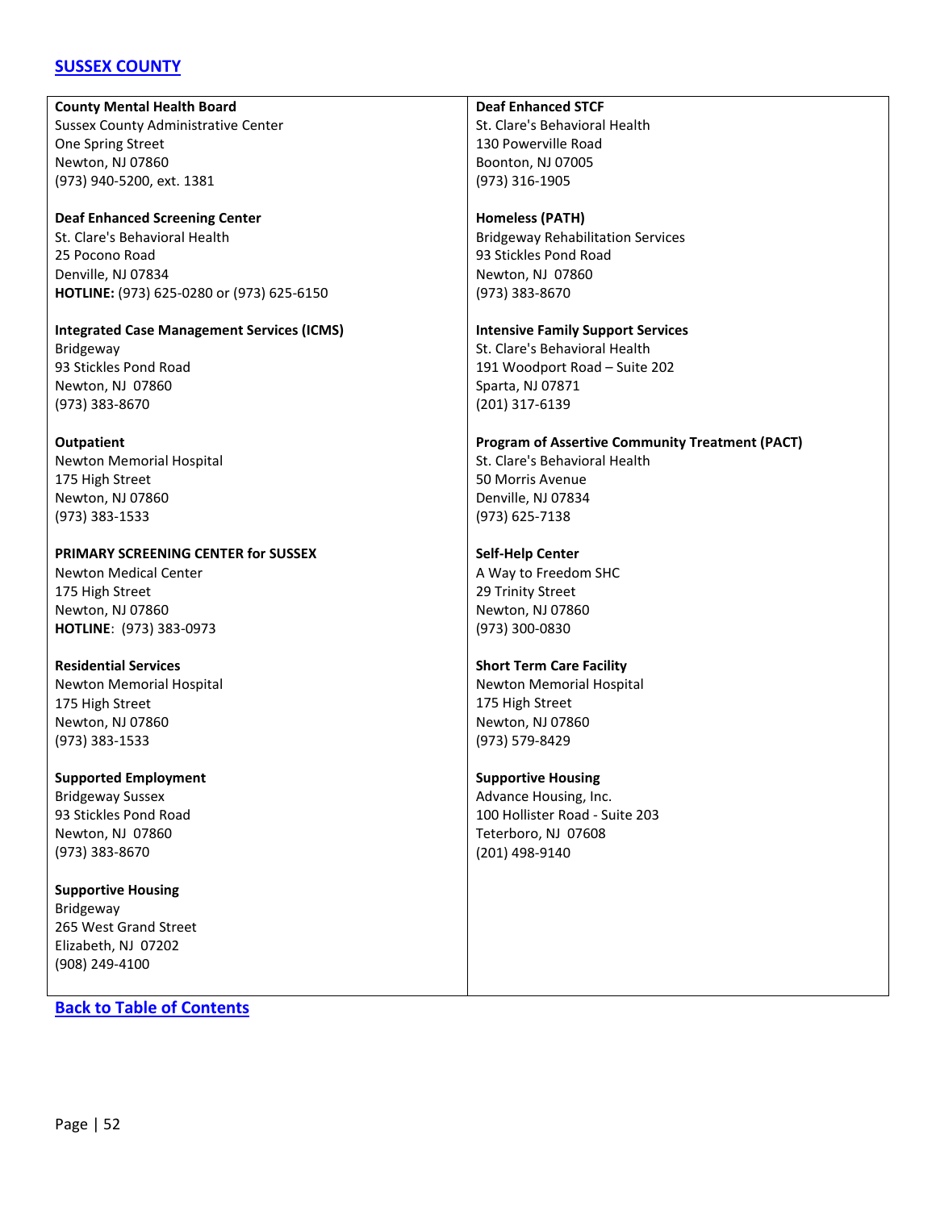## [SUSSEX COUNTY]

**County Mental Health Board**
Sussex County Administrative Center
One Spring Street
Newton, NJ 07860
(973) 940-5200, ext. 1381

**Deaf Enhanced Screening Center**
St. Clare's Behavioral Health
25 Pocono Road
Denville, NJ 07834
**HOTLINE:** (973) 625-0280 or (973) 625-6150

**Integrated Case Management Services (ICMS)**
Bridgeway
93 Stickles Pond Road
Newton, NJ 07860
(973) 383-8670

**Outpatient**
Newton Memorial Hospital
175 High Street
Newton, NJ 07860
(973) 383-1533

**PRIMARY SCREENING CENTER for SUSSEX**
Newton Medical Center
175 High Street
Newton, NJ 07860
**HOTLINE**: (973) 383-0973

**Residential Services**
Newton Memorial Hospital
175 High Street
Newton, NJ 07860
(973) 383-1533

**Supported Employment**
Bridgeway Sussex
93 Stickles Pond Road
Newton, NJ 07860
(973) 383-8670

**Supportive Housing**
Bridgeway
265 West Grand Street
Elizabeth, NJ 07202
(908) 249-4100

**Deaf Enhanced STCF**
St. Clare's Behavioral Health
130 Powerville Road
Boonton, NJ 07005
(973) 316-1905

**Homeless (PATH)**
Bridgeway Rehabilitation Services
93 Stickles Pond Road
Newton, NJ 07860
(973) 383-8670

**Intensive Family Support Services**
St. Clare's Behavioral Health
191 Woodport Road – Suite 202
Sparta, NJ 07871
(201) 317-6139

**Program of Assertive Community Treatment (PACT)**
St. Clare's Behavioral Health
50 Morris Avenue
Denville, NJ 07834
(973) 625-7138

**Self-Help Center**
A Way to Freedom SHC
29 Trinity Street
Newton, NJ 07860
(973) 300-0830

**Short Term Care Facility**
Newton Memorial Hospital
175 High Street
Newton, NJ 07860
(973) 579-8429

**Supportive Housing**
Advance Housing, Inc.
100 Hollister Road - Suite 203
Teterboro, NJ 07608
(201) 498-9140

**Back to Table of Contents**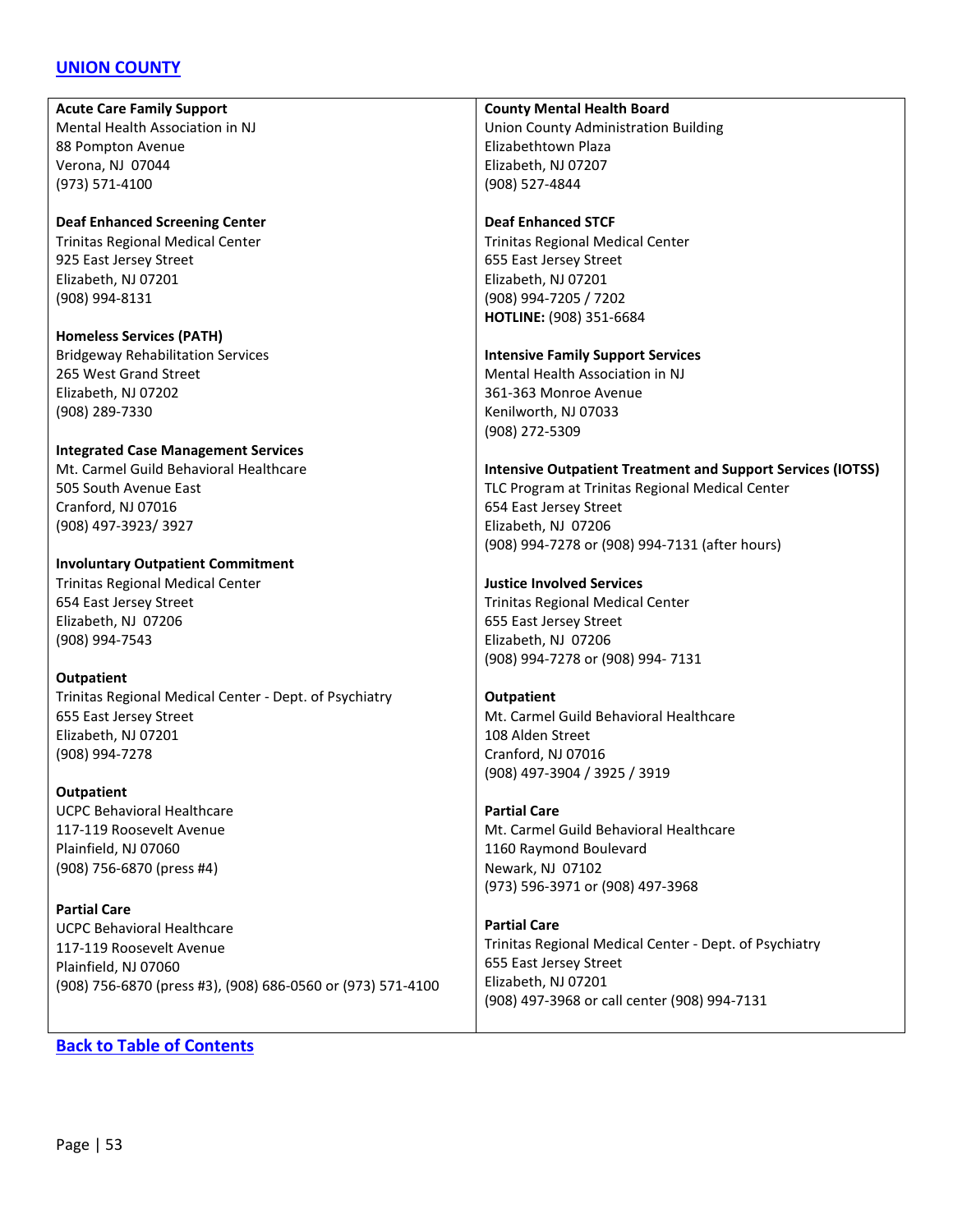## [UNION COUNTY]

**Acute Care Family Support**
Mental Health Association in NJ
88 Pompton Avenue
Verona, NJ 07044
(973) 571-4100

**Deaf Enhanced Screening Center**
Trinitas Regional Medical Center
925 East Jersey Street
Elizabeth, NJ 07201
(908) 994-8131

**Homeless Services (PATH)**
Bridgeway Rehabilitation Services
265 West Grand Street
Elizabeth, NJ 07202
(908) 289-7330

**Integrated Case Management Services**
Mt. Carmel Guild Behavioral Healthcare
505 South Avenue East
Cranford, NJ 07016
(908) 497-3923/ 3927

**Involuntary Outpatient Commitment**
Trinitas Regional Medical Center
654 East Jersey Street
Elizabeth, NJ 07206
(908) 994-7543

**Outpatient**
Trinitas Regional Medical Center - Dept. of Psychiatry
655 East Jersey Street
Elizabeth, NJ 07201
(908) 994-7278

**Outpatient**
UCPC Behavioral Healthcare
117-119 Roosevelt Avenue
Plainfield, NJ 07060
(908) 756-6870 (press #4)

**Partial Care**
UCPC Behavioral Healthcare
117-119 Roosevelt Avenue
Plainfield, NJ 07060
(908) 756-6870 (press #3), (908) 686-0560 or (973) 571-4100

**County Mental Health Board**
Union County Administration Building
Elizabethtown Plaza
Elizabeth, NJ 07207
(908) 527-4844

**Deaf Enhanced STCF**
Trinitas Regional Medical Center
655 East Jersey Street
Elizabeth, NJ 07201
(908) 994-7205 / 7202
**HOTLINE:** (908) 351-6684

**Intensive Family Support Services**
Mental Health Association in NJ
361-363 Monroe Avenue
Kenilworth, NJ 07033
(908) 272-5309

**Intensive Outpatient Treatment and Support Services (IOTSS)**
TLC Program at Trinitas Regional Medical Center
654 East Jersey Street
Elizabeth, NJ 07206
(908) 994-7278 or (908) 994-7131 (after hours)

**Justice Involved Services**
Trinitas Regional Medical Center
655 East Jersey Street
Elizabeth, NJ 07206
(908) 994-7278 or (908) 994- 7131

**Outpatient**
Mt. Carmel Guild Behavioral Healthcare
108 Alden Street
Cranford, NJ 07016
(908) 497-3904 / 3925 / 3919

**Partial Care**
Mt. Carmel Guild Behavioral Healthcare
1160 Raymond Boulevard
Newark, NJ 07102
(973) 596-3971 or (908) 497-3968

**Partial Care**
Trinitas Regional Medical Center - Dept. of Psychiatry
655 East Jersey Street
Elizabeth, NJ 07201
(908) 497-3968 or call center (908) 994-7131

[Back to Table of Contents]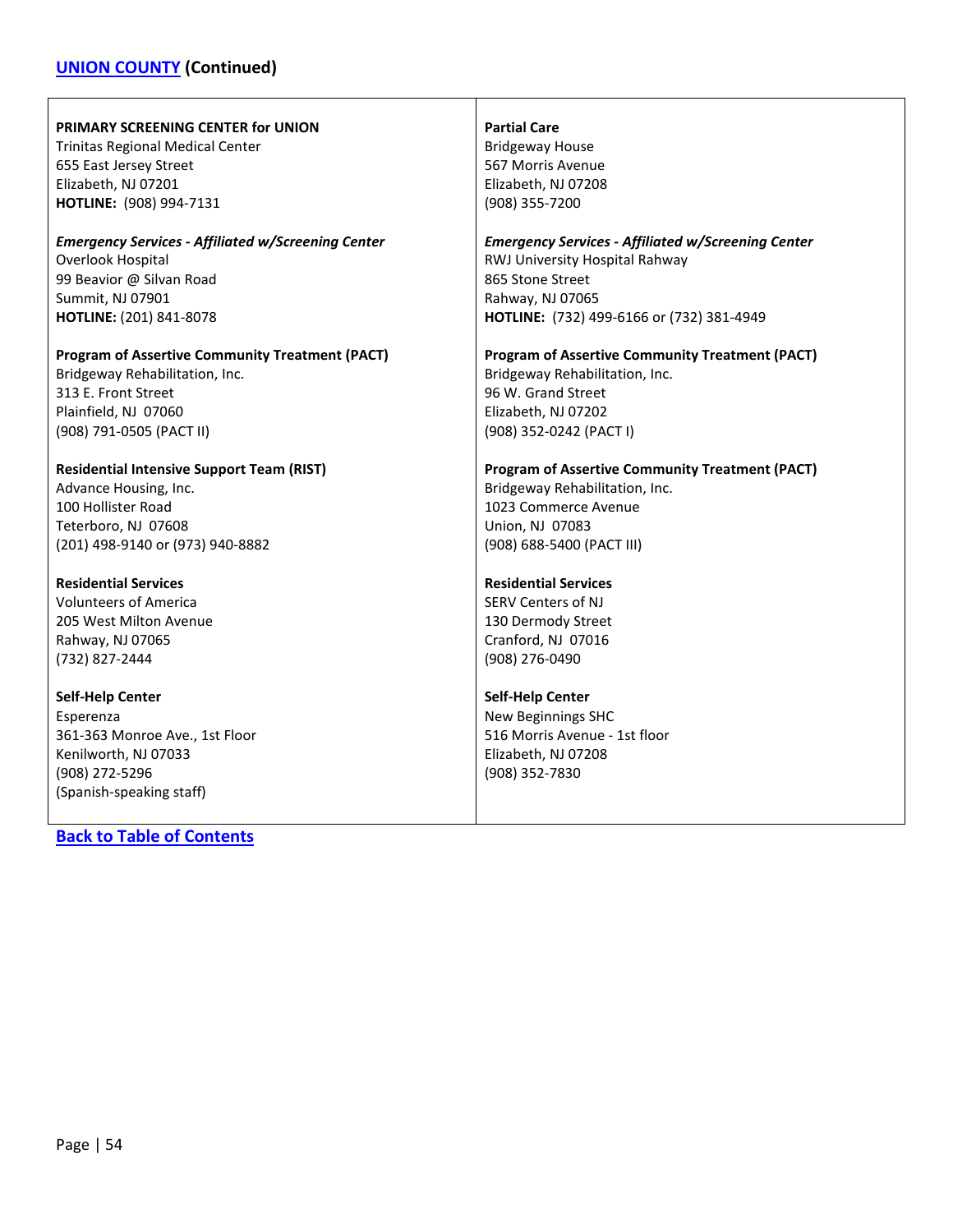## UNION COUNTY (Continued)

**PRIMARY SCREENING CENTER for UNION**
Trinitas Regional Medical Center
655 East Jersey Street
Elizabeth, NJ 07201
**HOTLINE:** (908) 994-7131

***Emergency Services - Affiliated w/Screening Center***
Overlook Hospital
99 Beavior @ Silvan Road
Summit, NJ 07901
**HOTLINE:** (201) 841-8078

**Program of Assertive Community Treatment (PACT)**
Bridgeway Rehabilitation, Inc.
313 E. Front Street
Plainfield, NJ 07060
(908) 791-0505 (PACT II)

**Residential Intensive Support Team (RIST)**
Advance Housing, Inc.
100 Hollister Road
Teterboro, NJ 07608
(201) 498-9140 or (973) 940-8882

**Residential Services**
Volunteers of America
205 West Milton Avenue
Rahway, NJ 07065
(732) 827-2444

**Self-Help Center**
Esperenza
361-363 Monroe Ave., 1st Floor
Kenilworth, NJ 07033
(908) 272-5296
(Spanish-speaking staff)

**Partial Care**
Bridgeway House
567 Morris Avenue
Elizabeth, NJ 07208
(908) 355-7200

***Emergency Services - Affiliated w/Screening Center***
RWJ University Hospital Rahway
865 Stone Street
Rahway, NJ 07065
**HOTLINE:** (732) 499-6166 or (732) 381-4949

**Program of Assertive Community Treatment (PACT)**
Bridgeway Rehabilitation, Inc.
96 W. Grand Street
Elizabeth, NJ 07202
(908) 352-0242 (PACT I)

**Program of Assertive Community Treatment (PACT)**
Bridgeway Rehabilitation, Inc.
1023 Commerce Avenue
Union, NJ 07083
(908) 688-5400 (PACT III)

**Residential Services**
SERV Centers of NJ
130 Dermody Street
Cranford, NJ 07016
(908) 276-0490

**Self-Help Center**
New Beginnings SHC
516 Morris Avenue - 1st floor
Elizabeth, NJ 07208
(908) 352-7830

**Back to Table of Contents**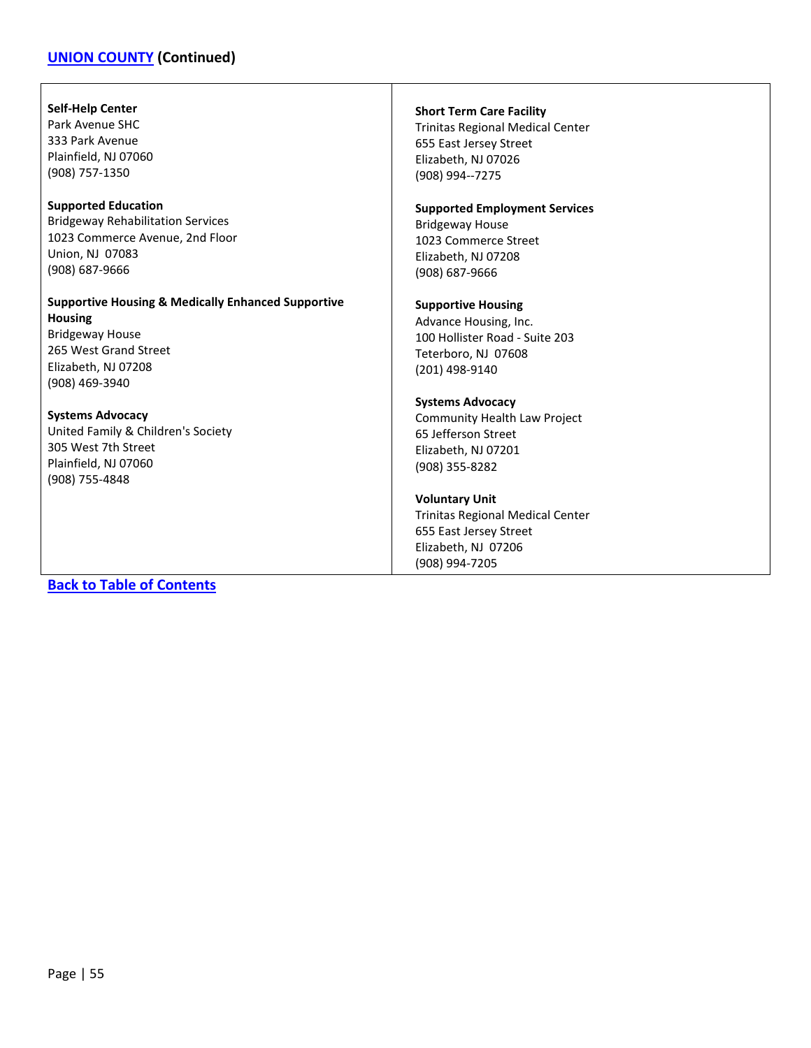## [UNION COUNTY](#) (Continued)

**Self-Help Center**
Park Avenue SHC
333 Park Avenue
Plainfield, NJ 07060
(908) 757-1350

**Supported Education**
Bridgeway Rehabilitation Services
1023 Commerce Avenue, 2nd Floor
Union, NJ 07083
(908) 687-9666

**Supportive Housing & Medically Enhanced Supportive Housing**
Bridgeway House
265 West Grand Street
Elizabeth, NJ 07208
(908) 469-3940

**Systems Advocacy**
United Family & Children's Society
305 West 7th Street
Plainfield, NJ 07060
(908) 755-4848

**Short Term Care Facility**
Trinitas Regional Medical Center
655 East Jersey Street
Elizabeth, NJ 07026
(908) 994--7275

**Supported Employment Services**
Bridgeway House
1023 Commerce Street
Elizabeth, NJ 07208
(908) 687-9666

**Supportive Housing**
Advance Housing, Inc.
100 Hollister Road - Suite 203
Teterboro, NJ 07608
(201) 498-9140

**Systems Advocacy**
Community Health Law Project
65 Jefferson Street
Elizabeth, NJ 07201
(908) 355-8282

**Voluntary Unit**
Trinitas Regional Medical Center
655 East Jersey Street
Elizabeth, NJ 07206
(908) 994-7205

[Back to Table of Contents](#)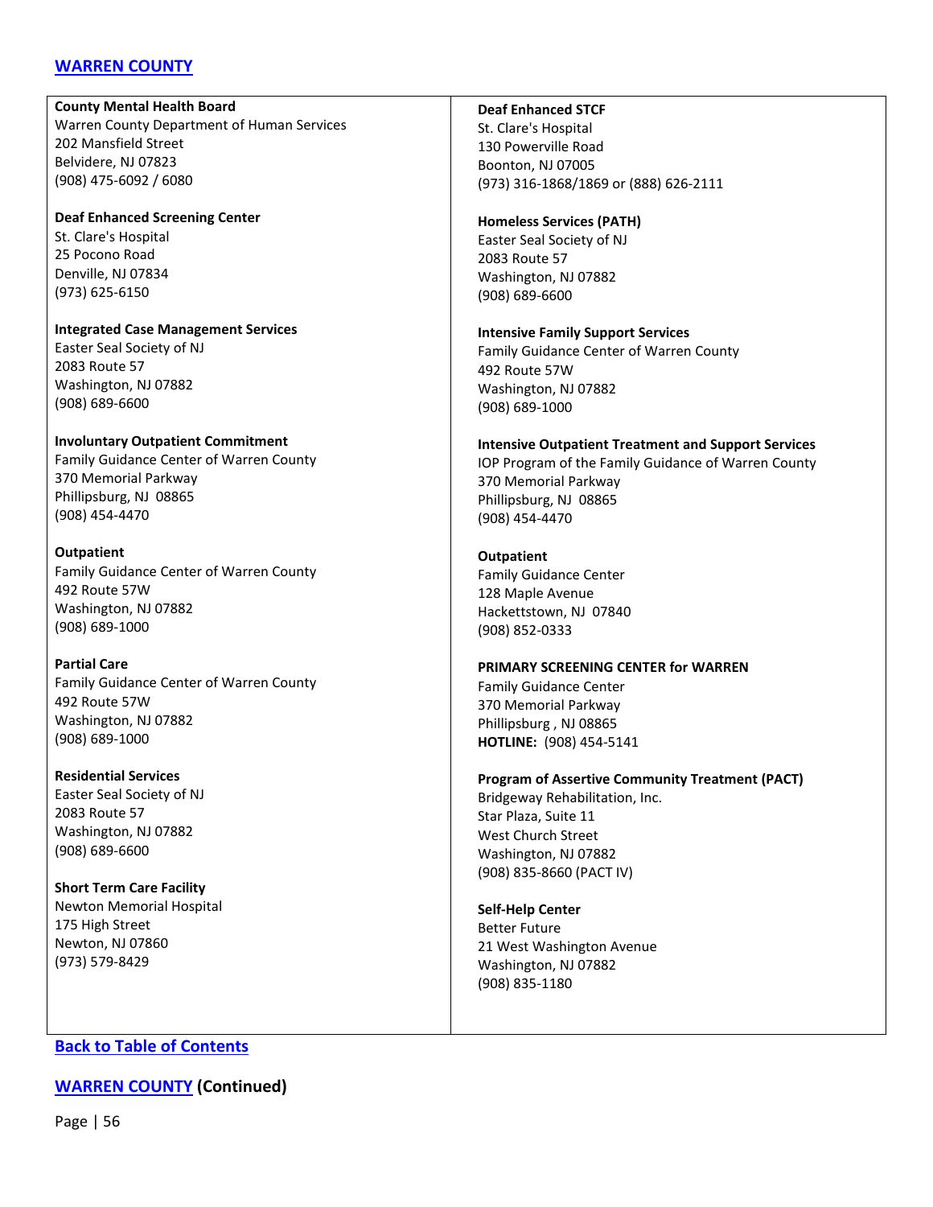## WARREN COUNTY

**County Mental Health Board**
Warren County Department of Human Services
202 Mansfield Street
Belvidere, NJ 07823
(908) 475-6092 / 6080

**Deaf Enhanced Screening Center**
St. Clare's Hospital
25 Pocono Road
Denville, NJ 07834
(973) 625-6150

**Integrated Case Management Services**
Easter Seal Society of NJ
2083 Route 57
Washington, NJ 07882
(908) 689-6600

**Involuntary Outpatient Commitment**
Family Guidance Center of Warren County
370 Memorial Parkway
Phillipsburg, NJ 08865
(908) 454-4470

**Outpatient**
Family Guidance Center of Warren County
492 Route 57W
Washington, NJ 07882
(908) 689-1000

**Partial Care**
Family Guidance Center of Warren County
492 Route 57W
Washington, NJ 07882
(908) 689-1000

**Residential Services**
Easter Seal Society of NJ
2083 Route 57
Washington, NJ 07882
(908) 689-6600

**Short Term Care Facility**
Newton Memorial Hospital
175 High Street
Newton, NJ 07860
(973) 579-8429

**Deaf Enhanced STCF**
St. Clare's Hospital
130 Powerville Road
Boonton, NJ 07005
(973) 316-1868/1869 or (888) 626-2111

**Homeless Services (PATH)**
Easter Seal Society of NJ
2083 Route 57
Washington, NJ 07882
(908) 689-6600

**Intensive Family Support Services**
Family Guidance Center of Warren County
492 Route 57W
Washington, NJ 07882
(908) 689-1000

**Intensive Outpatient Treatment and Support Services**
IOP Program of the Family Guidance of Warren County
370 Memorial Parkway
Phillipsburg, NJ 08865
(908) 454-4470

**Outpatient**
Family Guidance Center
128 Maple Avenue
Hackettstown, NJ 07840
(908) 852-0333

**PRIMARY SCREENING CENTER for WARREN**
Family Guidance Center
370 Memorial Parkway
Phillipsburg , NJ 08865
**HOTLINE:** (908) 454-5141

**Program of Assertive Community Treatment (PACT)**
Bridgeway Rehabilitation, Inc.
Star Plaza, Suite 11
West Church Street
Washington, NJ 07882
(908) 835-8660 (PACT IV)

**Self-Help Center**
Better Future
21 West Washington Avenue
Washington, NJ 07882
(908) 835-1180

Back to Table of Contents

## WARREN COUNTY (Continued)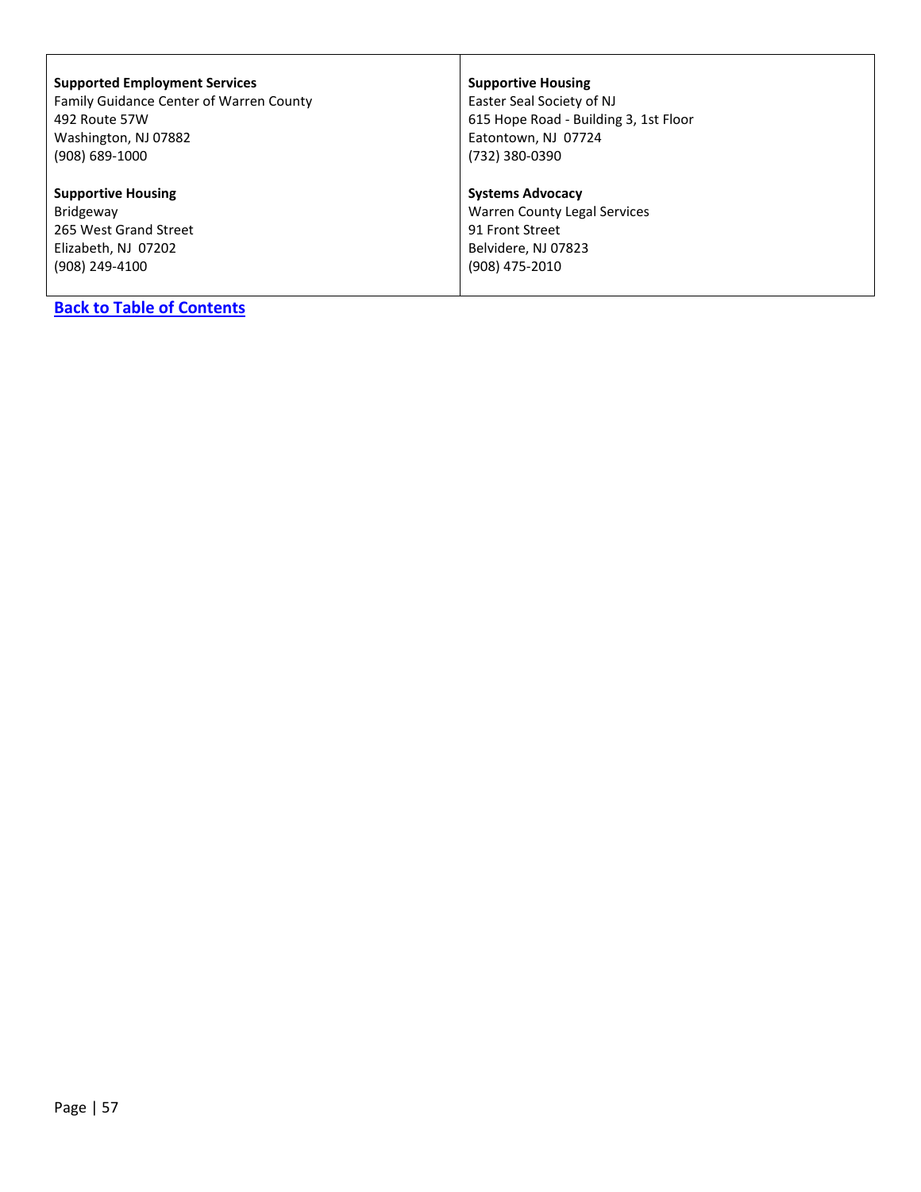| | |
|---|---|
| **Supported Employment Services**<br>Family Guidance Center of Warren County<br>492 Route 57W<br>Washington, NJ 07882<br>(908) 689-1000 | **Supportive Housing**<br>Easter Seal Society of NJ<br>615 Hope Road - Building 3, 1st Floor<br>Eatontown, NJ 07724<br>(732) 380-0390 |
| **Supportive Housing**<br>Bridgeway<br>265 West Grand Street<br>Elizabeth, NJ 07202<br>(908) 249-4100 | **Systems Advocacy**<br>Warren County Legal Services<br>91 Front Street<br>Belvidere, NJ 07823<br>(908) 475-2010 |

**Back to Table of Contents**